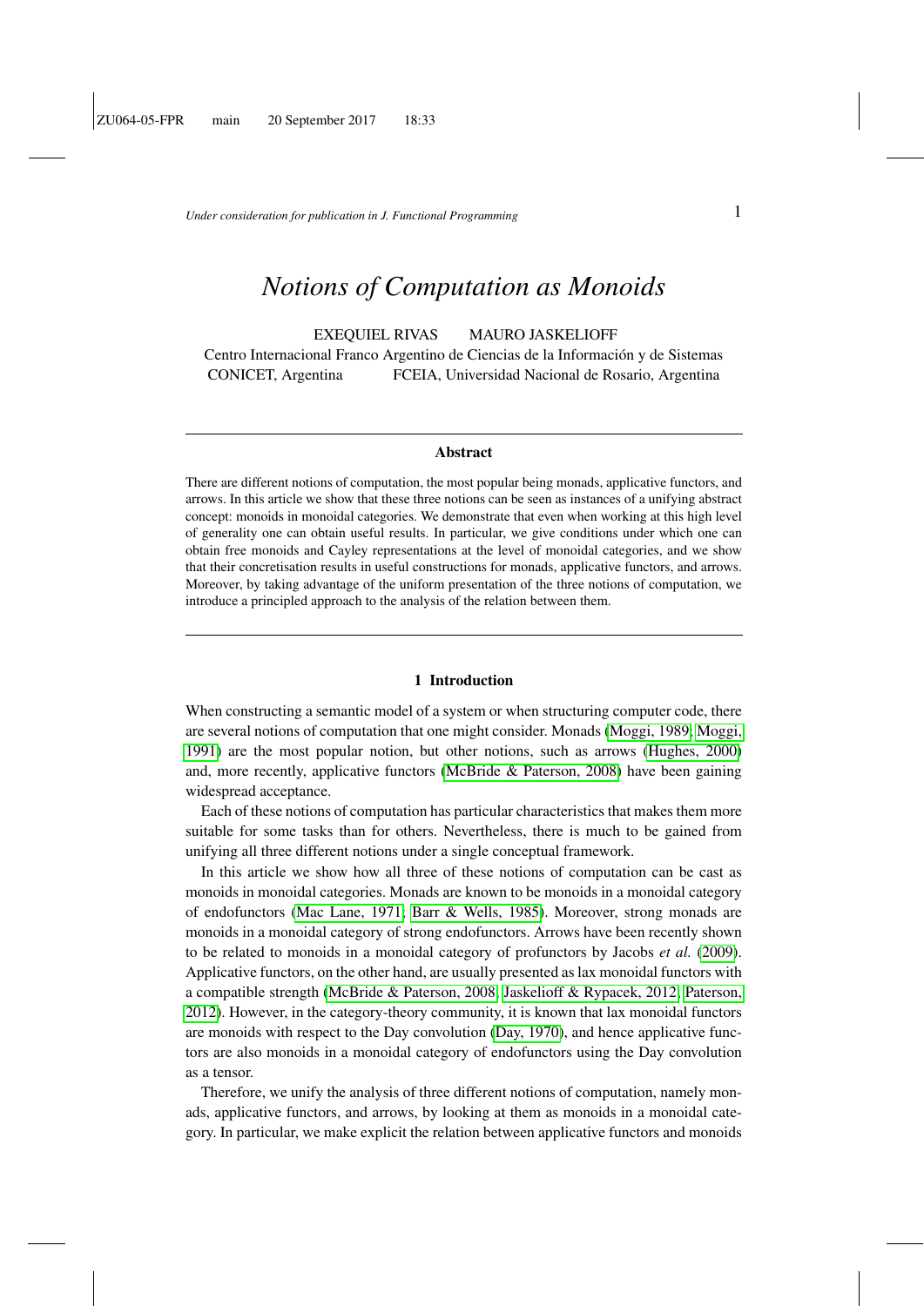# *Notions of Computation as Monoids*

EXEQUIEL RIVAS    MAURO JASKELIOFF

Centro Internacional Franco Argentino de Ciencias de la Información y de Sistemas
CONICET, Argentina    FCEIA, Universidad Nacional de Rosario, Argentina

---

**Abstract**

There are different notions of computation, the most popular being monads, applicative functors, and arrows. In this article we show that these three notions can be seen as instances of a unifying abstract concept: monoids in monoidal categories. We demonstrate that even when working at this high level of generality one can obtain useful results. In particular, we give conditions under which one can obtain free monoids and Cayley representations at the level of monoidal categories, and we show that their concretisation results in useful constructions for monads, applicative functors, and arrows. Moreover, by taking advantage of the uniform presentation of the three notions of computation, we introduce a principled approach to the analysis of the relation between them.

---

## 1 Introduction

When constructing a semantic model of a system or when structuring computer code, there are several notions of computation that one might consider. Monads (Moggi, 1989; Moggi, 1991) are the most popular notion, but other notions, such as arrows (Hughes, 2000) and, more recently, applicative functors (McBride & Paterson, 2008) have been gaining widespread acceptance.

Each of these notions of computation has particular characteristics that makes them more suitable for some tasks than for others. Nevertheless, there is much to be gained from unifying all three different notions under a single conceptual framework.

In this article we show how all three of these notions of computation can be cast as monoids in monoidal categories. Monads are known to be monoids in a monoidal category of endofunctors (Mac Lane, 1971; Barr & Wells, 1985). Moreover, strong monads are monoids in a monoidal category of strong endofunctors. Arrows have been recently shown to be related to monoids in a monoidal category of profunctors by Jacobs *et al.* (2009). Applicative functors, on the other hand, are usually presented as lax monoidal functors with a compatible strength (McBride & Paterson, 2008; Jaskelioff & Rypacek, 2012; Paterson, 2012). However, in the category-theory community, it is known that lax monoidal functors are monoids with respect to the Day convolution (Day, 1970), and hence applicative functors are also monoids in a monoidal category of endofunctors using the Day convolution as a tensor.

Therefore, we unify the analysis of three different notions of computation, namely monads, applicative functors, and arrows, by looking at them as monoids in a monoidal category. In particular, we make explicit the relation between applicative functors and monoids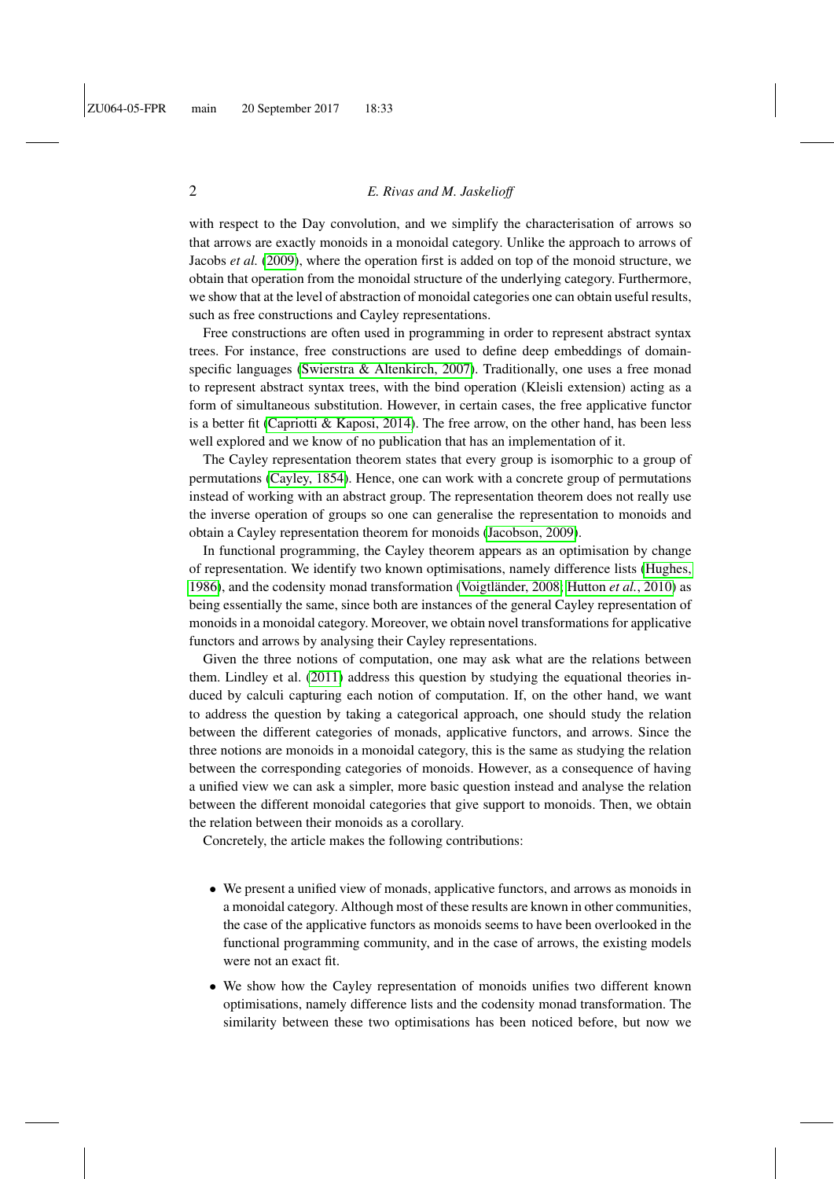with respect to the Day convolution, and we simplify the characterisation of arrows so that arrows are exactly monoids in a monoidal category. Unlike the approach to arrows of Jacobs *et al.* (2009), where the operation first is added on top of the monoid structure, we obtain that operation from the monoidal structure of the underlying category. Furthermore, we show that at the level of abstraction of monoidal categories one can obtain useful results, such as free constructions and Cayley representations.

Free constructions are often used in programming in order to represent abstract syntax trees. For instance, free constructions are used to define deep embeddings of domain-specific languages (Swierstra & Altenkirch, 2007). Traditionally, one uses a free monad to represent abstract syntax trees, with the bind operation (Kleisli extension) acting as a form of simultaneous substitution. However, in certain cases, the free applicative functor is a better fit (Capriotti & Kaposi, 2014). The free arrow, on the other hand, has been less well explored and we know of no publication that has an implementation of it.

The Cayley representation theorem states that every group is isomorphic to a group of permutations (Cayley, 1854). Hence, one can work with a concrete group of permutations instead of working with an abstract group. The representation theorem does not really use the inverse operation of groups so one can generalise the representation to monoids and obtain a Cayley representation theorem for monoids (Jacobson, 2009).

In functional programming, the Cayley theorem appears as an optimisation by change of representation. We identify two known optimisations, namely difference lists (Hughes, 1986), and the codensity monad transformation (Voigtländer, 2008; Hutton *et al.*, 2010) as being essentially the same, since both are instances of the general Cayley representation of monoids in a monoidal category. Moreover, we obtain novel transformations for applicative functors and arrows by analysing their Cayley representations.

Given the three notions of computation, one may ask what are the relations between them. Lindley et al. (2011) address this question by studying the equational theories induced by calculi capturing each notion of computation. If, on the other hand, we want to address the question by taking a categorical approach, one should study the relation between the different categories of monads, applicative functors, and arrows. Since the three notions are monoids in a monoidal category, this is the same as studying the relation between the corresponding categories of monoids. However, as a consequence of having a unified view we can ask a simpler, more basic question instead and analyse the relation between the different monoidal categories that give support to monoids. Then, we obtain the relation between their monoids as a corollary.

Concretely, the article makes the following contributions:

- We present a unified view of monads, applicative functors, and arrows as monoids in a monoidal category. Although most of these results are known in other communities, the case of the applicative functors as monoids seems to have been overlooked in the functional programming community, and in the case of arrows, the existing models were not an exact fit.
- We show how the Cayley representation of monoids unifies two different known optimisations, namely difference lists and the codensity monad transformation. The similarity between these two optimisations has been noticed before, but now we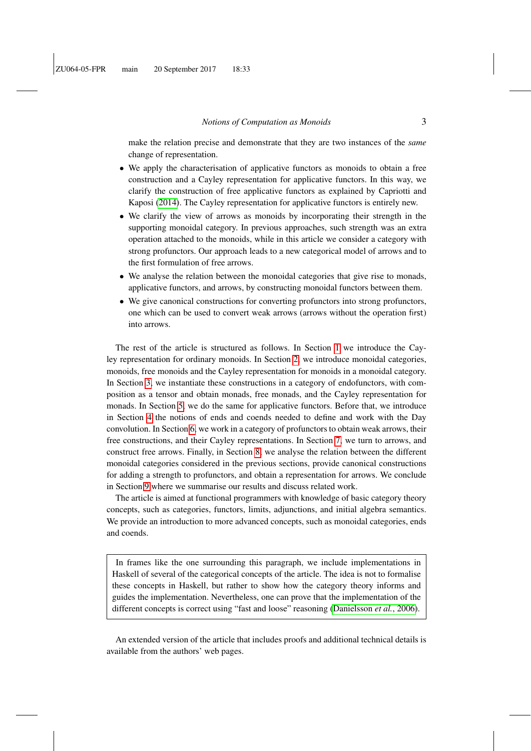make the relation precise and demonstrate that they are two instances of the *same* change of representation.

- We apply the characterisation of applicative functors as monoids to obtain a free construction and a Cayley representation for applicative functors. In this way, we clarify the construction of free applicative functors as explained by Capriotti and Kaposi (2014). The Cayley representation for applicative functors is entirely new.
- We clarify the view of arrows as monoids by incorporating their strength in the supporting monoidal category. In previous approaches, such strength was an extra operation attached to the monoids, while in this article we consider a category with strong profunctors. Our approach leads to a new categorical model of arrows and to the first formulation of free arrows.
- We analyse the relation between the monoidal categories that give rise to monads, applicative functors, and arrows, by constructing monoidal functors between them.
- We give canonical constructions for converting profunctors into strong profunctors, one which can be used to convert weak arrows (arrows without the operation first) into arrows.

The rest of the article is structured as follows. In Section 1 we introduce the Cayley representation for ordinary monoids. In Section 2, we introduce monoidal categories, monoids, free monoids and the Cayley representation for monoids in a monoidal category. In Section 3, we instantiate these constructions in a category of endofunctors, with composition as a tensor and obtain monads, free monads, and the Cayley representation for monads. In Section 5, we do the same for applicative functors. Before that, we introduce in Section 4 the notions of ends and coends needed to define and work with the Day convolution. In Section 6, we work in a category of profunctors to obtain weak arrows, their free constructions, and their Cayley representations. In Section 7, we turn to arrows, and construct free arrows. Finally, in Section 8, we analyse the relation between the different monoidal categories considered in the previous sections, provide canonical constructions for adding a strength to profunctors, and obtain a representation for arrows. We conclude in Section 9 where we summarise our results and discuss related work.

The article is aimed at functional programmers with knowledge of basic category theory concepts, such as categories, functors, limits, adjunctions, and initial algebra semantics. We provide an introduction to more advanced concepts, such as monoidal categories, ends and coends.

> In frames like the one surrounding this paragraph, we include implementations in Haskell of several of the categorical concepts of the article. The idea is not to formalise these concepts in Haskell, but rather to show how the category theory informs and guides the implementation. Nevertheless, one can prove that the implementation of the different concepts is correct using "fast and loose" reasoning (Danielsson *et al.*, 2006).

An extended version of the article that includes proofs and additional technical details is available from the authors' web pages.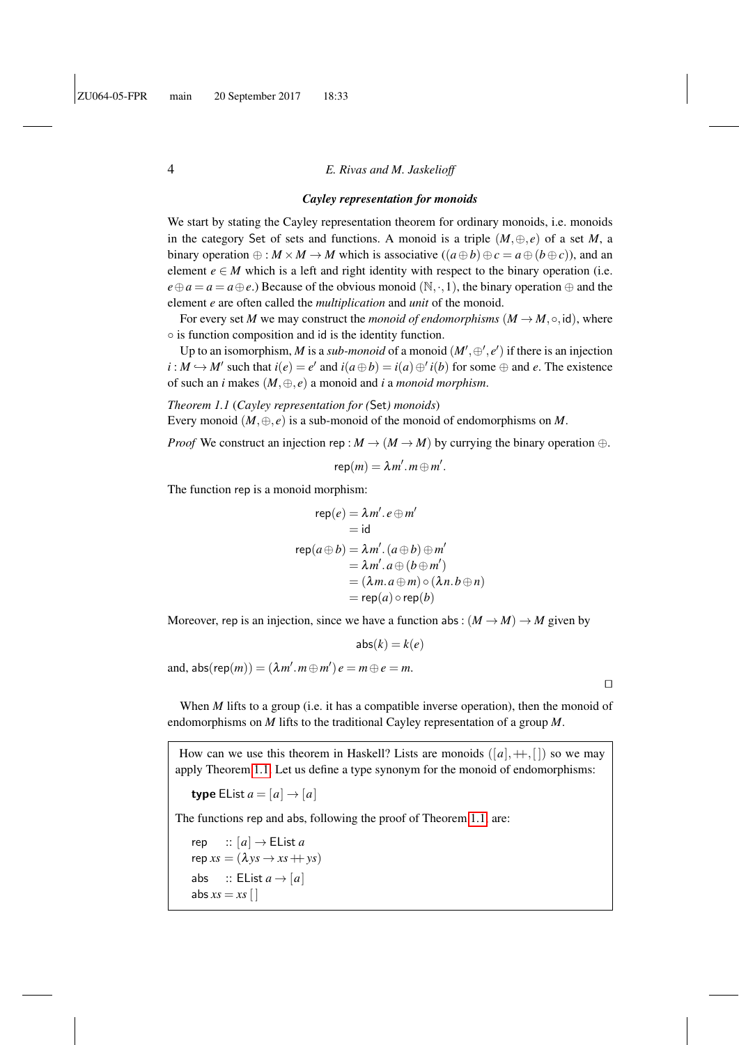### *Cayley representation for monoids*

We start by stating the Cayley representation theorem for ordinary monoids, i.e. monoids in the category Set of sets and functions. A monoid is a triple $(M, \oplus, e)$ of a set $M$, a binary operation $\oplus : M \times M \rightarrow M$ which is associative ($(a \oplus b) \oplus c = a \oplus (b \oplus c)$), and an element $e \in M$ which is a left and right identity with respect to the binary operation (i.e. $e \oplus a = a = a \oplus e$.) Because of the obvious monoid $(\mathbb{N}, \cdot, 1)$, the binary operation $\oplus$ and the element $e$ are often called the *multiplication* and *unit* of the monoid.

For every set $M$ we may construct the *monoid of endomorphisms* $(M \rightarrow M, \circ, \mathsf{id})$, where $\circ$ is function composition and id is the identity function.

Up to an isomorphism, $M$ is a *sub-monoid* of a monoid $(M', \oplus', e')$ if there is an injection $i : M \hookrightarrow M'$ such that $i(e) = e'$ and $i(a \oplus b) = i(a) \oplus' i(b)$ for some $\oplus$ and $e$. The existence of such an $i$ makes $(M, \oplus, e)$ a monoid and $i$ a *monoid morphism*.

*Theorem 1.1* (*Cayley representation for* (Set) *monoids*)
Every monoid $(M, \oplus, e)$ is a sub-monoid of the monoid of endomorphisms on $M$.

*Proof* We construct an injection $\mathsf{rep} : M \rightarrow (M \rightarrow M)$ by currying the binary operation $\oplus$.

$$\mathsf{rep}(m) = \lambda m'. m \oplus m'.$$

The function rep is a monoid morphism:

$$\begin{aligned}
\mathsf{rep}(e) &= \lambda m'. e \oplus m' \\
&= \mathsf{id} \\
\mathsf{rep}(a \oplus b) &= \lambda m'. (a \oplus b) \oplus m' \\
&= \lambda m'. a \oplus (b \oplus m') \\
&= (\lambda m. a \oplus m) \circ (\lambda n. b \oplus n) \\
&= \mathsf{rep}(a) \circ \mathsf{rep}(b)
\end{aligned}$$

Moreover, rep is an injection, since we have a function $\mathsf{abs} : (M \rightarrow M) \rightarrow M$ given by

$$\mathsf{abs}(k) = k(e)$$

and, $\mathsf{abs}(\mathsf{rep}(m)) = (\lambda m'. m \oplus m')\, e = m \oplus e = m$.

□

When $M$ lifts to a group (i.e. it has a compatible inverse operation), then the monoid of endomorphisms on $M$ lifts to the traditional Cayley representation of a group $M$.

How can we use this theorem in Haskell? Lists are monoids $([a], +\!\!+, [\,])$ so we may apply Theorem 1.1. Let us define a type synonym for the monoid of endomorphisms:

```
type EList a = [a] → [a]
```

The functions rep and abs, following the proof of Theorem 1.1 are:

```
rep    :: [a] → EList a
rep xs = (λys → xs ++ ys)
abs    :: EList a → [a]
abs xs = xs []
```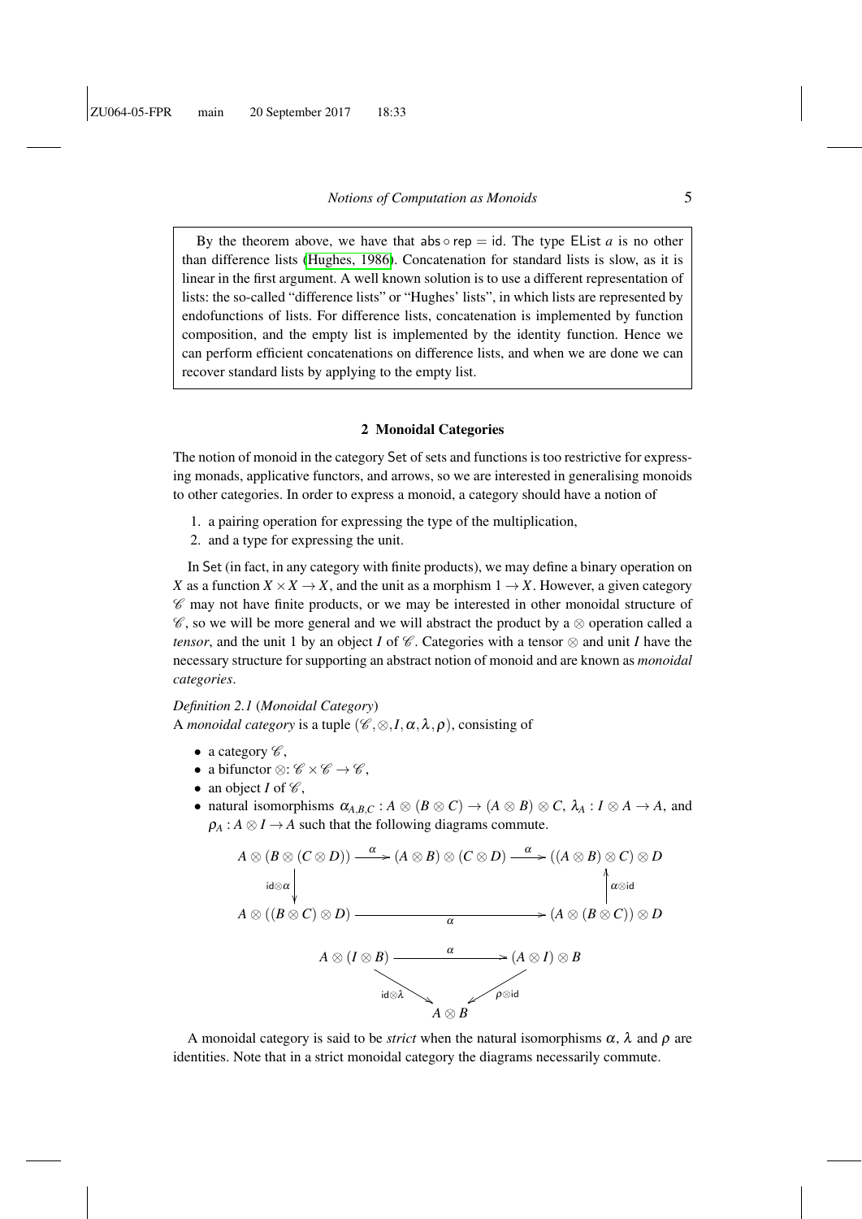By the theorem above, we have that $\mathsf{abs} \circ \mathsf{rep} = \mathsf{id}$. The type $\mathsf{EList}\ a$ is no other than difference lists (Hughes, 1986). Concatenation for standard lists is slow, as it is linear in the first argument. A well known solution is to use a different representation of lists: the so-called "difference lists" or "Hughes' lists", in which lists are represented by endofunctions of lists. For difference lists, concatenation is implemented by function composition, and the empty list is implemented by the identity function. Hence we can perform efficient concatenations on difference lists, and when we are done we can recover standard lists by applying to the empty list.

## 2 Monoidal Categories

The notion of monoid in the category Set of sets and functions is too restrictive for expressing monads, applicative functors, and arrows, so we are interested in generalising monoids to other categories. In order to express a monoid, a category should have a notion of

1. a pairing operation for expressing the type of the multiplication,
2. and a type for expressing the unit.

In Set (in fact, in any category with finite products), we may define a binary operation on $X$ as a function $X \times X \to X$, and the unit as a morphism $1 \to X$. However, a given category $\mathscr{C}$ may not have finite products, or we may be interested in other monoidal structure of $\mathscr{C}$, so we will be more general and we will abstract the product by a $\otimes$ operation called a *tensor*, and the unit 1 by an object $I$ of $\mathscr{C}$. Categories with a tensor $\otimes$ and unit $I$ have the necessary structure for supporting an abstract notion of monoid and are known as *monoidal categories*.

*Definition 2.1* (*Monoidal Category*)
A *monoidal category* is a tuple $(\mathscr{C}, \otimes, I, \alpha, \lambda, \rho)$, consisting of

- a category $\mathscr{C}$,
- a bifunctor $\otimes \colon \mathscr{C} \times \mathscr{C} \to \mathscr{C}$,
- an object $I$ of $\mathscr{C}$,
- natural isomorphisms $\alpha_{A,B,C} : A \otimes (B \otimes C) \to (A \otimes B) \otimes C$, $\lambda_A : I \otimes A \to A$, and $\rho_A : A \otimes I \to A$ such that the following diagrams commute.

$$
\begin{array}{ccccc}
A \otimes (B \otimes (C \otimes D)) & \xrightarrow{\alpha} & (A \otimes B) \otimes (C \otimes D) & \xrightarrow{\alpha} & ((A \otimes B) \otimes C) \otimes D \\
\downarrow{\scriptstyle \mathsf{id} \otimes \alpha} & & & & \uparrow{\scriptstyle \alpha \otimes \mathsf{id}} \\
A \otimes ((B \otimes C) \otimes D) & & \xrightarrow{\alpha} & & (A \otimes (B \otimes C)) \otimes D
\end{array}
$$

$$
\begin{array}{ccc}
A \otimes (I \otimes B) & \xrightarrow{\alpha} & (A \otimes I) \otimes B \\
& {\scriptstyle \mathsf{id} \otimes \lambda} \searrow \quad \swarrow {\scriptstyle \rho \otimes \mathsf{id}} & \\
& A \otimes B &
\end{array}
$$

A monoidal category is said to be *strict* when the natural isomorphisms $\alpha$, $\lambda$ and $\rho$ are identities. Note that in a strict monoidal category the diagrams necessarily commute.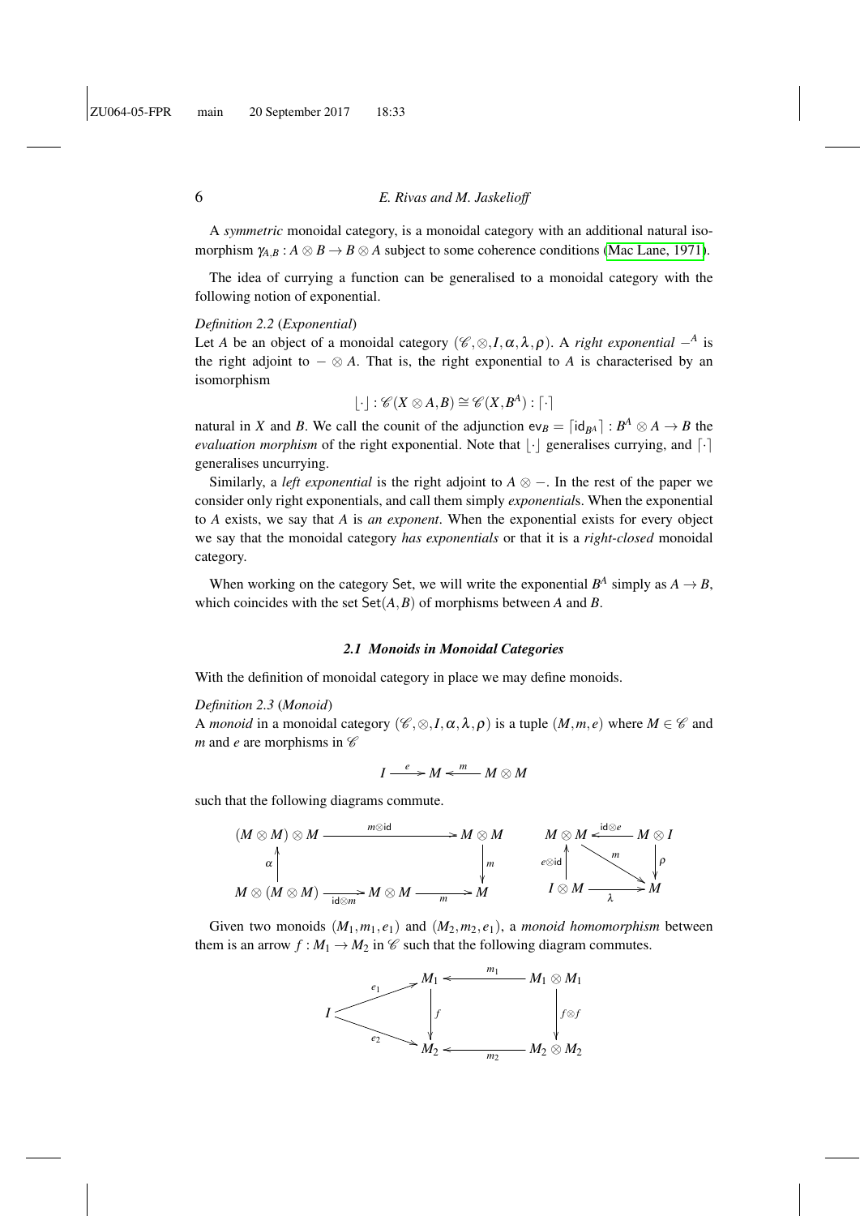A *symmetric* monoidal category, is a monoidal category with an additional natural isomorphism $\gamma_{A,B} : A \otimes B \to B \otimes A$ subject to some coherence conditions (Mac Lane, 1971).

The idea of currying a function can be generalised to a monoidal category with the following notion of exponential.

*Definition 2.2* (*Exponential*)
Let $A$ be an object of a monoidal category $(\mathscr{C}, \otimes, I, \alpha, \lambda, \rho)$. A *right exponential* $-^A$ is the right adjoint to $- \otimes A$. That is, the right exponential to $A$ is characterised by an isomorphism

$$\lfloor \cdot \rfloor : \mathscr{C}(X \otimes A, B) \cong \mathscr{C}(X, B^A) : \lceil \cdot \rceil$$

natural in $X$ and $B$. We call the counit of the adjunction $\mathsf{ev}_B = \lceil \mathsf{id}_{B^A} \rceil : B^A \otimes A \to B$ the *evaluation morphism* of the right exponential. Note that $\lfloor \cdot \rfloor$ generalises currying, and $\lceil \cdot \rceil$ generalises uncurrying.

Similarly, a *left exponential* is the right adjoint to $A \otimes -$. In the rest of the paper we consider only right exponentials, and call them simply *exponential*s. When the exponential to $A$ exists, we say that $A$ is *an exponent*. When the exponential exists for every object we say that the monoidal category *has exponentials* or that it is a *right-closed* monoidal category.

When working on the category $\mathsf{Set}$, we will write the exponential $B^A$ simply as $A \to B$, which coincides with the set $\mathsf{Set}(A, B)$ of morphisms between $A$ and $B$.

### *2.1 Monoids in Monoidal Categories*

With the definition of monoidal category in place we may define monoids.

*Definition 2.3* (*Monoid*)
A *monoid* in a monoidal category $(\mathscr{C}, \otimes, I, \alpha, \lambda, \rho)$ is a tuple $(M, m, e)$ where $M \in \mathscr{C}$ and $m$ and $e$ are morphisms in $\mathscr{C}$

$$I \xrightarrow{e} M \xleftarrow{m} M \otimes M$$

such that the following diagrams commute.

$$\begin{array}{ccccc}
(M \otimes M) \otimes M & & \xrightarrow{m \otimes \mathsf{id}} & & M \otimes M \\
\uparrow{\scriptstyle \alpha} & & & & \downarrow{\scriptstyle m} \\
M \otimes (M \otimes M) & \xrightarrow{\mathsf{id} \otimes m} & M \otimes M & \xrightarrow{m} & M
\end{array}
\qquad
\begin{array}{ccc}
M \otimes M & \xleftarrow{\mathsf{id} \otimes e} & M \otimes I \\
\uparrow{\scriptstyle e \otimes \mathsf{id}} & \searrow{\scriptstyle m} & \downarrow{\scriptstyle \rho} \\
I \otimes M & \xrightarrow{\lambda} & M
\end{array}$$

Given two monoids $(M_1, m_1, e_1)$ and $(M_2, m_2, e_1)$, a *monoid homomorphism* between them is an arrow $f : M_1 \to M_2$ in $\mathscr{C}$ such that the following diagram commutes.

$$\begin{array}{ccccc}
 & \nearrow^{e_1} & M_1 & \xleftarrow{m_1} & M_1 \otimes M_1 \\
I & & \downarrow{\scriptstyle f} & & \downarrow{\scriptstyle f \otimes f} \\
 & \searrow_{e_2} & M_2 & \xleftarrow{m_2} & M_2 \otimes M_2
\end{array}$$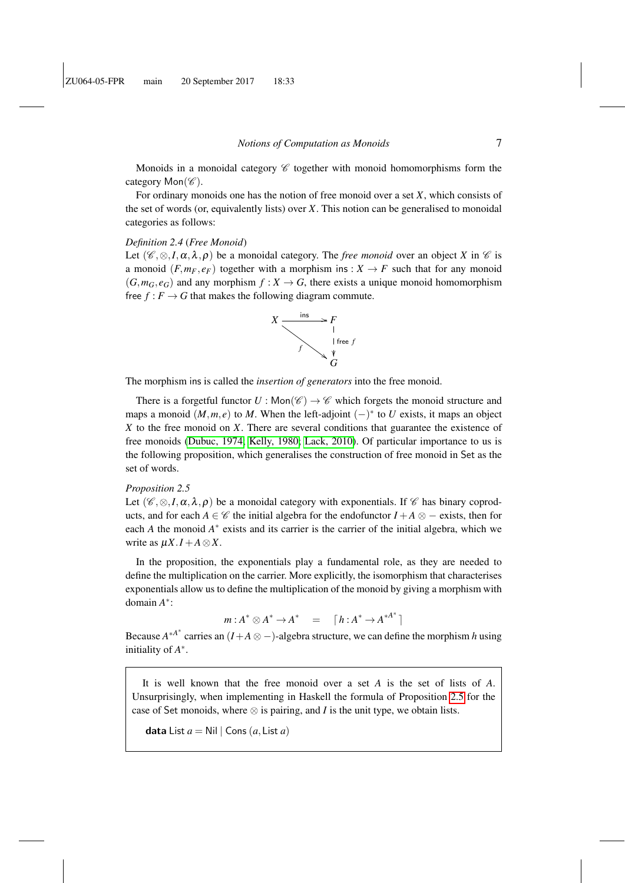Monoids in a monoidal category $\mathscr{C}$ together with monoid homomorphisms form the category $\mathsf{Mon}(\mathscr{C})$.

For ordinary monoids one has the notion of free monoid over a set $X$, which consists of the set of words (or, equivalently lists) over $X$. This notion can be generalised to monoidal categories as follows:

*Definition 2.4* (*Free Monoid*)
Let $(\mathscr{C}, \otimes, I, \alpha, \lambda, \rho)$ be a monoidal category. The *free monoid* over an object $X$ in $\mathscr{C}$ is a monoid $(F, m_F, e_F)$ together with a morphism $\mathsf{ins} : X \to F$ such that for any monoid $(G, m_G, e_G)$ and any morphism $f : X \to G$, there exists a unique monoid homomorphism $\mathsf{free}\ f : F \to G$ that makes the following diagram commute.

$$\begin{array}{ccc} X & \xrightarrow{\mathsf{ins}} & F \\ & \searrow^{f} & \downarrow{\scriptstyle \mathsf{free}\ f} \\ & & G \end{array}$$

The morphism $\mathsf{ins}$ is called the *insertion of generators* into the free monoid.

There is a forgetful functor $U : \mathsf{Mon}(\mathscr{C}) \to \mathscr{C}$ which forgets the monoid structure and maps a monoid $(M, m, e)$ to $M$. When the left-adjoint $(-)^*$ to $U$ exists, it maps an object $X$ to the free monoid on $X$. There are several conditions that guarantee the existence of free monoids (Dubuc, 1974; Kelly, 1980; Lack, 2010). Of particular importance to us is the following proposition, which generalises the construction of free monoid in $\mathsf{Set}$ as the set of words.

*Proposition 2.5*
Let $(\mathscr{C}, \otimes, I, \alpha, \lambda, \rho)$ be a monoidal category with exponentials. If $\mathscr{C}$ has binary coproducts, and for each $A \in \mathscr{C}$ the initial algebra for the endofunctor $I + A \otimes -$ exists, then for each $A$ the monoid $A^*$ exists and its carrier is the carrier of the initial algebra, which we write as $\mu X. I + A \otimes X$.

In the proposition, the exponentials play a fundamental role, as they are needed to define the multiplication on the carrier. More explicitly, the isomorphism that characterises exponentials allow us to define the multiplication of the monoid by giving a morphism with domain $A^*$:

$$m : A^* \otimes A^* \to A^* \quad = \quad \lceil h : A^* \to A^{*A^*} \rceil$$

Because $A^{*A^*}$ carries an $(I + A \otimes -)$-algebra structure, we can define the morphism $h$ using initiality of $A^*$.

It is well known that the free monoid over a set $A$ is the set of lists of $A$. Unsurprisingly, when implementing in Haskell the formula of Proposition 2.5 for the case of $\mathsf{Set}$ monoids, where $\otimes$ is pairing, and $I$ is the unit type, we obtain lists.

```
data List a = Nil | Cons (a, List a)
```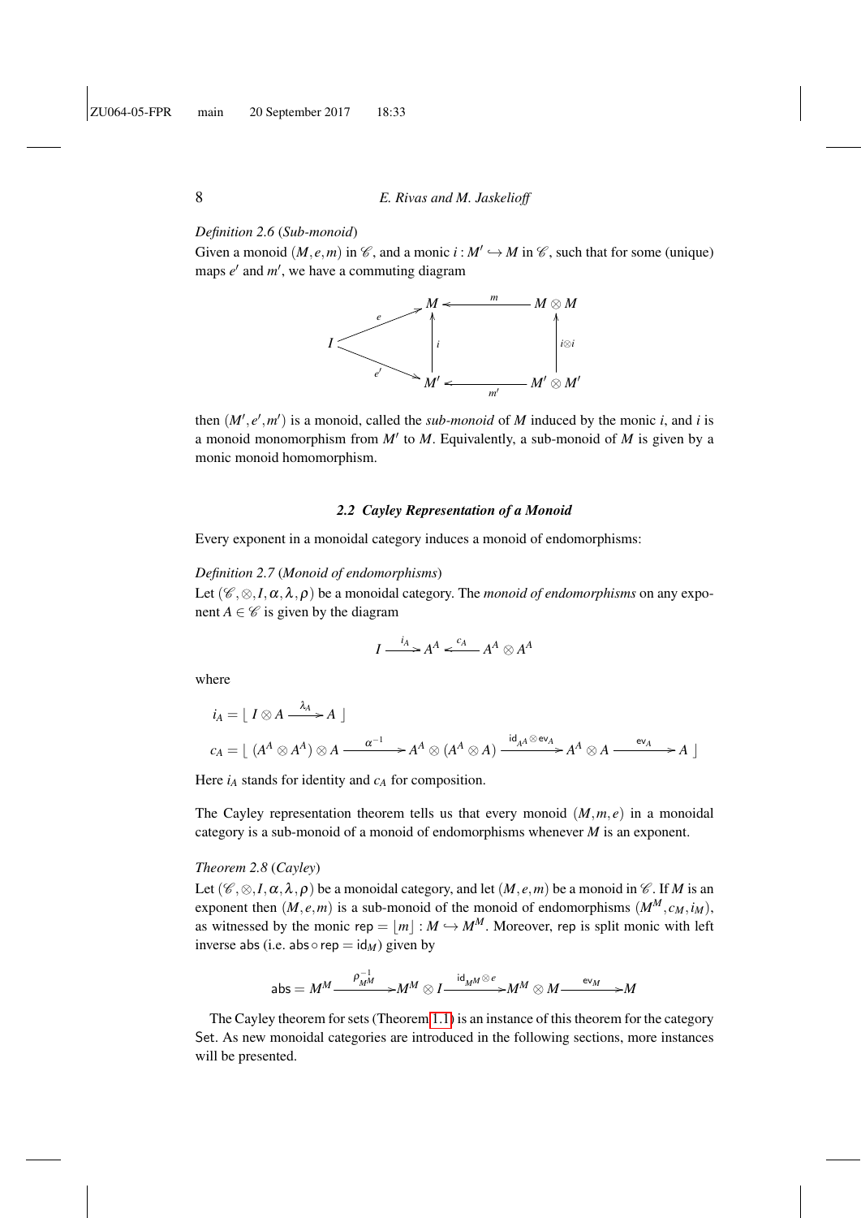*Definition 2.6* (*Sub-monoid*)
Given a monoid $(M, e, m)$ in $\mathscr{C}$, and a monic $i : M' \hookrightarrow M$ in $\mathscr{C}$, such that for some (unique) maps $e'$ and $m'$, we have a commuting diagram

$$
\begin{array}{ccccc}
 & & M & \xleftarrow{\quad m \quad} & M \otimes M \\
 & \overset{e}{\nearrow} & \uparrow{\scriptstyle i} & & \uparrow{\scriptstyle i \otimes i} \\
I & & & & \\
 & \underset{e'}{\searrow} & M' & \xleftarrow[\quad m' \quad]{} & M' \otimes M'
\end{array}
$$

then $(M', e', m')$ is a monoid, called the *sub-monoid* of $M$ induced by the monic $i$, and $i$ is a monoid monomorphism from $M'$ to $M$. Equivalently, a sub-monoid of $M$ is given by a monic monoid homomorphism.

## 2.2 Cayley Representation of a Monoid

Every exponent in a monoidal category induces a monoid of endomorphisms:

*Definition 2.7* (*Monoid of endomorphisms*)
Let $(\mathscr{C}, \otimes, I, \alpha, \lambda, \rho)$ be a monoidal category. The *monoid of endomorphisms* on any exponent $A \in \mathscr{C}$ is given by the diagram

$$
I \xrightarrow{\ i_A\ } A^A \xleftarrow{\ c_A\ } A^A \otimes A^A
$$

where

$$
i_A = \lfloor\ I \otimes A \xrightarrow{\ \lambda_A\ } A\ \rfloor
$$

$$
c_A = \lfloor\ (A^A \otimes A^A) \otimes A \xrightarrow{\ \alpha^{-1}\ } A^A \otimes (A^A \otimes A) \xrightarrow{\ \mathsf{id}_{A^A} \otimes \mathsf{ev}_A\ } A^A \otimes A \xrightarrow{\ \mathsf{ev}_A\ } A\ \rfloor
$$

Here $i_A$ stands for identity and $c_A$ for composition.

The Cayley representation theorem tells us that every monoid $(M, m, e)$ in a monoidal category is a sub-monoid of a monoid of endomorphisms whenever $M$ is an exponent.

*Theorem 2.8* (*Cayley*)
Let $(\mathscr{C}, \otimes, I, \alpha, \lambda, \rho)$ be a monoidal category, and let $(M, e, m)$ be a monoid in $\mathscr{C}$. If $M$ is an exponent then $(M, e, m)$ is a sub-monoid of the monoid of endomorphisms $(M^M, c_M, i_M)$, as witnessed by the monic $\mathsf{rep} = \lfloor m \rfloor : M \hookrightarrow M^M$. Moreover, $\mathsf{rep}$ is split monic with left inverse $\mathsf{abs}$ (i.e. $\mathsf{abs} \circ \mathsf{rep} = \mathsf{id}_M$) given by

$$
\mathsf{abs} = M^M \xrightarrow{\ \rho^{-1}_{M^M}\ } M^M \otimes I \xrightarrow{\ \mathsf{id}_{M^M} \otimes e\ } M^M \otimes M \xrightarrow{\ \mathsf{ev}_M\ } M
$$

The Cayley theorem for sets (Theorem 1.1) is an instance of this theorem for the category Set. As new monoidal categories are introduced in the following sections, more instances will be presented.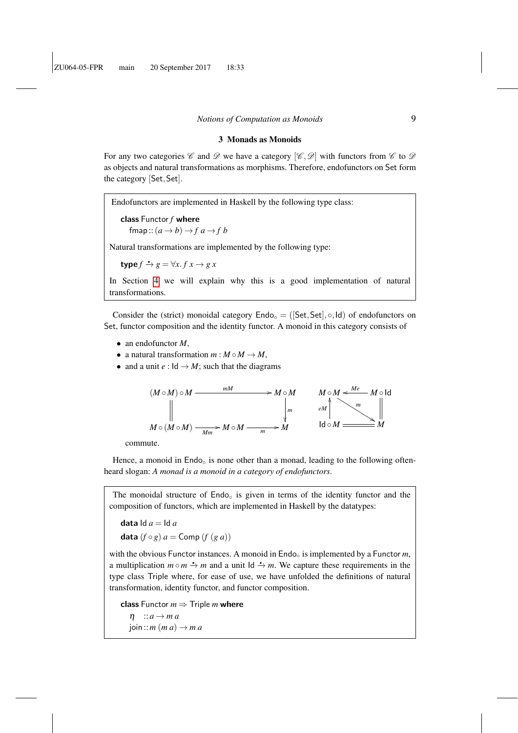## 3 Monads as Monoids

For any two categories $\mathscr{C}$ and $\mathscr{D}$ we have a category $[\mathscr{C},\mathscr{D}]$ with functors from $\mathscr{C}$ to $\mathscr{D}$ as objects and natural transformations as morphisms. Therefore, endofunctors on Set form the category $[\mathsf{Set},\mathsf{Set}]$.

> Endofunctors are implemented in Haskell by the following type class:
>
> ```
> class Functor f where
>   fmap :: (a → b) → f a → f b
> ```
>
> Natural transformations are implemented by the following type:
>
> ```
> type f ∸→ g = ∀x. f x → g x
> ```
>
> In Section 4 we will explain why this is a good implementation of natural transformations.

Consider the (strict) monoidal category $\mathsf{Endo}_\circ = ([\mathsf{Set},\mathsf{Set}], \circ, \mathsf{Id})$ of endofunctors on Set, functor composition and the identity functor. A monoid in this category consists of

- an endofunctor $M$,
- a natural transformation $m : M \circ M \to M$,
- and a unit $e : \mathsf{Id} \to M$; such that the diagrams

$$\begin{array}{ccccc}
(M \circ M) \circ M & & \xrightarrow{\quad mM \quad} & & M \circ M \\
\| & & & & \downarrow m \\
M \circ (M \circ M) & \xrightarrow{Mm} & M \circ M & \xrightarrow{m} & M
\end{array}
\qquad
\begin{array}{ccc}
M \circ M & \xleftarrow{Me} & M \circ \mathsf{Id} \\
\uparrow eM & \searrow m & \| \\
\mathsf{Id} \circ M & = & M
\end{array}$$

commute.

Hence, a monoid in $\mathsf{Endo}_\circ$ is none other than a monad, leading to the following often-heard slogan: *A monad is a monoid in a category of endofunctors*.

> The monoidal structure of $\mathsf{Endo}_\circ$ is given in terms of the identity functor and the composition of functors, which are implemented in Haskell by the datatypes:
>
> ```
> data Id a = Id a
> data (f ∘ g) a = Comp (f (g a))
> ```
>
> with the obvious Functor instances. A monoid in $\mathsf{Endo}_\circ$ is implemented by a Functor $m$, a multiplication $m \circ m \stackrel{\cdot}{\to} m$ and a unit $\mathsf{Id} \stackrel{\cdot}{\to} m$. We capture these requirements in the type class Triple where, for ease of use, we have unfolded the definitions of natural transformation, identity functor, and functor composition.
>
> ```
> class Functor m ⇒ Triple m where
>   η    :: a → m a
>   join :: m (m a) → m a
> ```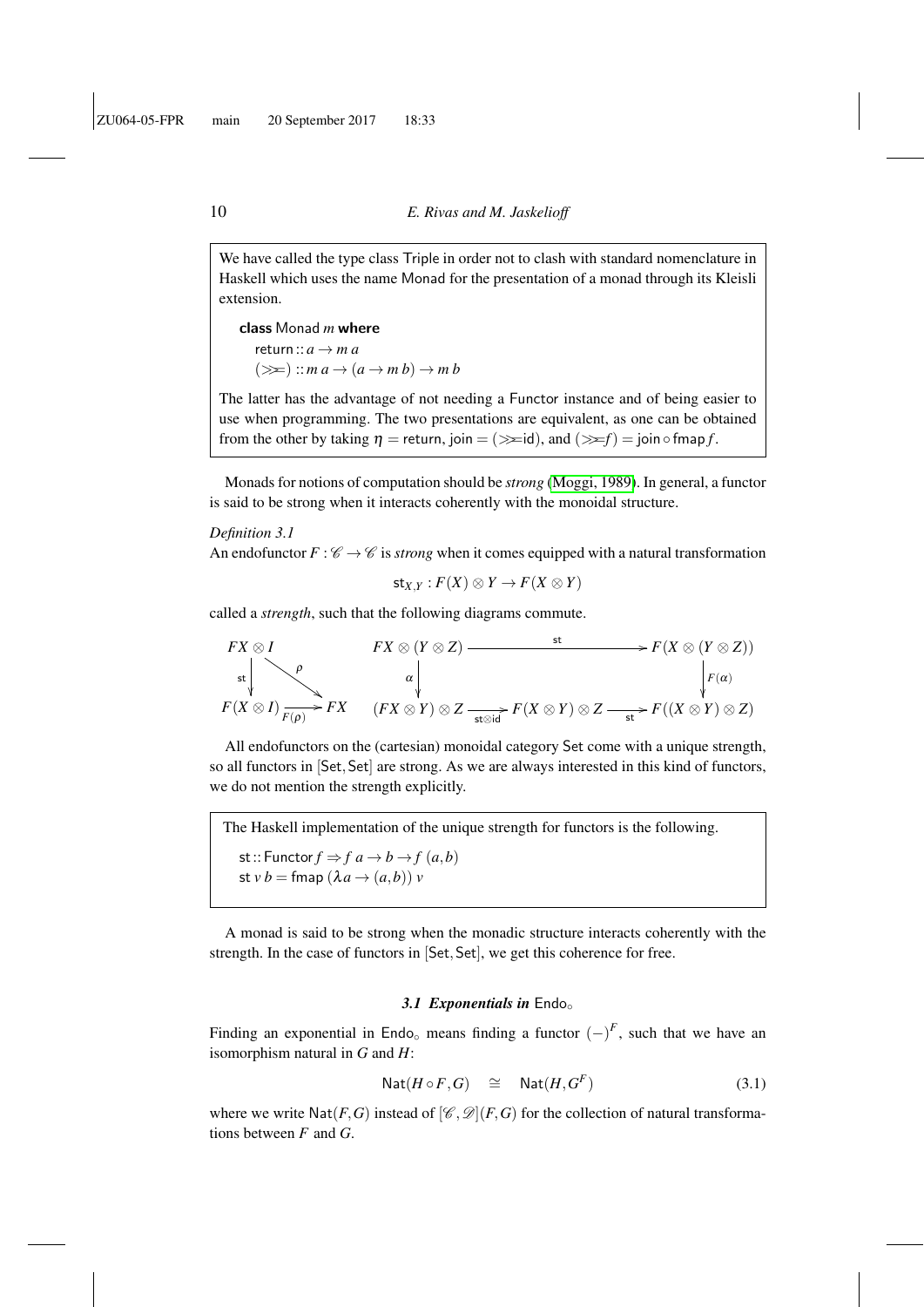We have called the type class Triple in order not to clash with standard nomenclature in Haskell which uses the name Monad for the presentation of a monad through its Kleisli extension.

```
class Monad m where
  return :: a → m a
  (>>=) :: m a → (a → m b) → m b
```

The latter has the advantage of not needing a Functor instance and of being easier to use when programming. The two presentations are equivalent, as one can be obtained from the other by taking $\eta = \mathsf{return}$, $\mathsf{join} = (\gg\!= \mathsf{id})$, and $(\gg\!= f) = \mathsf{join} \circ \mathsf{fmap}\, f$.

Monads for notions of computation should be *strong* (Moggi, 1989). In general, a functor is said to be strong when it interacts coherently with the monoidal structure.

*Definition 3.1*
An endofunctor $F : \mathscr{C} \to \mathscr{C}$ is *strong* when it comes equipped with a natural transformation

$$\mathsf{st}_{X,Y} : F(X) \otimes Y \to F(X \otimes Y)$$

called a *strength*, such that the following diagrams commute.

$$\begin{array}{ccc} FX \otimes I & & \\ \downarrow{\scriptstyle \mathsf{st}} & \searrow{\scriptstyle \rho} & \\ F(X \otimes I) & \xrightarrow{F(\rho)} & FX \end{array}
\qquad
\begin{array}{ccccc} FX \otimes (Y \otimes Z) & & \xrightarrow{\mathsf{st}} & & F(X \otimes (Y \otimes Z)) \\ \downarrow{\scriptstyle \alpha} & & & & \downarrow{\scriptstyle F(\alpha)} \\ (FX \otimes Y) \otimes Z & \xrightarrow{\mathsf{st} \otimes \mathsf{id}} & F(X \otimes Y) \otimes Z & \xrightarrow{\mathsf{st}} & F((X \otimes Y) \otimes Z) \end{array}$$

All endofunctors on the (cartesian) monoidal category Set come with a unique strength, so all functors in [Set, Set] are strong. As we are always interested in this kind of functors, we do not mention the strength explicitly.

The Haskell implementation of the unique strength for functors is the following.

```
st :: Functor f ⇒ f a → b → f (a, b)
st v b = fmap (λa → (a, b)) v
```

A monad is said to be strong when the monadic structure interacts coherently with the strength. In the case of functors in [Set, Set], we get this coherence for free.

### 3.1 Exponentials in $\mathsf{Endo}_\circ$

Finding an exponential in $\mathsf{Endo}_\circ$ means finding a functor $(-)^F$, such that we have an isomorphism natural in $G$ and $H$:

$$\mathsf{Nat}(H \circ F, G) \quad \cong \quad \mathsf{Nat}(H, G^F) \tag{3.1}$$

where we write $\mathsf{Nat}(F,G)$ instead of $[\mathscr{C}, \mathscr{D}](F,G)$ for the collection of natural transformations between $F$ and $G$.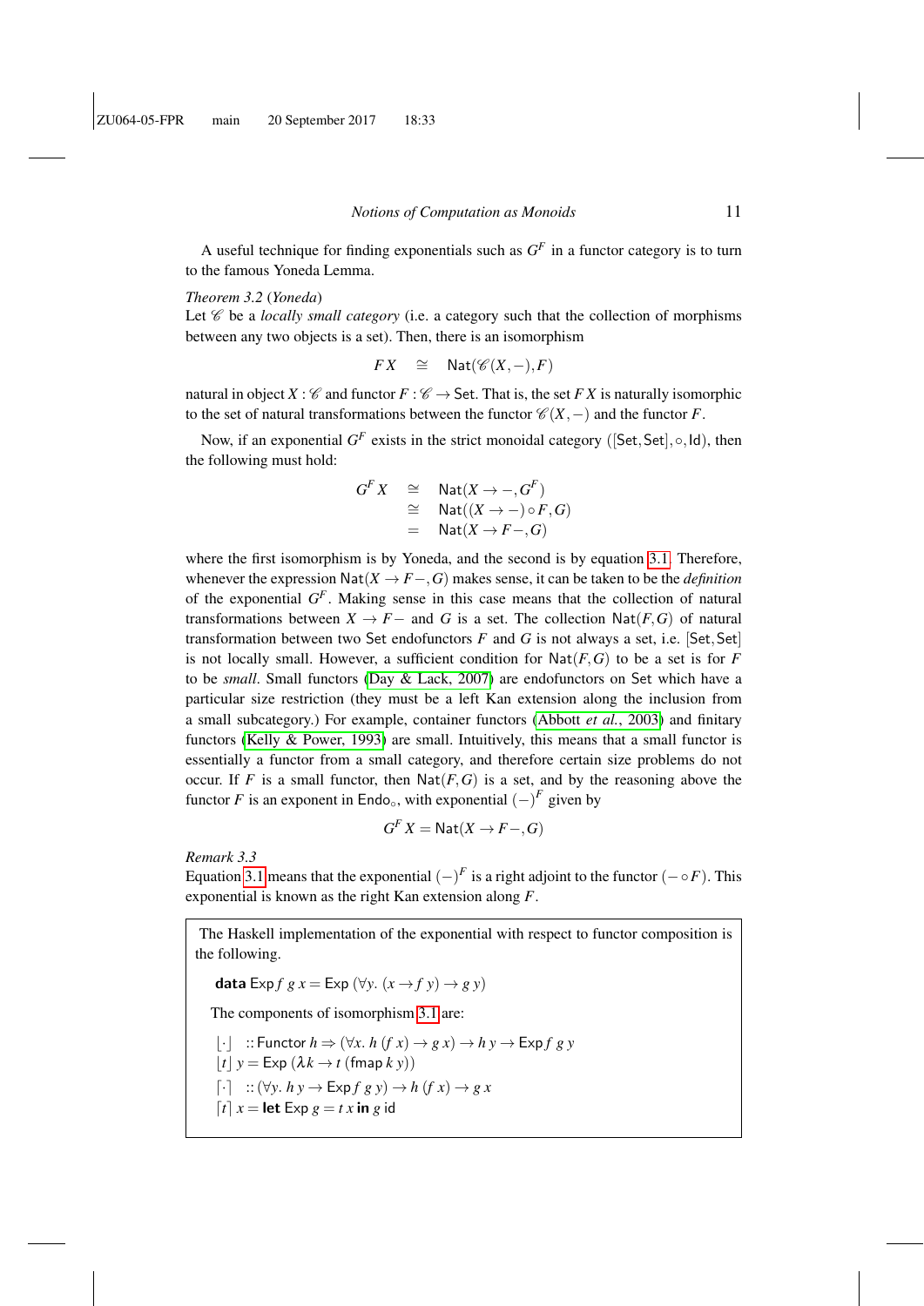A useful technique for finding exponentials such as $G^F$ in a functor category is to turn to the famous Yoneda Lemma.

*Theorem 3.2* (*Yoneda*)
Let $\mathscr{C}$ be a *locally small category* (i.e. a category such that the collection of morphisms between any two objects is a set). Then, there is an isomorphism

$$F\,X \quad \cong \quad \mathsf{Nat}(\mathscr{C}(X,-),F)$$

natural in object $X : \mathscr{C}$ and functor $F : \mathscr{C} \to \mathsf{Set}$. That is, the set $F\,X$ is naturally isomorphic to the set of natural transformations between the functor $\mathscr{C}(X,-)$ and the functor $F$.

Now, if an exponential $G^F$ exists in the strict monoidal category $([\mathsf{Set},\mathsf{Set}],\circ,\mathsf{Id})$, then the following must hold:

$$\begin{aligned}
G^F\,X &\cong \mathsf{Nat}(X \to -, G^F) \\
&\cong \mathsf{Nat}((X \to -)\circ F, G) \\
&= \mathsf{Nat}(X \to F-, G)
\end{aligned}$$

where the first isomorphism is by Yoneda, and the second is by equation 3.1. Therefore, whenever the expression $\mathsf{Nat}(X \to F-, G)$ makes sense, it can be taken to be the *definition* of the exponential $G^F$. Making sense in this case means that the collection of natural transformations between $X \to F-$ and $G$ is a set. The collection $\mathsf{Nat}(F,G)$ of natural transformation between two Set endofunctors $F$ and $G$ is not always a set, i.e. $[\mathsf{Set},\mathsf{Set}]$ is not locally small. However, a sufficient condition for $\mathsf{Nat}(F,G)$ to be a set is for $F$ to be *small*. Small functors (Day & Lack, 2007) are endofunctors on Set which have a particular size restriction (they must be a left Kan extension along the inclusion from a small subcategory.) For example, container functors (Abbott *et al.*, 2003) and finitary functors (Kelly & Power, 1993) are small. Intuitively, this means that a small functor is essentially a functor from a small category, and therefore certain size problems do not occur. If $F$ is a small functor, then $\mathsf{Nat}(F,G)$ is a set, and by the reasoning above the functor $F$ is an exponent in $\mathsf{Endo}_\circ$, with exponential $(-)^F$ given by

$$G^F\,X = \mathsf{Nat}(X \to F-, G)$$

*Remark 3.3*
Equation 3.1 means that the exponential $(-)^F$ is a right adjoint to the functor $(-\circ F)$. This exponential is known as the right Kan extension along $F$.

The Haskell implementation of the exponential with respect to functor composition is the following.

```
data Exp f g x = Exp (∀y. (x → f y) → g y)
```

The components of isomorphism 3.1 are:

```
⌊·⌋   :: Functor h ⇒ (∀x. h (f x) → g x) → h y → Exp f g y
⌊t⌋ y = Exp (λk → t (fmap k y))
⌈·⌉   :: (∀y. h y → Exp f g y) → h (f x) → g x
⌈t⌉ x = let Exp g = t x in g id
```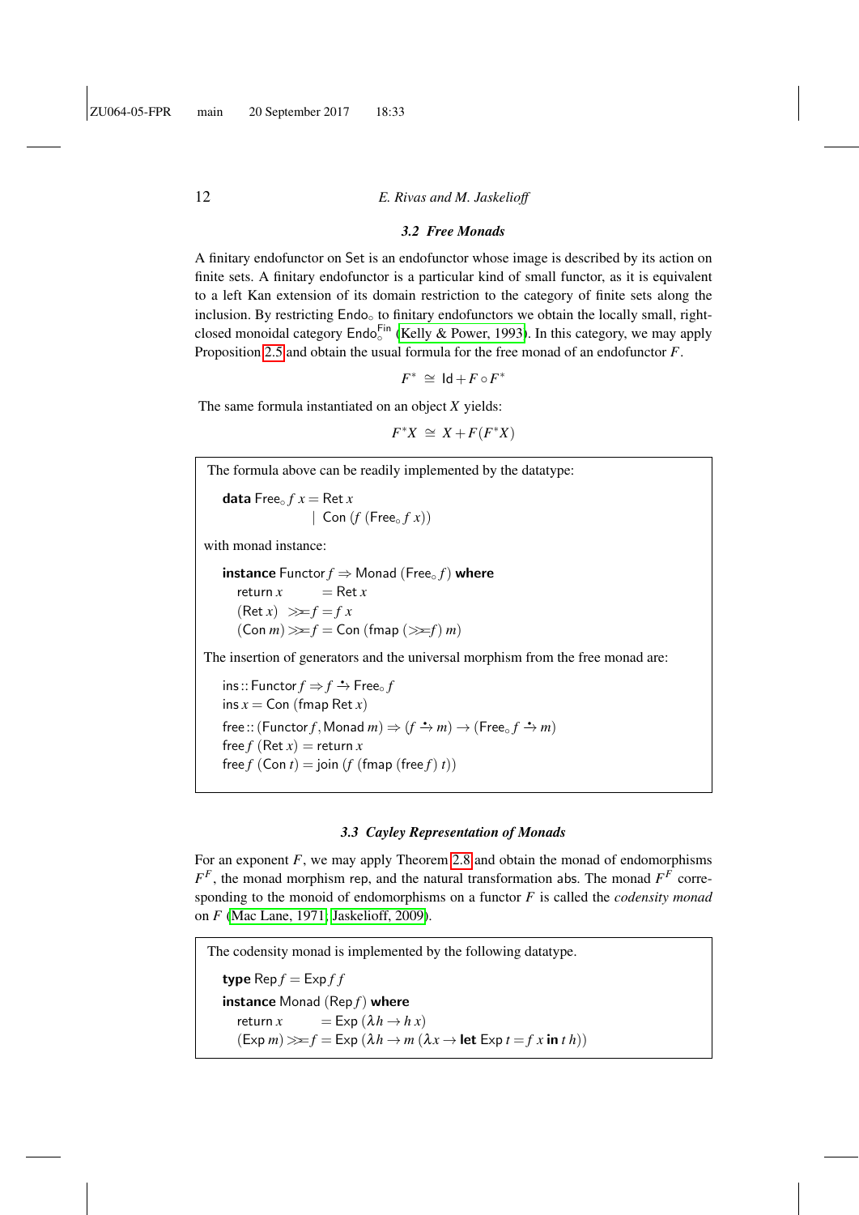### 3.2 Free Monads

A finitary endofunctor on Set is an endofunctor whose image is described by its action on finite sets. A finitary endofunctor is a particular kind of small functor, as it is equivalent to a left Kan extension of its domain restriction to the category of finite sets along the inclusion. By restricting $\mathsf{Endo}_\circ$ to finitary endofunctors we obtain the locally small, right-closed monoidal category $\mathsf{Endo}_\circ^{\mathsf{Fin}}$ (Kelly & Power, 1993). In this category, we may apply Proposition 2.5 and obtain the usual formula for the free monad of an endofunctor $F$.

$$F^* \;\cong\; \mathsf{Id} + F \circ F^*$$

The same formula instantiated on an object $X$ yields:

$$F^* X \;\cong\; X + F(F^* X)$$

The formula above can be readily implemented by the datatype:

```
data Free∘ f x = Ret x
               | Con (f (Free∘ f x))
```

with monad instance:

```
instance Functor f ⇒ Monad (Free∘ f) where
  return x      = Ret x
  (Ret x)  >>= f = f x
  (Con m) >>= f = Con (fmap (>>= f) m)
```

The insertion of generators and the universal morphism from the free monad are:

```
ins :: Functor f ⇒ f →̇ Free∘ f
ins x = Con (fmap Ret x)
free :: (Functor f, Monad m) ⇒ (f →̇ m) → (Free∘ f →̇ m)
free f (Ret x) = return x
free f (Con t) = join (f (fmap (free f) t))
```

### 3.3 Cayley Representation of Monads

For an exponent $F$, we may apply Theorem 2.8 and obtain the monad of endomorphisms $F^F$, the monad morphism rep, and the natural transformation abs. The monad $F^F$ corresponding to the monoid of endomorphisms on a functor $F$ is called the *codensity monad* on $F$ (Mac Lane, 1971; Jaskelioff, 2009).

The codensity monad is implemented by the following datatype.

```
type Rep f = Exp f f
instance Monad (Rep f) where
  return x      = Exp (λh → h x)
  (Exp m) >>= f = Exp (λh → m (λx → let Exp t = f x in t h))
```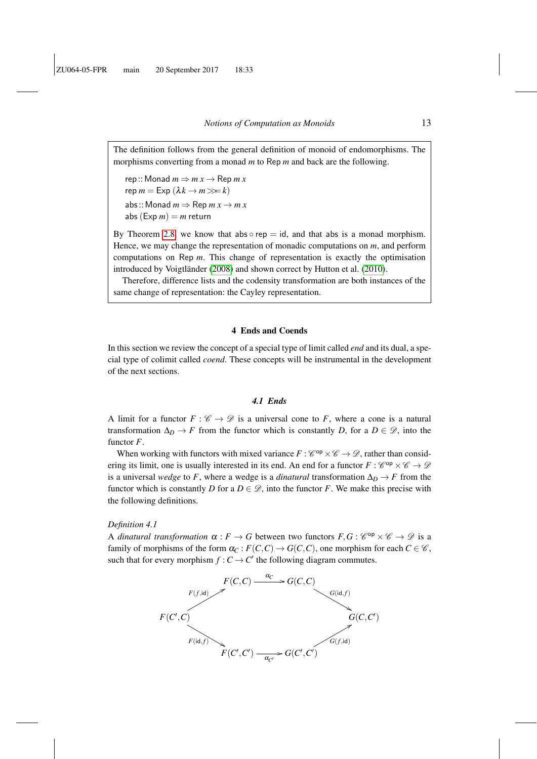The definition follows from the general definition of monoid of endomorphisms. The morphisms converting from a monad $m$ to $\mathsf{Rep}\ m$ and back are the following.

$$\mathsf{rep} :: \mathsf{Monad}\ m \Rightarrow m\ x \rightarrow \mathsf{Rep}\ m\ x$$
$$\mathsf{rep}\ m = \mathsf{Exp}\ (\lambda k \rightarrow m \gg\!= k)$$
$$\mathsf{abs} :: \mathsf{Monad}\ m \Rightarrow \mathsf{Rep}\ m\ x \rightarrow m\ x$$
$$\mathsf{abs}\ (\mathsf{Exp}\ m) = m\ \mathsf{return}$$

By Theorem 2.8, we know that $\mathsf{abs} \circ \mathsf{rep} = \mathsf{id}$, and that $\mathsf{abs}$ is a monad morphism. Hence, we may change the representation of monadic computations on $m$, and perform computations on $\mathsf{Rep}\ m$. This change of representation is exactly the optimisation introduced by Voigtländer (2008) and shown correct by Hutton et al. (2010).

Therefore, difference lists and the codensity transformation are both instances of the same change of representation: the Cayley representation.

## 4 Ends and Coends

In this section we review the concept of a special type of limit called *end* and its dual, a special type of colimit called *coend*. These concepts will be instrumental in the development of the next sections.

### 4.1 Ends

A limit for a functor $F : \mathscr{C} \rightarrow \mathscr{D}$ is a universal cone to $F$, where a cone is a natural transformation $\Delta_D \rightarrow F$ from the functor which is constantly $D$, for a $D \in \mathscr{D}$, into the functor $F$.

When working with functors with mixed variance $F : \mathscr{C}^{\mathsf{op}} \times \mathscr{C} \rightarrow \mathscr{D}$, rather than considering its limit, one is usually interested in its end. An end for a functor $F : \mathscr{C}^{\mathsf{op}} \times \mathscr{C} \rightarrow \mathscr{D}$ is a universal *wedge* to $F$, where a wedge is a *dinatural* transformation $\Delta_D \rightarrow F$ from the functor which is constantly $D$ for a $D \in \mathscr{D}$, into the functor $F$. We make this precise with the following definitions.

*Definition 4.1*

A *dinatural transformation* $\alpha : F \rightarrow G$ between two functors $F, G : \mathscr{C}^{\mathsf{op}} \times \mathscr{C} \rightarrow \mathscr{D}$ is a family of morphisms of the form $\alpha_C : F(C,C) \rightarrow G(C,C)$, one morphism for each $C \in \mathscr{C}$, such that for every morphism $f : C \rightarrow C'$ the following diagram commutes.

$$\begin{array}{ccccc}
 & F(C,C) & \xrightarrow{\alpha_C} & G(C,C) & \\
{\scriptstyle F(f,\mathsf{id})} \nearrow & & & & \searrow {\scriptstyle G(\mathsf{id},f)} \\
F(C',C) & & & & G(C,C') \\
{\scriptstyle F(\mathsf{id},f)} \searrow & & & & \nearrow {\scriptstyle G(f,\mathsf{id})} \\
 & F(C',C') & \xrightarrow[\alpha_{C'}]{} & G(C',C') &
\end{array}$$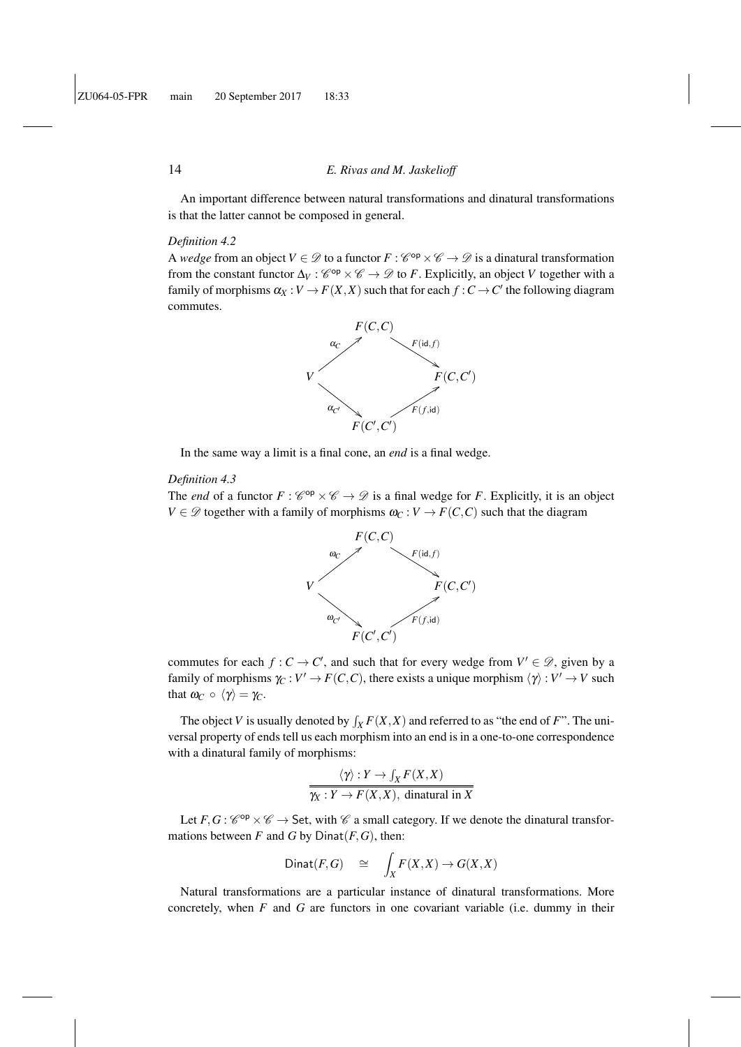An important difference between natural transformations and dinatural transformations is that the latter cannot be composed in general.

*Definition 4.2*

A *wedge* from an object $V \in \mathscr{D}$ to a functor $F : \mathscr{C}^{\mathsf{op}} \times \mathscr{C} \to \mathscr{D}$ is a dinatural transformation from the constant functor $\Delta_V : \mathscr{C}^{\mathsf{op}} \times \mathscr{C} \to \mathscr{D}$ to $F$. Explicitly, an object $V$ together with a family of morphisms $\alpha_X : V \to F(X,X)$ such that for each $f : C \to C'$ the following diagram commutes.

$$
\begin{array}{ccccc}
 & & F(C,C) & & \\
 & \overset{\alpha_C}{\nearrow} & & \overset{F(\mathsf{id},f)}{\searrow} & \\
V & & & & F(C,C') \\
 & \underset{\alpha_{C'}}{\searrow} & & \underset{F(f,\mathsf{id})}{\nearrow} & \\
 & & F(C',C') & &
\end{array}
$$

In the same way a limit is a final cone, an *end* is a final wedge.

*Definition 4.3*

The *end* of a functor $F : \mathscr{C}^{\mathsf{op}} \times \mathscr{C} \to \mathscr{D}$ is a final wedge for $F$. Explicitly, it is an object $V \in \mathscr{D}$ together with a family of morphisms $\omega_C : V \to F(C,C)$ such that the diagram

$$
\begin{array}{ccccc}
 & & F(C,C) & & \\
 & \overset{\omega_C}{\nearrow} & & \overset{F(\mathsf{id},f)}{\searrow} & \\
V & & & & F(C,C') \\
 & \underset{\omega_{C'}}{\searrow} & & \underset{F(f,\mathsf{id})}{\nearrow} & \\
 & & F(C',C') & &
\end{array}
$$

commutes for each $f : C \to C'$, and such that for every wedge from $V' \in \mathscr{D}$, given by a family of morphisms $\gamma_C : V' \to F(C,C)$, there exists a unique morphism $\langle \gamma \rangle : V' \to V$ such that $\omega_C \circ \langle \gamma \rangle = \gamma_C$.

The object $V$ is usually denoted by $\int_X F(X,X)$ and referred to as "the end of $F$". The universal property of ends tell us each morphism into an end is in a one-to-one correspondence with a dinatural family of morphisms:

$$
\frac{\langle \gamma \rangle : Y \to \int_X F(X,X)}{\gamma_X : Y \to F(X,X), \text{ dinatural in } X}
$$

Let $F, G : \mathscr{C}^{\mathsf{op}} \times \mathscr{C} \to \mathsf{Set}$, with $\mathscr{C}$ a small category. If we denote the dinatural transformations between $F$ and $G$ by $\mathsf{Dinat}(F,G)$, then:

$$
\mathsf{Dinat}(F,G) \quad \cong \quad \int_X F(X,X) \to G(X,X)
$$

Natural transformations are a particular instance of dinatural transformations. More concretely, when $F$ and $G$ are functors in one covariant variable (i.e. dummy in their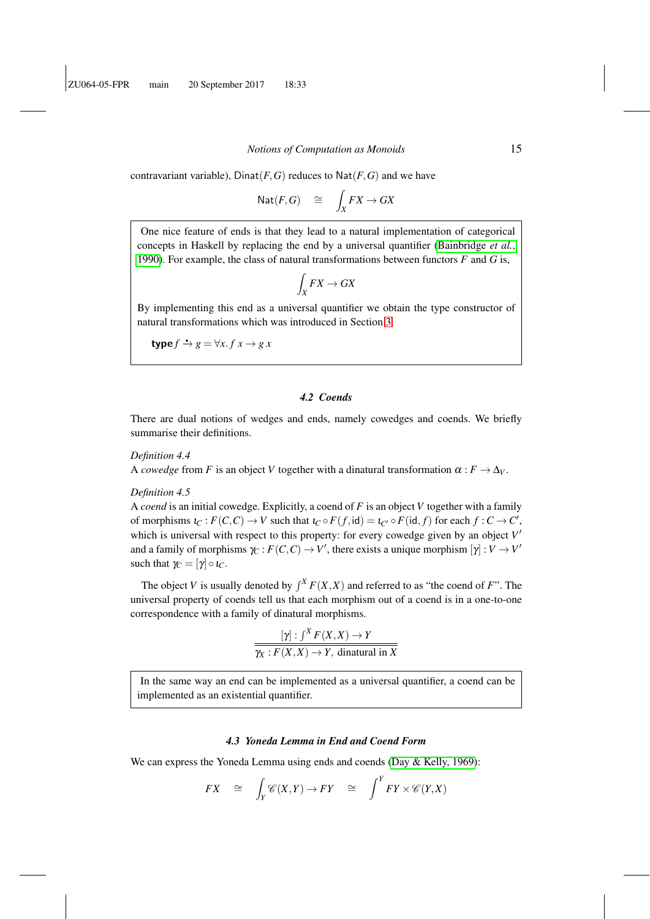contravariant variable), $\mathsf{Dinat}(F,G)$ reduces to $\mathsf{Nat}(F,G)$ and we have

$$\mathsf{Nat}(F,G) \quad \cong \quad \int_X FX \to GX$$

> One nice feature of ends is that they lead to a natural implementation of categorical concepts in Haskell by replacing the end by a universal quantifier (Bainbridge *et al.*, 1990). For example, the class of natural transformations between functors $F$ and $G$ is,
>
> $$\int_X FX \to GX$$
>
> By implementing this end as a universal quantifier we obtain the type constructor of natural transformations which was introduced in Section 3.
>
> **type** $f \xrightarrow{\bullet} g = \forall x.\, f\ x \to g\ x$

### 4.2 Coends

There are dual notions of wedges and ends, namely cowedges and coends. We briefly summarise their definitions.

*Definition 4.4*

A *cowedge* from $F$ is an object $V$ together with a dinatural transformation $\alpha : F \to \Delta_V$.

*Definition 4.5*

A *coend* is an initial cowedge. Explicitly, a coend of $F$ is an object $V$ together with a family of morphisms $\iota_C : F(C,C) \to V$ such that $\iota_C \circ F(f, \mathsf{id}) = \iota_{C'} \circ F(\mathsf{id}, f)$ for each $f : C \to C'$, which is universal with respect to this property: for every cowedge given by an object $V'$ and a family of morphisms $\gamma_C : F(C,C) \to V'$, there exists a unique morphism $[\gamma] : V \to V'$ such that $\gamma_C = [\gamma] \circ \iota_C$.

The object $V$ is usually denoted by $\int^X F(X,X)$ and referred to as "the coend of $F$". The universal property of coends tell us that each morphism out of a coend is in a one-to-one correspondence with a family of dinatural morphisms.

$$\frac{[\gamma] : \int^X F(X,X) \to Y}{\gamma_X : F(X,X) \to Y,\ \text{dinatural in } X}$$

> In the same way an end can be implemented as a universal quantifier, a coend can be implemented as an existential quantifier.

### 4.3 Yoneda Lemma in End and Coend Form

We can express the Yoneda Lemma using ends and coends (Day & Kelly, 1969):

$$FX \quad \cong \quad \int_Y \mathscr{C}(X,Y) \to FY \quad \cong \quad \int^Y FY \times \mathscr{C}(Y,X)$$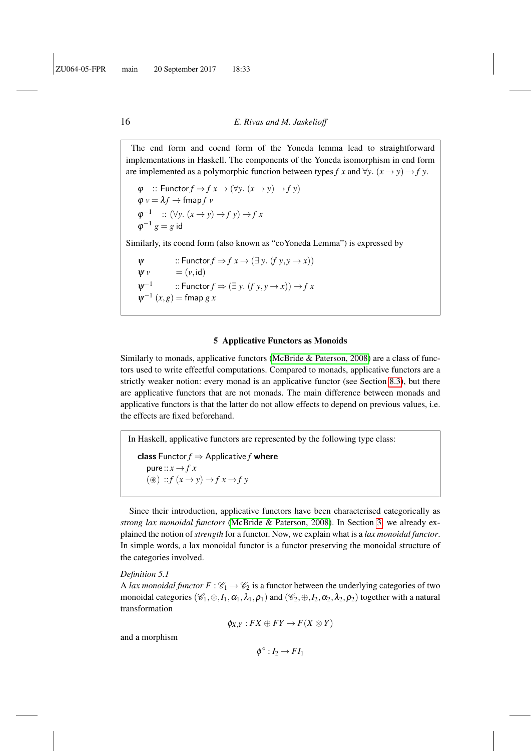The end form and coend form of the Yoneda lemma lead to straightforward implementations in Haskell. The components of the Yoneda isomorphism in end form are implemented as a polymorphic function between types $f\ x$ and $\forall y.\ (x \to y) \to f\ y$.

```
φ   :: Functor f ⇒ f x → (∀y. (x → y) → f y)
φ v = λf → fmap f v
φ⁻¹   :: (∀y. (x → y) → f y) → f x
φ⁻¹ g = g id
```

Similarly, its coend form (also known as "coYoneda Lemma") is expressed by

```
ψ          :: Functor f ⇒ f x → (∃ y. (f y, y → x))
ψ v        = (v, id)
ψ⁻¹        :: Functor f ⇒ (∃ y. (f y, y → x)) → f x
ψ⁻¹ (x, g) = fmap g x
```

## 5 Applicative Functors as Monoids

Similarly to monads, applicative functors (McBride & Paterson, 2008) are a class of functors used to write effectful computations. Compared to monads, applicative functors are a strictly weaker notion: every monad is an applicative functor (see Section 8.3), but there are applicative functors that are not monads. The main difference between monads and applicative functors is that the latter do not allow effects to depend on previous values, i.e. the effects are fixed beforehand.

In Haskell, applicative functors are represented by the following type class:

```
class Functor f ⇒ Applicative f where
  pure :: x → f x
  (⊛)  :: f (x → y) → f x → f y
```

Since their introduction, applicative functors have been characterised categorically as *strong lax monoidal functors* (McBride & Paterson, 2008). In Section 3, we already explained the notion of *strength* for a functor. Now, we explain what is a *lax monoidal functor*. In simple words, a lax monoidal functor is a functor preserving the monoidal structure of the categories involved.

*Definition 5.1*
A *lax monoidal functor* $F : \mathscr{C}_1 \to \mathscr{C}_2$ is a functor between the underlying categories of two monoidal categories $(\mathscr{C}_1, \otimes, I_1, \alpha_1, \lambda_1, \rho_1)$ and $(\mathscr{C}_2, \oplus, I_2, \alpha_2, \lambda_2, \rho_2)$ together with a natural transformation

$$\phi_{X,Y} : FX \oplus FY \to F(X \otimes Y)$$

and a morphism

$$\phi^\circ : I_2 \to FI_1$$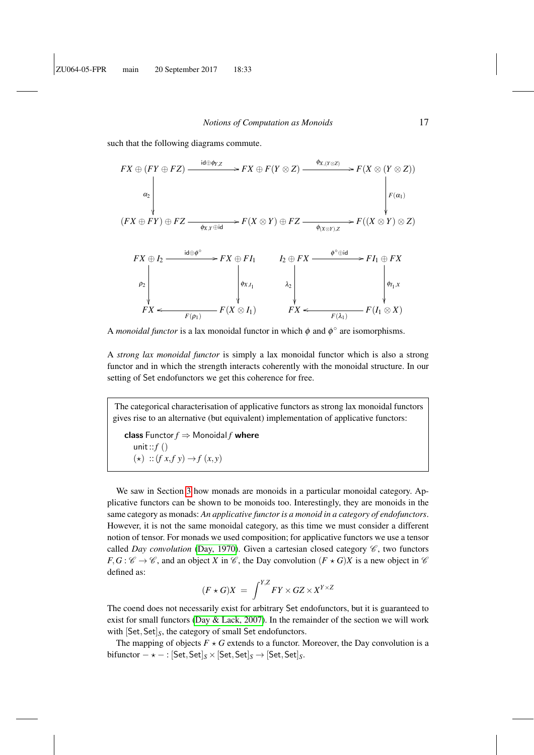such that the following diagrams commute.

$$
\begin{array}{ccccc}
FX \oplus (FY \oplus FZ) & \xrightarrow{\mathsf{id} \oplus \phi_{Y,Z}} & FX \oplus F(Y \otimes Z) & \xrightarrow{\phi_{X,(Y \otimes Z)}} & F(X \otimes (Y \otimes Z)) \\
\downarrow{\scriptstyle \alpha_2} & & & & \downarrow{\scriptstyle F(\alpha_1)} \\
(FX \oplus FY) \oplus FZ & \xrightarrow[\phi_{X,Y} \oplus \mathsf{id}]{} & F(X \otimes Y) \oplus FZ & \xrightarrow[\phi_{(X \otimes Y),Z}]{} & F((X \otimes Y) \otimes Z)
\end{array}
$$

$$
\begin{array}{ccc}
FX \oplus I_2 & \xrightarrow{\mathsf{id} \oplus \phi^\circ} & FX \oplus FI_1 \\
\downarrow{\scriptstyle \rho_2} & & \downarrow{\scriptstyle \phi_{X,I_1}} \\
FX & \xleftarrow[F(\rho_1)]{} & F(X \otimes I_1)
\end{array}
\qquad
\begin{array}{ccc}
I_2 \oplus FX & \xrightarrow{\phi^\circ \oplus \mathsf{id}} & FI_1 \oplus FX \\
\downarrow{\scriptstyle \lambda_2} & & \downarrow{\scriptstyle \phi_{I_1,X}} \\
FX & \xleftarrow[F(\lambda_1)]{} & F(I_1 \otimes X)
\end{array}
$$

A *monoidal functor* is a lax monoidal functor in which $\phi$ and $\phi^\circ$ are isomorphisms.

A *strong lax monoidal functor* is simply a lax monoidal functor which is also a strong functor and in which the strength interacts coherently with the monoidal structure. In our setting of Set endofunctors we get this coherence for free.

> The categorical characterisation of applicative functors as strong lax monoidal functors gives rise to an alternative (but equivalent) implementation of applicative functors:
>
> ```
> class Functor f ⇒ Monoidal f where
>   unit :: f ()
>   (⋆)  :: (f x, f y) → f (x, y)
> ```

We saw in Section 3 how monads are monoids in a particular monoidal category. Applicative functors can be shown to be monoids too. Interestingly, they are monoids in the same category as monads: *An applicative functor is a monoid in a category of endofunctors*. However, it is not the same monoidal category, as this time we must consider a different notion of tensor. For monads we used composition; for applicative functors we use a tensor called *Day convolution* (Day, 1970). Given a cartesian closed category $\mathscr{C}$, two functors $F, G : \mathscr{C} \to \mathscr{C}$, and an object $X$ in $\mathscr{C}$, the Day convolution $(F \star G)X$ is a new object in $\mathscr{C}$ defined as:

$$(F \star G)X \;=\; \int^{Y,Z} FY \times GZ \times X^{Y \times Z}$$

The coend does not necessarily exist for arbitrary Set endofunctors, but it is guaranteed to exist for small functors (Day & Lack, 2007). In the remainder of the section we will work with $[\mathsf{Set}, \mathsf{Set}]_S$, the category of small Set endofunctors.

The mapping of objects $F \star G$ extends to a functor. Moreover, the Day convolution is a bifunctor $- \star - : [\mathsf{Set}, \mathsf{Set}]_S \times [\mathsf{Set}, \mathsf{Set}]_S \to [\mathsf{Set}, \mathsf{Set}]_S$.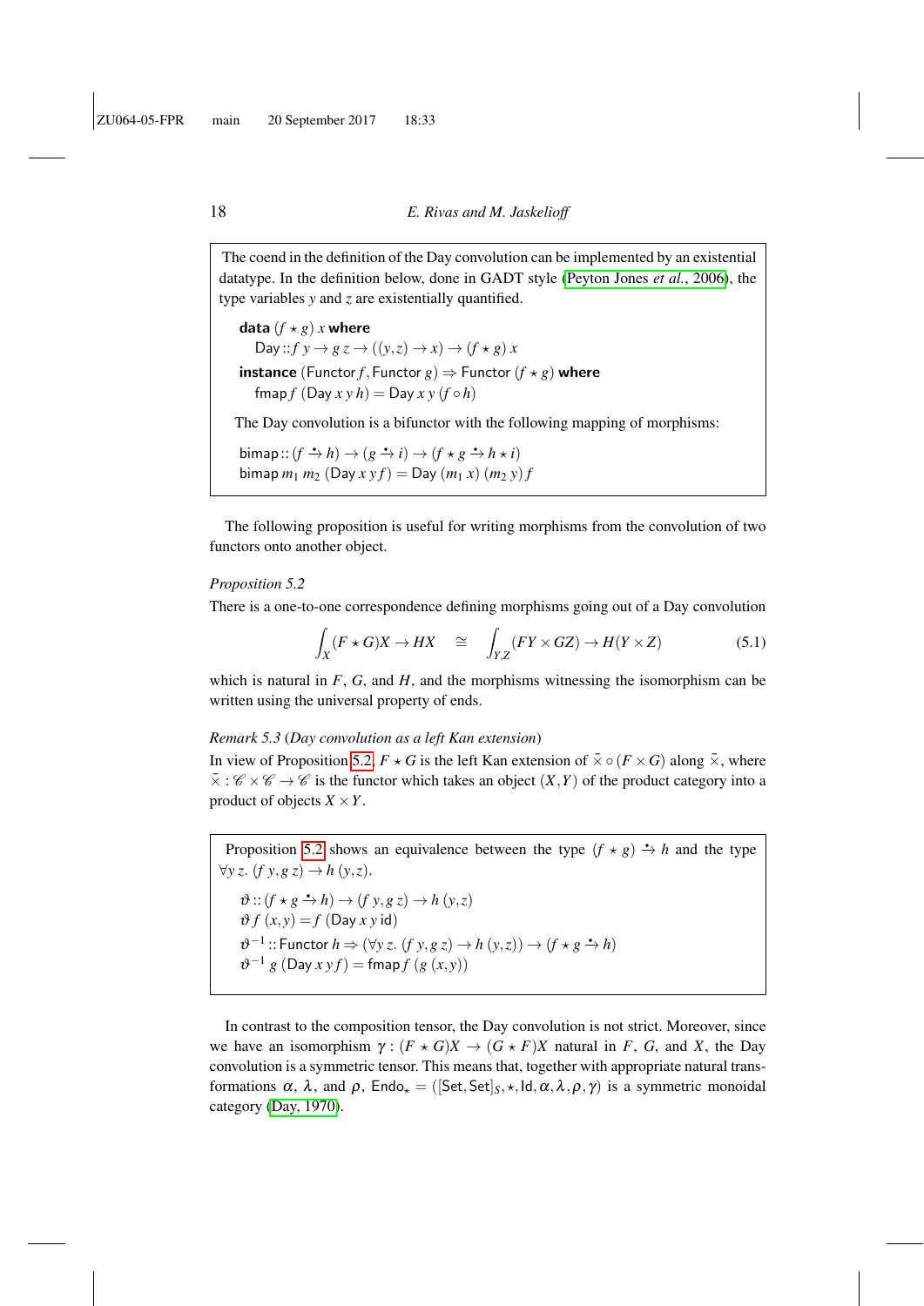The coend in the definition of the Day convolution can be implemented by an existential datatype. In the definition below, done in GADT style (Peyton Jones *et al.*, 2006), the type variables $y$ and $z$ are existentially quantified.

```
data (f ⋆ g) x where
  Day :: f y → g z → ((y,z) → x) → (f ⋆ g) x
instance (Functor f, Functor g) ⇒ Functor (f ⋆ g) where
  fmap f (Day x y h) = Day x y (f ∘ h)
```

The Day convolution is a bifunctor with the following mapping of morphisms:

```
bimap :: (f ⇸ h) → (g ⇸ i) → (f ⋆ g ⇸ h ⋆ i)
bimap m1 m2 (Day x y f) = Day (m1 x) (m2 y) f
```

The following proposition is useful for writing morphisms from the convolution of two functors onto another object.

*Proposition 5.2*

There is a one-to-one correspondence defining morphisms going out of a Day convolution

$$\int_X (F \star G)X \to HX \quad \cong \quad \int_{Y,Z} (FY \times GZ) \to H(Y \times Z) \tag{5.1}$$

which is natural in $F$, $G$, and $H$, and the morphisms witnessing the isomorphism can be written using the universal property of ends.

*Remark 5.3* (*Day convolution as a left Kan extension*)

In view of Proposition 5.2, $F \star G$ is the left Kan extension of $\bar{\times} \circ (F \times G)$ along $\bar{\times}$, where $\bar{\times} : \mathscr{C} \times \mathscr{C} \to \mathscr{C}$ is the functor which takes an object $(X,Y)$ of the product category into a product of objects $X \times Y$.

Proposition 5.2 shows an equivalence between the type $(f \star g) \xrightarrow{\bullet} h$ and the type $\forall y\, z.\ (f\ y, g\ z) \to h\ (y,z)$.

```
ϑ :: (f ⋆ g ⇸ h) → (f y, g z) → h (y,z)
ϑ f (x,y) = f (Day x y id)
ϑ⁻¹ :: Functor h ⇒ (∀y z. (f y, g z) → h (y,z)) → (f ⋆ g ⇸ h)
ϑ⁻¹ g (Day x y f) = fmap f (g (x,y))
```

In contrast to the composition tensor, the Day convolution is not strict. Moreover, since we have an isomorphism $\gamma : (F \star G)X \to (G \star F)X$ natural in $F$, $G$, and $X$, the Day convolution is a symmetric tensor. This means that, together with appropriate natural transformations $\alpha$, $\lambda$, and $\rho$, $\mathsf{Endo}_\star = ([\mathsf{Set},\mathsf{Set}]_S, \star, \mathsf{Id}, \alpha, \lambda, \rho, \gamma)$ is a symmetric monoidal category (Day, 1970).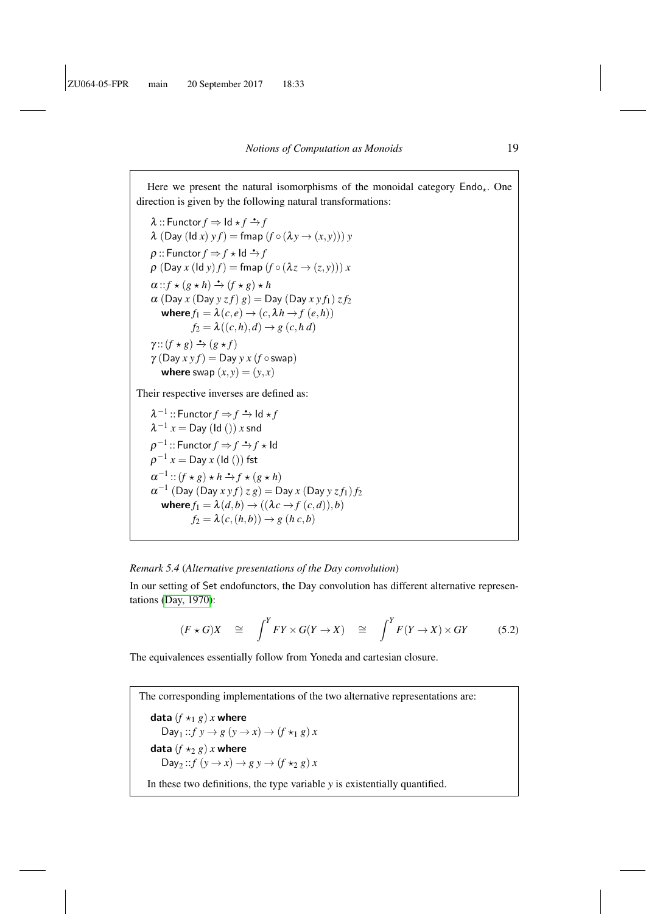Here we present the natural isomorphisms of the monoidal category $\mathsf{Endo}_\star$. One direction is given by the following natural transformations:

```
λ :: Functor f ⇒ Id ⋆ f ·→ f
λ (Day (Id x) y f) = fmap (f ∘ (λy → (x,y))) y
ρ :: Functor f ⇒ f ⋆ Id ·→ f
ρ (Day x (Id y) f) = fmap (f ∘ (λz → (z,y))) x
α :: f ⋆ (g ⋆ h) ·→ (f ⋆ g) ⋆ h
α (Day x (Day y z f) g) = Day (Day x y f1) z f2
  where f1 = λ(c,e) → (c, λh → f (e,h))
        f2 = λ((c,h),d) → g (c, h d)
γ :: (f ⋆ g) ·→ (g ⋆ f)
γ (Day x y f) = Day y x (f ∘ swap)
  where swap (x,y) = (y,x)
```

Their respective inverses are defined as:

```
λ⁻¹ :: Functor f ⇒ f ·→ Id ⋆ f
λ⁻¹ x = Day (Id ()) x snd
ρ⁻¹ :: Functor f ⇒ f ·→ f ⋆ Id
ρ⁻¹ x = Day x (Id ()) fst
α⁻¹ :: (f ⋆ g) ⋆ h ·→ f ⋆ (g ⋆ h)
α⁻¹ (Day (Day x y f) z g) = Day x (Day y z f1) f2
  where f1 = λ(d,b) → ((λc → f (c,d)), b)
        f2 = λ(c,(h,b)) → g (h c, b)
```

*Remark 5.4* (*Alternative presentations of the Day convolution*)

In our setting of Set endofunctors, the Day convolution has different alternative representations (Day, 1970):

$$(F \star G)X \quad \cong \quad \int^{Y} FY \times G(Y \to X) \quad \cong \quad \int^{Y} F(Y \to X) \times GY \qquad (5.2)$$

The equivalences essentially follow from Yoneda and cartesian closure.

The corresponding implementations of the two alternative representations are:

```
data (f ⋆1 g) x where
  Day1 :: f y → g (y → x) → (f ⋆1 g) x
data (f ⋆2 g) x where
  Day2 :: f (y → x) → g y → (f ⋆2 g) x
```

In these two definitions, the type variable $y$ is existentially quantified.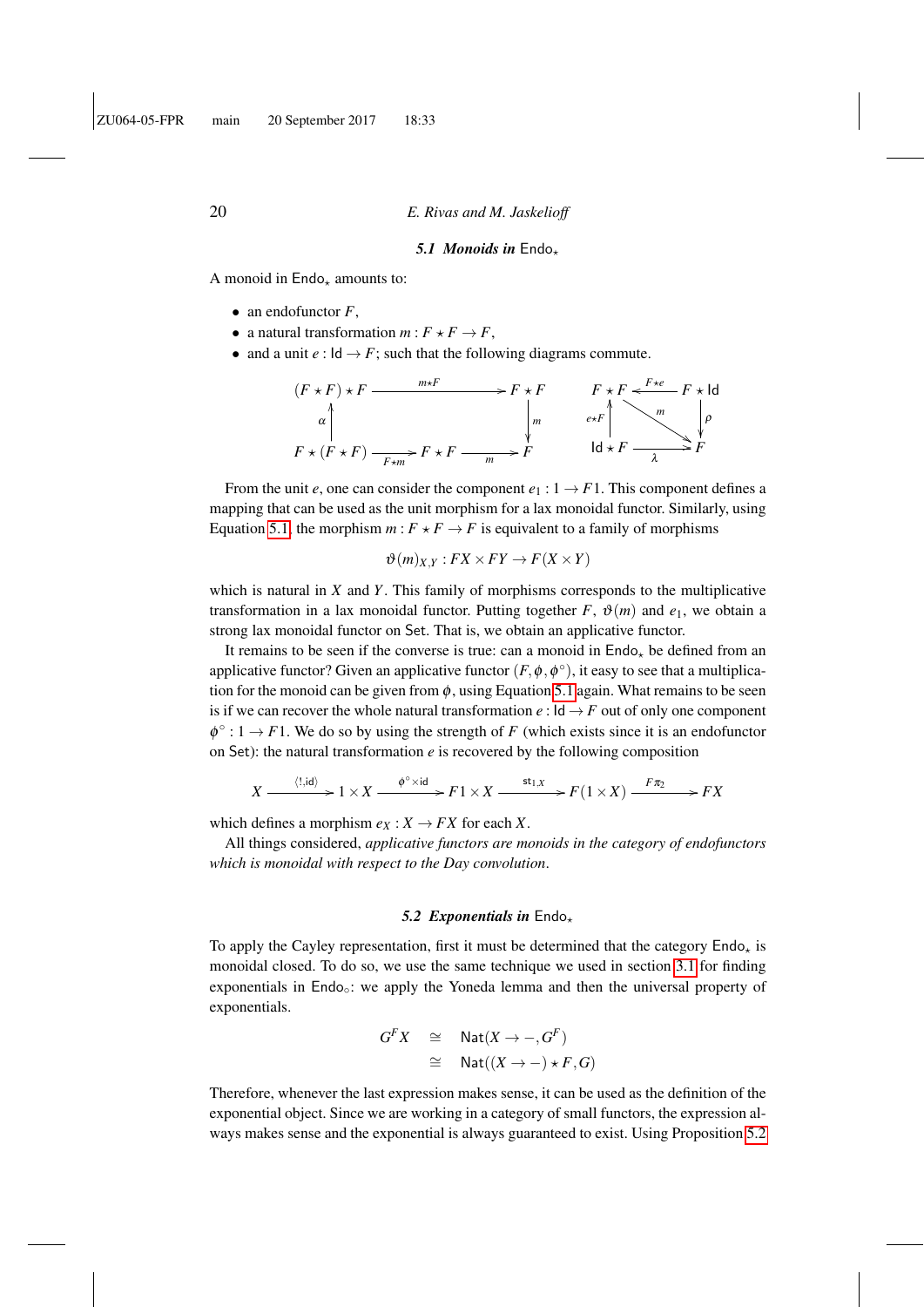### 5.1 *Monoids in* $\mathsf{Endo}_\star$

A monoid in $\mathsf{Endo}_\star$ amounts to:

- an endofunctor $F$,
- a natural transformation $m : F \star F \to F$,
- and a unit $e : \mathsf{Id} \to F$; such that the following diagrams commute.

$$
\begin{array}{ccccc}
(F \star F) \star F & \xrightarrow{m \star F} & & & F \star F \\
\uparrow{\scriptstyle \alpha} & & & & \downarrow{\scriptstyle m} \\
F \star (F \star F) & \xrightarrow[F \star m]{} & F \star F & \xrightarrow[m]{} & F
\end{array}
\qquad
\begin{array}{ccc}
F \star F & \xleftarrow{F \star e} & F \star \mathsf{Id} \\
\uparrow{\scriptstyle e \star F} & \searrow{\scriptstyle m} & \downarrow{\scriptstyle \rho} \\
\mathsf{Id} \star F & \xrightarrow[\lambda]{} & F
\end{array}
$$

From the unit $e$, one can consider the component $e_1 : 1 \to F1$. This component defines a mapping that can be used as the unit morphism for a lax monoidal functor. Similarly, using Equation 5.1, the morphism $m : F \star F \to F$ is equivalent to a family of morphisms

$$\vartheta(m)_{X,Y} : FX \times FY \to F(X \times Y)$$

which is natural in $X$ and $Y$. This family of morphisms corresponds to the multiplicative transformation in a lax monoidal functor. Putting together $F$, $\vartheta(m)$ and $e_1$, we obtain a strong lax monoidal functor on $\mathsf{Set}$. That is, we obtain an applicative functor.

It remains to be seen if the converse is true: can a monoid in $\mathsf{Endo}_\star$ be defined from an applicative functor? Given an applicative functor $(F, \phi, \phi^\circ)$, it easy to see that a multiplication for the monoid can be given from $\phi$, using Equation 5.1 again. What remains to be seen is if we can recover the whole natural transformation $e : \mathsf{Id} \to F$ out of only one component $\phi^\circ : 1 \to F1$. We do so by using the strength of $F$ (which exists since it is an endofunctor on $\mathsf{Set}$): the natural transformation $e$ is recovered by the following composition

$$X \xrightarrow{\langle !, \mathsf{id} \rangle} 1 \times X \xrightarrow{\phi^\circ \times \mathsf{id}} F1 \times X \xrightarrow{\mathsf{st}_{1,X}} F(1 \times X) \xrightarrow{F\pi_2} FX$$

which defines a morphism $e_X : X \to FX$ for each $X$.

All things considered, *applicative functors are monoids in the category of endofunctors which is monoidal with respect to the Day convolution*.

### 5.2 *Exponentials in* $\mathsf{Endo}_\star$

To apply the Cayley representation, first it must be determined that the category $\mathsf{Endo}_\star$ is monoidal closed. To do so, we use the same technique we used in section 3.1 for finding exponentials in $\mathsf{Endo}_\circ$: we apply the Yoneda lemma and then the universal property of exponentials.

$$
\begin{aligned}
G^F X &\cong \mathsf{Nat}(X \to -, G^F) \\
&\cong \mathsf{Nat}((X \to -) \star F, G)
\end{aligned}
$$

Therefore, whenever the last expression makes sense, it can be used as the definition of the exponential object. Since we are working in a category of small functors, the expression always makes sense and the exponential is always guaranteed to exist. Using Proposition 5.2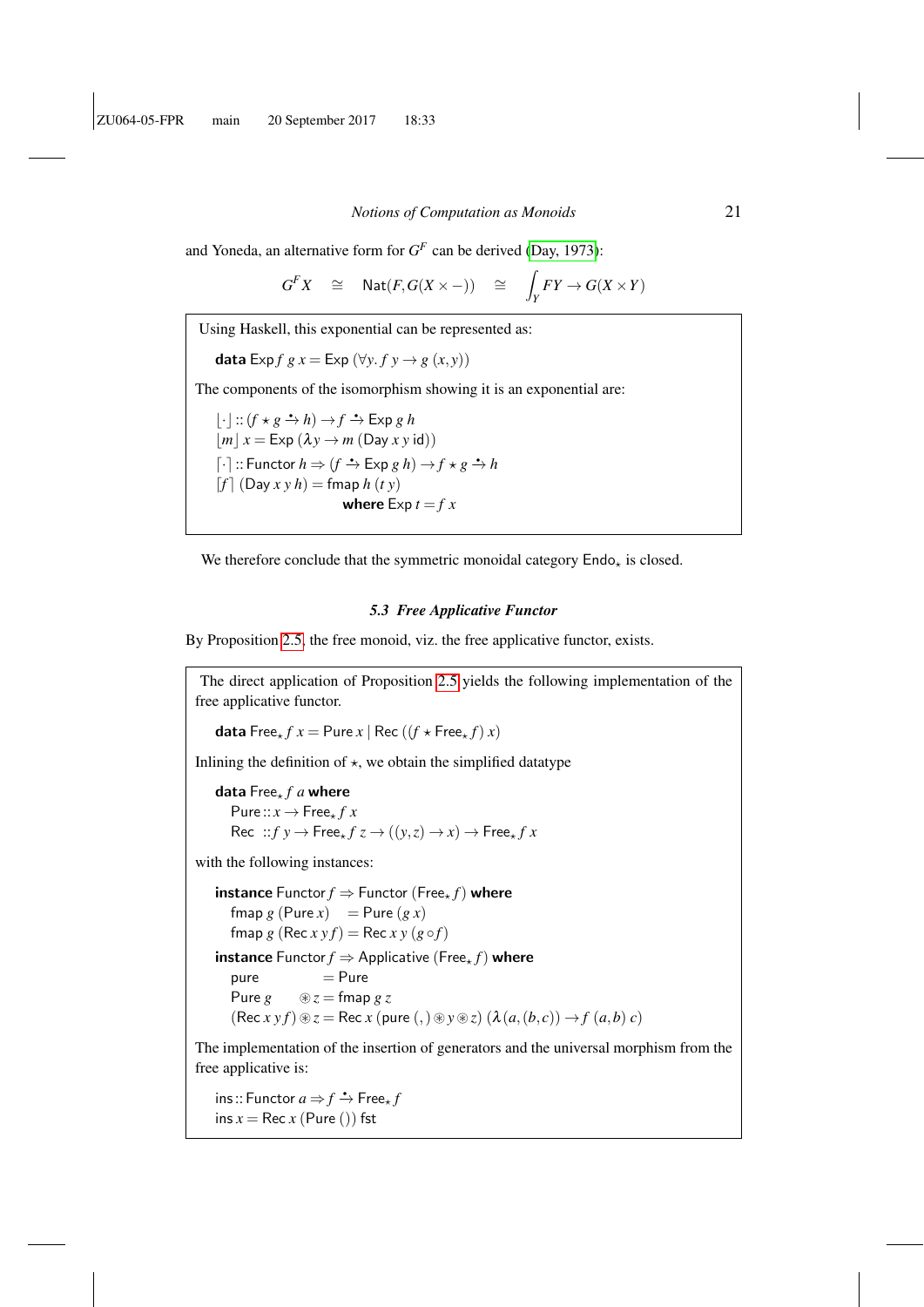and Yoneda, an alternative form for $G^F$ can be derived (Day, 1973):

$$G^F X \quad \cong \quad \mathsf{Nat}(F, G(X \times -)) \quad \cong \quad \int_Y FY \to G(X \times Y)$$

Using Haskell, this exponential can be represented as:

```
data Exp f g x = Exp (∀y. f y → g (x, y))
```

The components of the isomorphism showing it is an exponential are:

```
⌊·⌋ :: (f ⋆ g ⇸ h) → f ⇸ Exp g h
⌊m⌋ x = Exp (λy → m (Day x y id))
⌈·⌉ :: Functor h ⇒ (f ⇸ Exp g h) → f ⋆ g ⇸ h
⌈f⌉ (Day x y h) = fmap h (t y)
                  where Exp t = f x
```

We therefore conclude that the symmetric monoidal category $\mathsf{Endo}_\star$ is closed.

### 5.3 Free Applicative Functor

By Proposition 2.5, the free monoid, viz. the free applicative functor, exists.

The direct application of Proposition 2.5 yields the following implementation of the free applicative functor.

```
data Free⋆ f x = Pure x | Rec ((f ⋆ Free⋆ f) x)
```

Inlining the definition of $\star$, we obtain the simplified datatype

```
data Free⋆ f a where
  Pure :: x → Free⋆ f x
  Rec  :: f y → Free⋆ f z → ((y, z) → x) → Free⋆ f x
```

with the following instances:

```
instance Functor f ⇒ Functor (Free⋆ f) where
  fmap g (Pure x)    = Pure (g x)
  fmap g (Rec x y f) = Rec x y (g ∘ f)
instance Functor f ⇒ Applicative (Free⋆ f) where
  pure             = Pure
  Pure g      ⊛ z  = fmap g z
  (Rec x y f) ⊛ z  = Rec x (pure (,) ⊛ y ⊛ z) (λ(a, (b, c)) → f (a, b) c)
```

The implementation of the insertion of generators and the universal morphism from the free applicative is:

```
ins :: Functor a ⇒ f ⇸ Free⋆ f
ins x = Rec x (Pure ()) fst
```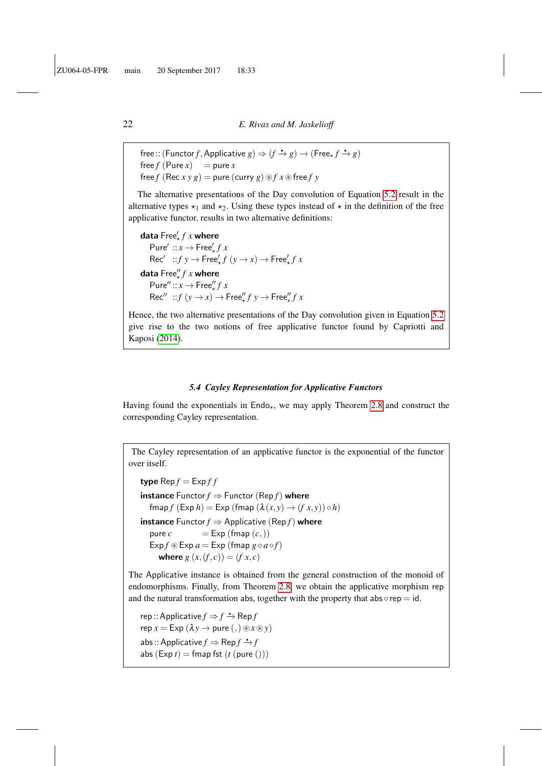```
free :: (Functor f, Applicative g) ⇒ (f →̇ g) → (Free⋆ f →̇ g)
free f (Pure x)    = pure x
free f (Rec x y g) = pure (curry g) ⊛ f x ⊛ free f y
```

The alternative presentations of the Day convolution of Equation 5.2 result in the alternative types $\star_1$ and $\star_2$. Using these types instead of $\star$ in the definition of the free applicative functor, results in two alternative definitions:

```
data Free′⋆ f x where
  Pure′ :: x → Free′⋆ f x
  Rec′  :: f y → Free′⋆ f (y → x) → Free′⋆ f x
data Free″⋆ f x where
  Pure″ :: x → Free″⋆ f x
  Rec″  :: f (y → x) → Free″⋆ f y → Free″⋆ f x
```

Hence, the two alternative presentations of the Day convolution given in Equation 5.2 give rise to the two notions of free applicative functor found by Capriotti and Kaposi (2014).

### 5.4 Cayley Representation for Applicative Functors

Having found the exponentials in $\mathsf{Endo}_\star$, we may apply Theorem 2.8 and construct the corresponding Cayley representation.

The Cayley representation of an applicative functor is the exponential of the functor over itself.

```
type Rep f = Exp f f
instance Functor f ⇒ Functor (Rep f) where
  fmap f (Exp h) = Exp (fmap (λ(x, y) → (f x, y)) ∘ h)
instance Functor f ⇒ Applicative (Rep f) where
  pure c        = Exp (fmap (c, ))
  Exp f ⊛ Exp a = Exp (fmap g ∘ a ∘ f)
    where g (x, (f, c)) = (f x, c)
```

The Applicative instance is obtained from the general construction of the monoid of endomorphisms. Finally, from Theorem 2.8, we obtain the applicative morphism rep and the natural transformation abs, together with the property that $\mathsf{abs} \circ \mathsf{rep} = \mathsf{id}$.

```
rep :: Applicative f ⇒ f →̇ Rep f
rep x = Exp (λy → pure (, ) ⊛ x ⊛ y)
abs :: Applicative f ⇒ Rep f →̇ f
abs (Exp t) = fmap fst (t (pure ()))
```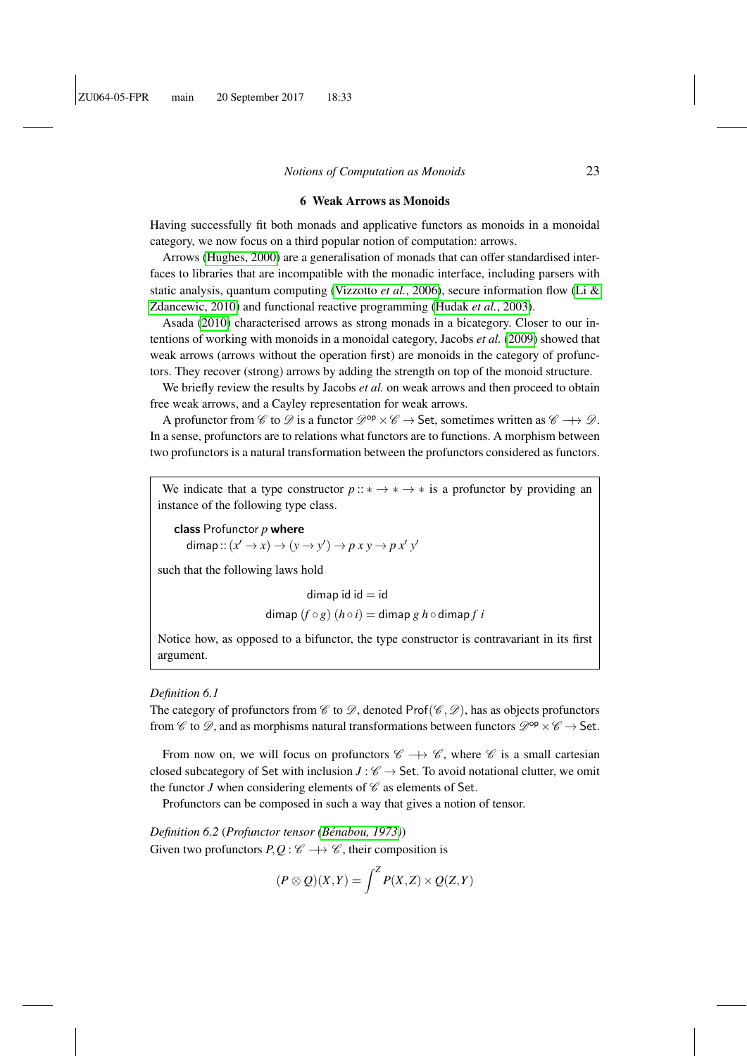## 6 Weak Arrows as Monoids

Having successfully fit both monads and applicative functors as monoids in a monoidal category, we now focus on a third popular notion of computation: arrows.

Arrows (Hughes, 2000) are a generalisation of monads that can offer standardised interfaces to libraries that are incompatible with the monadic interface, including parsers with static analysis, quantum computing (Vizzotto *et al.*, 2006), secure information flow (Li & Zdancewic, 2010) and functional reactive programming (Hudak *et al.*, 2003).

Asada (2010) characterised arrows as strong monads in a bicategory. Closer to our intentions of working with monoids in a monoidal category, Jacobs *et al.* (2009) showed that weak arrows (arrows without the operation first) are monoids in the category of profunctors. They recover (strong) arrows by adding the strength on top of the monoid structure.

We briefly review the results by Jacobs *et al.* on weak arrows and then proceed to obtain free weak arrows, and a Cayley representation for weak arrows.

A profunctor from $\mathscr{C}$ to $\mathscr{D}$ is a functor $\mathscr{D}^{\mathsf{op}} \times \mathscr{C} \to \mathsf{Set}$, sometimes written as $\mathscr{C} \nrightarrow \mathscr{D}$. In a sense, profunctors are to relations what functors are to functions. A morphism between two profunctors is a natural transformation between the profunctors considered as functors.

> We indicate that a type constructor $p :: * \to * \to *$ is a profunctor by providing an instance of the following type class.
>
> ```
> class Profunctor p where
>   dimap :: (x' → x) → (y → y') → p x y → p x' y'
> ```
>
> such that the following laws hold
>
> $$\mathsf{dimap}\ \mathsf{id}\ \mathsf{id} = \mathsf{id}$$
> $$\mathsf{dimap}\ (f \circ g)\ (h \circ i) = \mathsf{dimap}\ g\ h \circ \mathsf{dimap}\ f\ i$$
>
> Notice how, as opposed to a bifunctor, the type constructor is contravariant in its first argument.

*Definition 6.1*
The category of profunctors from $\mathscr{C}$ to $\mathscr{D}$, denoted $\mathsf{Prof}(\mathscr{C}, \mathscr{D})$, has as objects profunctors from $\mathscr{C}$ to $\mathscr{D}$, and as morphisms natural transformations between functors $\mathscr{D}^{\mathsf{op}} \times \mathscr{C} \to \mathsf{Set}$.

From now on, we will focus on profunctors $\mathscr{C} \nrightarrow \mathscr{C}$, where $\mathscr{C}$ is a small cartesian closed subcategory of Set with inclusion $J : \mathscr{C} \to \mathsf{Set}$. To avoid notational clutter, we omit the functor $J$ when considering elements of $\mathscr{C}$ as elements of Set.

Profunctors can be composed in such a way that gives a notion of tensor.

*Definition 6.2* (*Profunctor tensor (Bénabou, 1973)*)
Given two profunctors $P, Q : \mathscr{C} \nrightarrow \mathscr{C}$, their composition is

$$(P \otimes Q)(X,Y) = \int^{Z} P(X,Z) \times Q(Z,Y)$$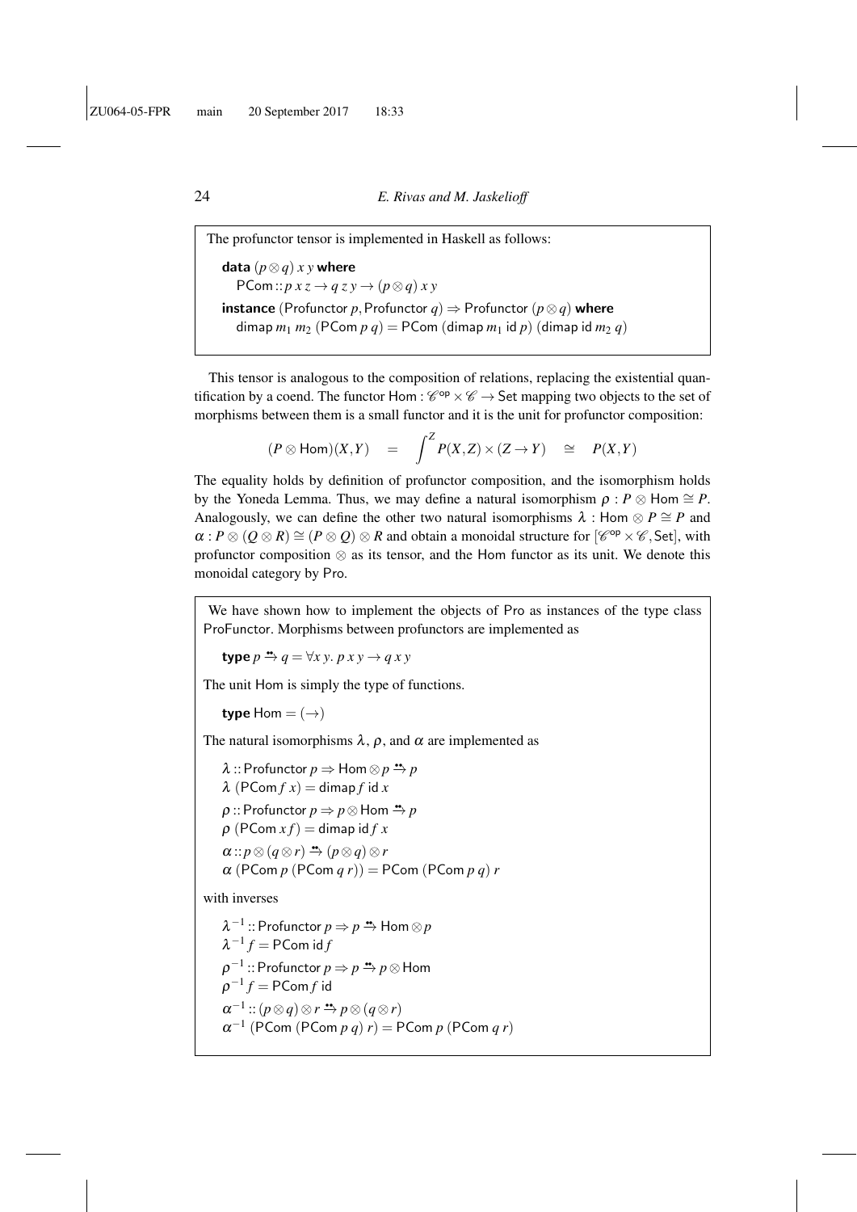The profunctor tensor is implemented in Haskell as follows:

```
data (p ⊗ q) x y where
  PCom :: p x z → q z y → (p ⊗ q) x y
instance (Profunctor p, Profunctor q) ⇒ Profunctor (p ⊗ q) where
  dimap m1 m2 (PCom p q) = PCom (dimap m1 id p) (dimap id m2 q)
```

This tensor is analogous to the composition of relations, replacing the existential quantification by a coend. The functor $\mathsf{Hom} : \mathscr{C}^{\mathsf{op}} \times \mathscr{C} \to \mathsf{Set}$ mapping two objects to the set of morphisms between them is a small functor and it is the unit for profunctor composition:

$$(P \otimes \mathsf{Hom})(X,Y) \quad = \quad \int^{Z} P(X,Z) \times (Z \to Y) \quad \cong \quad P(X,Y)$$

The equality holds by definition of profunctor composition, and the isomorphism holds by the Yoneda Lemma. Thus, we may define a natural isomorphism $\rho : P \otimes \mathsf{Hom} \cong P$. Analogously, we can define the other two natural isomorphisms $\lambda : \mathsf{Hom} \otimes P \cong P$ and $\alpha : P \otimes (Q \otimes R) \cong (P \otimes Q) \otimes R$ and obtain a monoidal structure for $[\mathscr{C}^{\mathsf{op}} \times \mathscr{C}, \mathsf{Set}]$, with profunctor composition $\otimes$ as its tensor, and the Hom functor as its unit. We denote this monoidal category by Pro.

We have shown how to implement the objects of Pro as instances of the type class ProFunctor. Morphisms between profunctors are implemented as

```
type p ⇸ q = ∀x y. p x y → q x y
```

The unit Hom is simply the type of functions.

```
type Hom = (→)
```

The natural isomorphisms $\lambda$, $\rho$, and $\alpha$ are implemented as

```
λ :: Profunctor p ⇒ Hom ⊗ p ⇸ p
λ (PCom f x) = dimap f id x
ρ :: Profunctor p ⇒ p ⊗ Hom ⇸ p
ρ (PCom x f) = dimap id f x
α :: p ⊗ (q ⊗ r) ⇸ (p ⊗ q) ⊗ r
α (PCom p (PCom q r)) = PCom (PCom p q) r
```

with inverses

```
λ⁻¹ :: Profunctor p ⇒ p ⇸ Hom ⊗ p
λ⁻¹ f = PCom id f
ρ⁻¹ :: Profunctor p ⇒ p ⇸ p ⊗ Hom
ρ⁻¹ f = PCom f id
α⁻¹ :: (p ⊗ q) ⊗ r ⇸ p ⊗ (q ⊗ r)
α⁻¹ (PCom (PCom p q) r) = PCom p (PCom q r)
```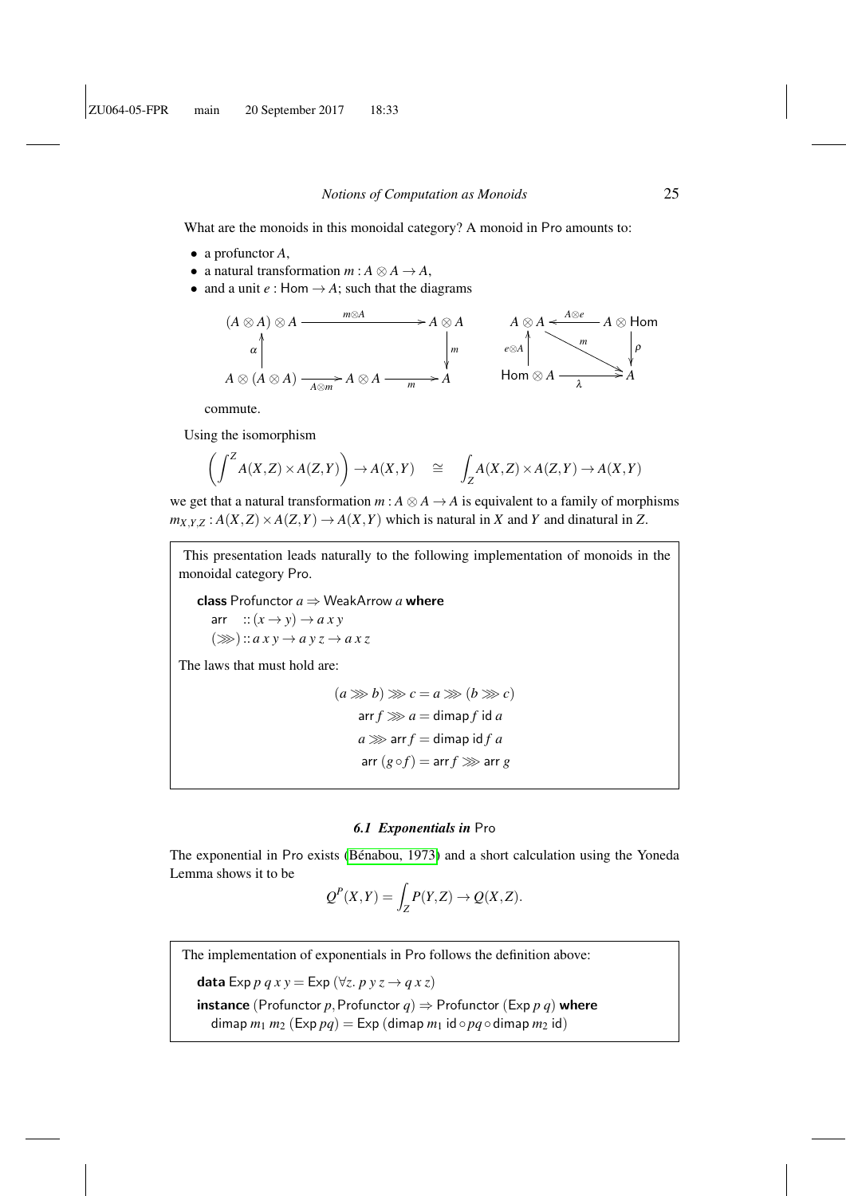What are the monoids in this monoidal category? A monoid in Pro amounts to:

- a profunctor $A$,
- a natural transformation $m : A \otimes A \to A$,
- and a unit $e : \mathsf{Hom} \to A$; such that the diagrams

$$
\begin{array}{ccc}
(A \otimes A) \otimes A & \xrightarrow{m \otimes A} & A \otimes A \\
\uparrow \alpha & & \downarrow m \\
A \otimes (A \otimes A) \xrightarrow{A \otimes m} A \otimes A & \xrightarrow{m} & A
\end{array}
\qquad
\begin{array}{ccc}
A \otimes A & \xleftarrow{A \otimes e} & A \otimes \mathsf{Hom} \\
\uparrow e \otimes A & \searrow m & \downarrow \rho \\
\mathsf{Hom} \otimes A & \xrightarrow{\lambda} & A
\end{array}
$$

commute.

Using the isomorphism

$$\left(\int^{Z} A(X,Z) \times A(Z,Y)\right) \to A(X,Y) \quad \cong \quad \int_{Z} A(X,Z) \times A(Z,Y) \to A(X,Y)$$

we get that a natural transformation $m : A \otimes A \to A$ is equivalent to a family of morphisms $m_{X,Y,Z} : A(X,Z) \times A(Z,Y) \to A(X,Y)$ which is natural in $X$ and $Y$ and dinatural in $Z$.

> This presentation leads naturally to the following implementation of monoids in the monoidal category Pro.
>
> ```
> class Profunctor a ⇒ WeakArrow a where
>   arr   :: (x → y) → a x y
>   (⋙) :: a x y → a y z → a x z
> ```
>
> The laws that must hold are:
>
> $$
> \begin{aligned}
> (a \ggg b) \ggg c &= a \ggg (b \ggg c) \\
> \mathsf{arr}\, f \ggg a &= \mathsf{dimap}\, f\ \mathsf{id}\ a \\
> a \ggg \mathsf{arr}\, f &= \mathsf{dimap}\ \mathsf{id}\, f\ a \\
> \mathsf{arr}\ (g \circ f) &= \mathsf{arr}\, f \ggg \mathsf{arr}\ g
> \end{aligned}
> $$

### 6.1 *Exponentials in* Pro

The exponential in Pro exists (Bénabou, 1973) and a short calculation using the Yoneda Lemma shows it to be

$$Q^{P}(X,Y) = \int_{Z} P(Y,Z) \to Q(X,Z).$$

> The implementation of exponentials in Pro follows the definition above:
>
> ```
> data Exp p q x y = Exp (∀z. p y z → q x z)
> instance (Profunctor p, Profunctor q) ⇒ Profunctor (Exp p q) where
>   dimap m1 m2 (Exp pq) = Exp (dimap m1 id ∘ pq ∘ dimap m2 id)
> ```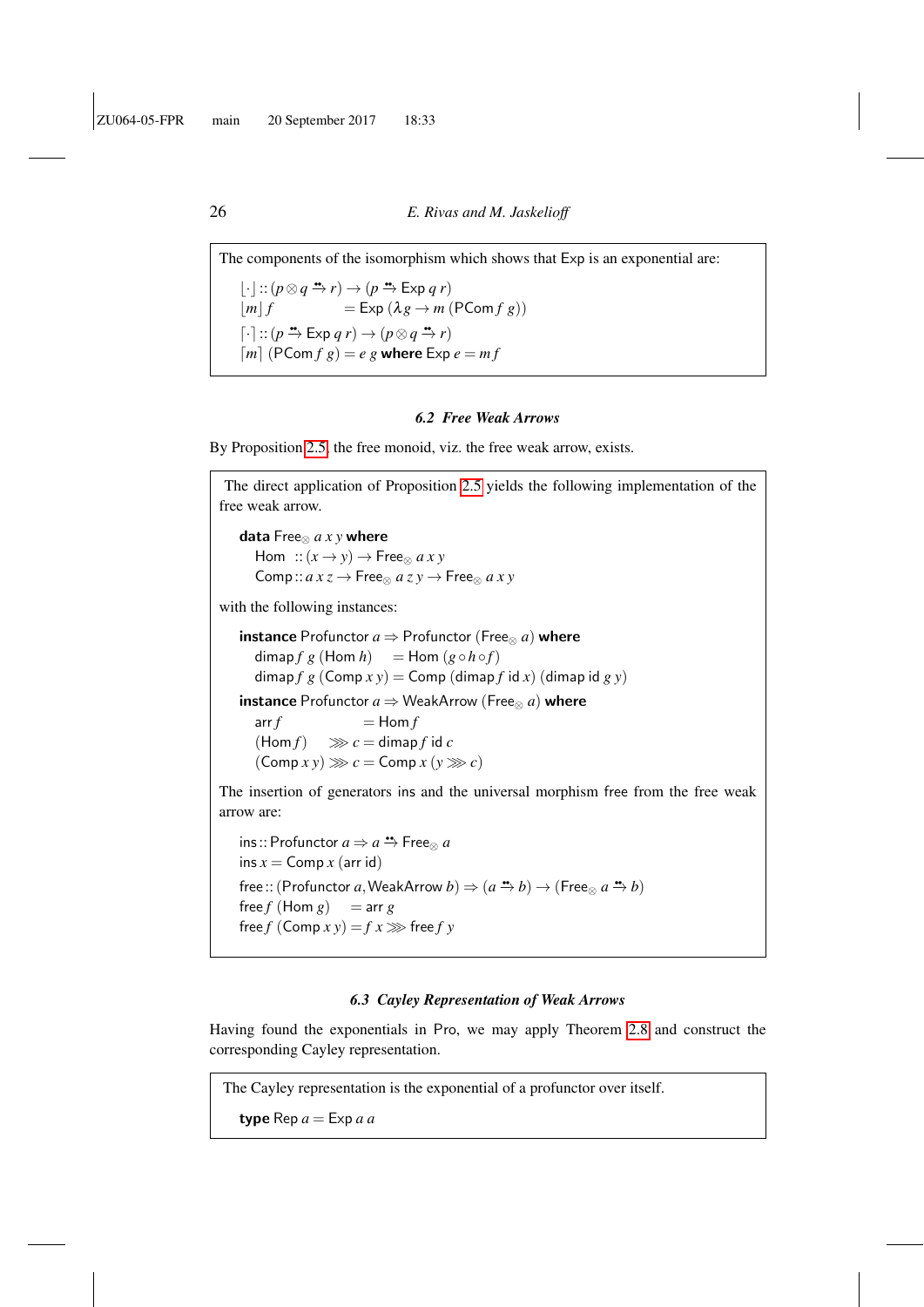The components of the isomorphism which shows that Exp is an exponential are:

```
⌊·⌋ :: (p ⊗ q ⇸ r) → (p ⇸ Exp q r)
⌊m⌋ f            = Exp (λg → m (PCom f g))
⌈·⌉ :: (p ⇸ Exp q r) → (p ⊗ q ⇸ r)
⌈m⌉ (PCom f g) = e g where Exp e = m f
```

### 6.2 Free Weak Arrows

By Proposition 2.5, the free monoid, viz. the free weak arrow, exists.

The direct application of Proposition 2.5 yields the following implementation of the free weak arrow.

```
data Free⊗ a x y where
  Hom  :: (x → y) → Free⊗ a x y
  Comp :: a x z → Free⊗ a z y → Free⊗ a x y
```

with the following instances:

```
instance Profunctor a ⇒ Profunctor (Free⊗ a) where
  dimap f g (Hom h)    = Hom (g ∘ h ∘ f)
  dimap f g (Comp x y) = Comp (dimap f id x) (dimap id g y)
instance Profunctor a ⇒ WeakArrow (Free⊗ a) where
  arr f              = Hom f
  (Hom f)    ⋙ c = dimap f id c
  (Comp x y) ⋙ c = Comp x (y ⋙ c)
```

The insertion of generators ins and the universal morphism free from the free weak arrow are:

```
ins :: Profunctor a ⇒ a ⇸ Free⊗ a
ins x = Comp x (arr id)
free :: (Profunctor a, WeakArrow b) ⇒ (a ⇸ b) → (Free⊗ a ⇸ b)
free f (Hom g)    = arr g
free f (Comp x y) = f x ⋙ free f y
```

### 6.3 Cayley Representation of Weak Arrows

Having found the exponentials in Pro, we may apply Theorem 2.8 and construct the corresponding Cayley representation.

The Cayley representation is the exponential of a profunctor over itself.

```
type Rep a = Exp a a
```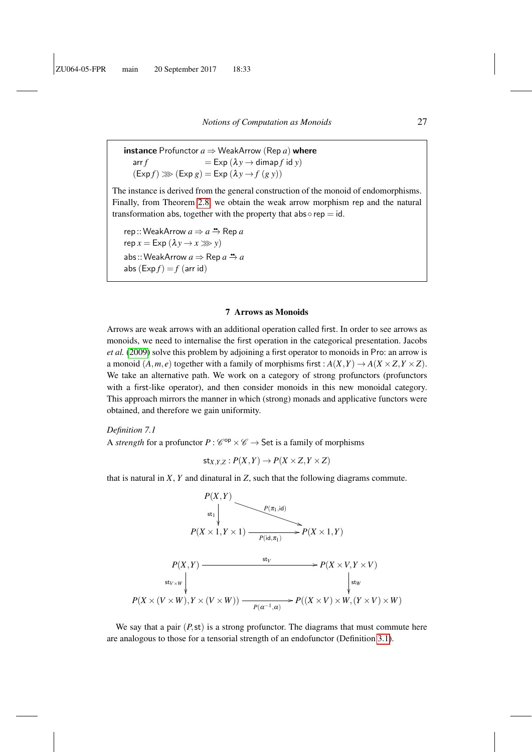```
instance Profunctor a ⇒ WeakArrow (Rep a) where
  arr f               = Exp (λy → dimap f id y)
  (Exp f) ⋙ (Exp g) = Exp (λy → f (g y))
```

The instance is derived from the general construction of the monoid of endomorphisms. Finally, from Theorem 2.8, we obtain the weak arrow morphism rep and the natural transformation abs, together with the property that abs ∘ rep = id.

```
rep :: WeakArrow a ⇒ a ⇸ Rep a
rep x = Exp (λy → x ⋙ y)
abs :: WeakArrow a ⇒ Rep a ⇸ a
abs (Exp f) = f (arr id)
```

## 7 Arrows as Monoids

Arrows are weak arrows with an additional operation called first. In order to see arrows as monoids, we need to internalise the first operation in the categorical presentation. Jacobs *et al.* (2009) solve this problem by adjoining a first operator to monoids in Pro: an arrow is a monoid $(A, m, e)$ together with a family of morphisms $\mathsf{first} : A(X,Y) \to A(X \times Z, Y \times Z)$. We take an alternative path. We work on a category of strong profunctors (profunctors with a first-like operator), and then consider monoids in this new monoidal category. This approach mirrors the manner in which (strong) monads and applicative functors were obtained, and therefore we gain uniformity.

*Definition 7.1*

A *strength* for a profunctor $P : \mathscr{C}^{\mathsf{op}} \times \mathscr{C} \to \mathsf{Set}$ is a family of morphisms

$$\mathsf{st}_{X,Y,Z} : P(X,Y) \to P(X \times Z, Y \times Z)$$

that is natural in $X$, $Y$ and dinatural in $Z$, such that the following diagrams commute.

$$\begin{array}{ccc} P(X,Y) & & \\ \downarrow{\scriptstyle \mathsf{st}_1} & \searrow{\scriptstyle P(\pi_1,\mathsf{id})} & \\ P(X \times 1, Y \times 1) & \xrightarrow{P(\mathsf{id},\pi_1)} & P(X \times 1, Y) \end{array}$$

$$\begin{array}{ccc} P(X,Y) & \xrightarrow{\mathsf{st}_V} & P(X \times V, Y \times V) \\ \downarrow{\scriptstyle \mathsf{st}_{V \times W}} & & \downarrow{\scriptstyle \mathsf{st}_W} \\ P(X \times (V \times W), Y \times (V \times W)) & \xrightarrow{P(\alpha^{-1},\alpha)} & P((X \times V) \times W, (Y \times V) \times W) \end{array}$$

We say that a pair $(P, \mathsf{st})$ is a strong profunctor. The diagrams that must commute here are analogous to those for a tensorial strength of an endofunctor (Definition 3.1).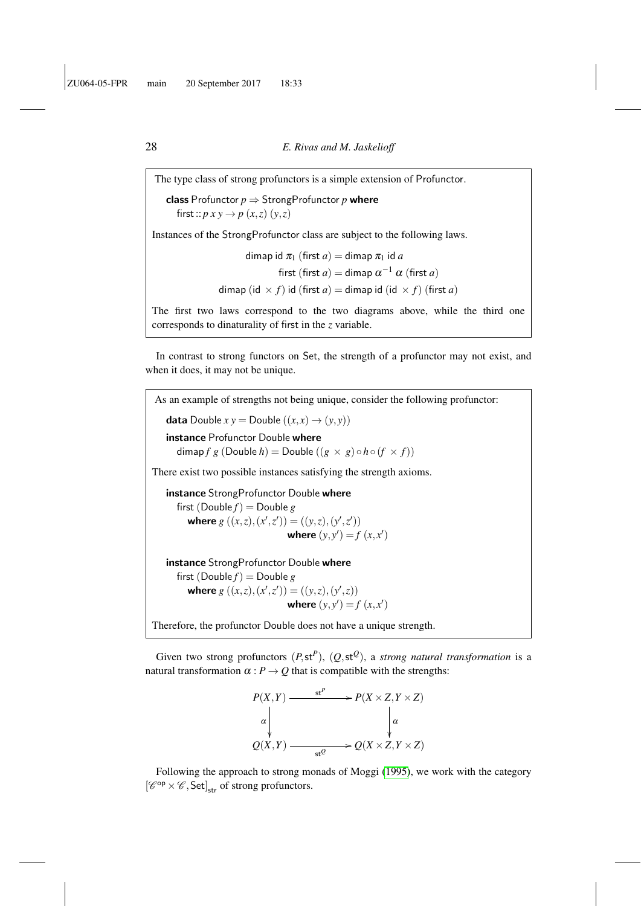> The type class of strong profunctors is a simple extension of Profunctor.
>
> ```
> class Profunctor p ⇒ StrongProfunctor p where
>   first :: p x y → p (x,z) (y,z)
> ```
>
> Instances of the StrongProfunctor class are subject to the following laws.
>
> $$\mathsf{dimap}\ \mathsf{id}\ \pi_1\ (\mathsf{first}\ a) = \mathsf{dimap}\ \pi_1\ \mathsf{id}\ a$$
> $$\mathsf{first}\ (\mathsf{first}\ a) = \mathsf{dimap}\ \alpha^{-1}\ \alpha\ (\mathsf{first}\ a)$$
> $$\mathsf{dimap}\ (\mathsf{id}\ \times\ f)\ \mathsf{id}\ (\mathsf{first}\ a) = \mathsf{dimap}\ \mathsf{id}\ (\mathsf{id}\ \times\ f)\ (\mathsf{first}\ a)$$
>
> The first two laws correspond to the two diagrams above, while the third one corresponds to dinaturality of first in the $z$ variable.

In contrast to strong functors on Set, the strength of a profunctor may not exist, and when it does, it may not be unique.

> As an example of strengths not being unique, consider the following profunctor:
>
> ```
> data Double x y = Double ((x,x) → (y,y))
>
> instance Profunctor Double where
>   dimap f g (Double h) = Double ((g × g) ∘ h ∘ (f × f))
> ```
>
> There exist two possible instances satisfying the strength axioms.
>
> ```
> instance StrongProfunctor Double where
>   first (Double f) = Double g
>     where g ((x,z),(x',z')) = ((y,z),(y',z'))
>                   where (y,y') = f (x,x')
>
> instance StrongProfunctor Double where
>   first (Double f) = Double g
>     where g ((x,z),(x',z')) = ((y,z'),(y',z))
>                   where (y,y') = f (x,x')
> ```
>
> Therefore, the profunctor Double does not have a unique strength.

Given two strong profunctors $(P, \mathsf{st}^P)$, $(Q, \mathsf{st}^Q)$, a *strong natural transformation* is a natural transformation $\alpha : P \to Q$ that is compatible with the strengths:

$$\begin{array}{ccc}
P(X,Y) & \xrightarrow{\ \mathsf{st}^P\ } & P(X \times Z, Y \times Z) \\
\Big\downarrow{\scriptstyle \alpha} & & \Big\downarrow{\scriptstyle \alpha} \\
Q(X,Y) & \xrightarrow[\ \mathsf{st}^Q\ ]{} & Q(X \times Z, Y \times Z)
\end{array}$$

Following the approach to strong monads of Moggi (1995), we work with the category $[\mathscr{C}^{\mathsf{op}} \times \mathscr{C}, \mathsf{Set}]_{\mathsf{str}}$ of strong profunctors.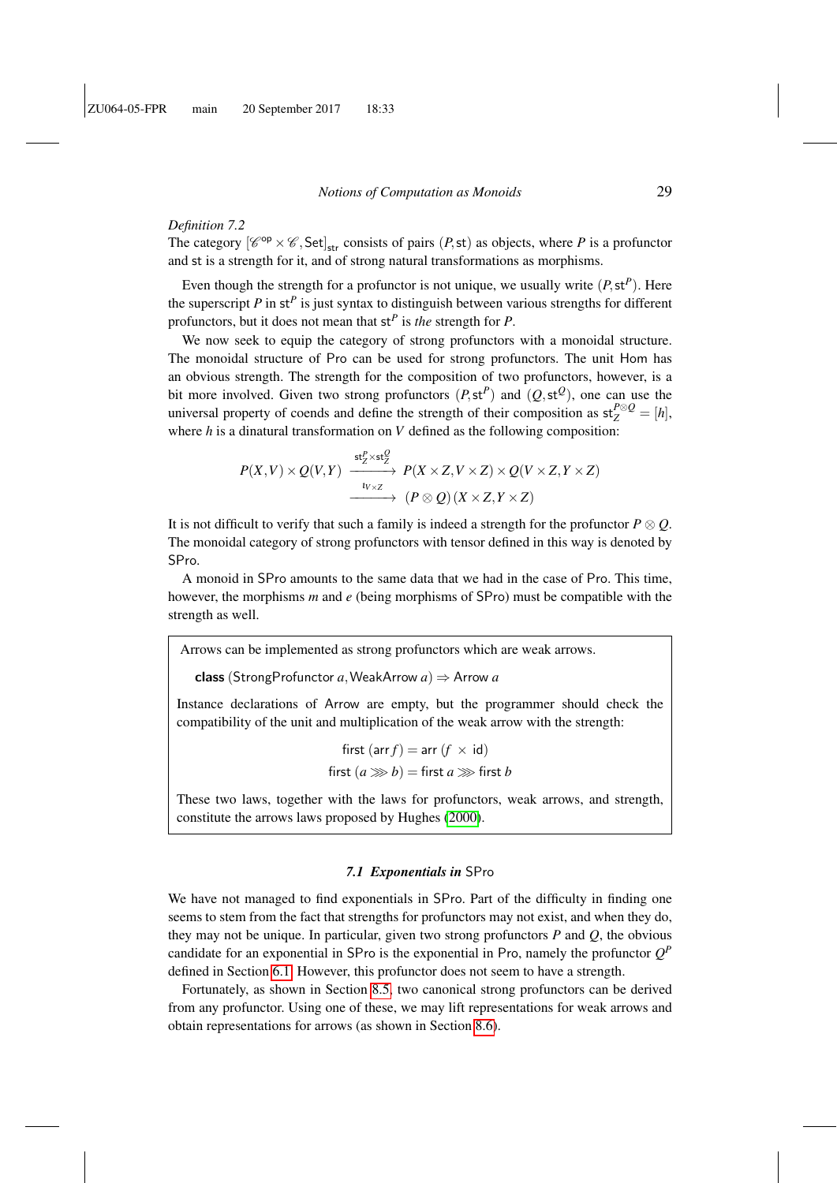*Definition 7.2*
The category $[\mathscr{C}^{\mathsf{op}} \times \mathscr{C}, \mathsf{Set}]_{\mathsf{str}}$ consists of pairs $(P, \mathsf{st})$ as objects, where $P$ is a profunctor and $\mathsf{st}$ is a strength for it, and of strong natural transformations as morphisms.

Even though the strength for a profunctor is not unique, we usually write $(P, \mathsf{st}^P)$. Here the superscript $P$ in $\mathsf{st}^P$ is just syntax to distinguish between various strengths for different profunctors, but it does not mean that $\mathsf{st}^P$ is *the* strength for $P$.

We now seek to equip the category of strong profunctors with a monoidal structure. The monoidal structure of Pro can be used for strong profunctors. The unit Hom has an obvious strength. The strength for the composition of two profunctors, however, is a bit more involved. Given two strong profunctors $(P, \mathsf{st}^P)$ and $(Q, \mathsf{st}^Q)$, one can use the universal property of coends and define the strength of their composition as $\mathsf{st}_Z^{P\otimes Q} = [h]$, where $h$ is a dinatural transformation on $V$ defined as the following composition:

$$P(X,V) \times Q(V,Y) \xrightarrow{\mathsf{st}_Z^P \times \mathsf{st}_Z^Q} P(X \times Z, V \times Z) \times Q(V \times Z, Y \times Z) \xrightarrow{\iota_{V\times Z}} (P \otimes Q)(X \times Z, Y \times Z)$$

It is not difficult to verify that such a family is indeed a strength for the profunctor $P \otimes Q$. The monoidal category of strong profunctors with tensor defined in this way is denoted by SPro.

A monoid in SPro amounts to the same data that we had in the case of Pro. This time, however, the morphisms $m$ and $e$ (being morphisms of SPro) must be compatible with the strength as well.

> Arrows can be implemented as strong profunctors which are weak arrows.
>
> **class** (StrongProfunctor $a$, WeakArrow $a$) $\Rightarrow$ Arrow $a$
>
> Instance declarations of Arrow are empty, but the programmer should check the compatibility of the unit and multiplication of the weak arrow with the strength:
>
> $$\mathsf{first}\ (\mathsf{arr}\ f) = \mathsf{arr}\ (f\ \times\ \mathsf{id})$$
> $$\mathsf{first}\ (a \ggg b) = \mathsf{first}\ a \ggg \mathsf{first}\ b$$
>
> These two laws, together with the laws for profunctors, weak arrows, and strength, constitute the arrows laws proposed by Hughes (2000).

### 7.1 *Exponentials in* SPro

We have not managed to find exponentials in SPro. Part of the difficulty in finding one seems to stem from the fact that strengths for profunctors may not exist, and when they do, they may not be unique. In particular, given two strong profunctors $P$ and $Q$, the obvious candidate for an exponential in SPro is the exponential in Pro, namely the profunctor $Q^P$ defined in Section 6.1. However, this profunctor does not seem to have a strength.

Fortunately, as shown in Section 8.5, two canonical strong profunctors can be derived from any profunctor. Using one of these, we may lift representations for weak arrows and obtain representations for arrows (as shown in Section 8.6).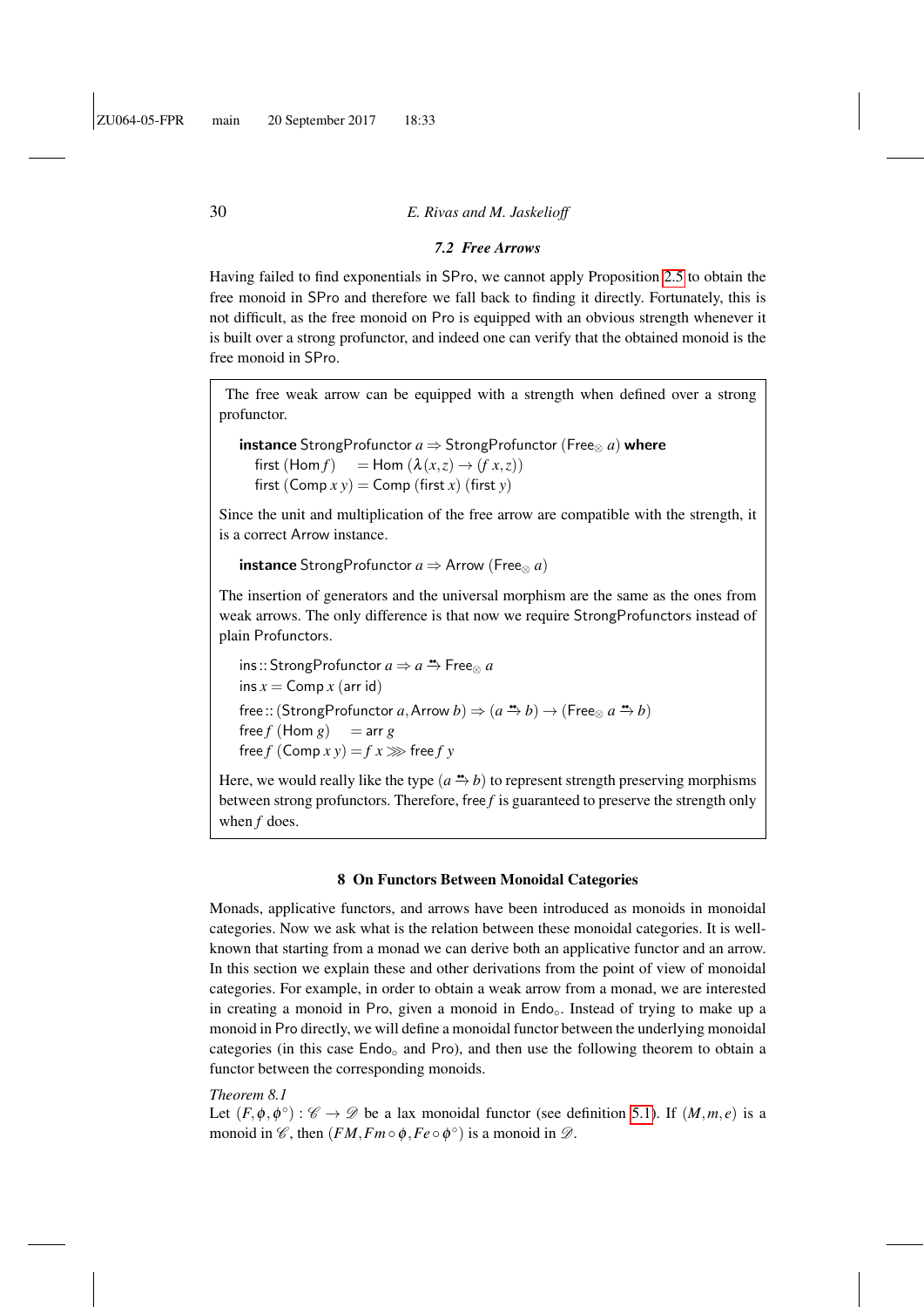### 7.2 Free Arrows

Having failed to find exponentials in SPro, we cannot apply Proposition 2.5 to obtain the free monoid in SPro and therefore we fall back to finding it directly. Fortunately, this is not difficult, as the free monoid on Pro is equipped with an obvious strength whenever it is built over a strong profunctor, and indeed one can verify that the obtained monoid is the free monoid in SPro.

The free weak arrow can be equipped with a strength when defined over a strong profunctor.

```
instance StrongProfunctor a ⇒ StrongProfunctor (Free⊗ a) where
  first (Hom f)     = Hom (λ(x,z) → (f x,z))
  first (Comp x y) = Comp (first x) (first y)
```

Since the unit and multiplication of the free arrow are compatible with the strength, it is a correct Arrow instance.

```
instance StrongProfunctor a ⇒ Arrow (Free⊗ a)
```

The insertion of generators and the universal morphism are the same as the ones from weak arrows. The only difference is that now we require StrongProfunctors instead of plain Profunctors.

```
ins :: StrongProfunctor a ⇒ a ⇸ Free⊗ a
ins x = Comp x (arr id)
free :: (StrongProfunctor a, Arrow b) ⇒ (a ⇸ b) → (Free⊗ a ⇸ b)
free f (Hom g)     = arr g
free f (Comp x y) = f x ⋙ free f y
```

Here, we would really like the type $(a \overset{\bullet\bullet}{\rightarrow} b)$ to represent strength preserving morphisms between strong profunctors. Therefore, free $f$ is guaranteed to preserve the strength only when $f$ does.

## 8 On Functors Between Monoidal Categories

Monads, applicative functors, and arrows have been introduced as monoids in monoidal categories. Now we ask what is the relation between these monoidal categories. It is well-known that starting from a monad we can derive both an applicative functor and an arrow. In this section we explain these and other derivations from the point of view of monoidal categories. For example, in order to obtain a weak arrow from a monad, we are interested in creating a monoid in Pro, given a monoid in $\mathsf{Endo}_\circ$. Instead of trying to make up a monoid in Pro directly, we will define a monoidal functor between the underlying monoidal categories (in this case $\mathsf{Endo}_\circ$ and Pro), and then use the following theorem to obtain a functor between the corresponding monoids.

*Theorem 8.1*
Let $(F, \phi, \phi^\circ) : \mathscr{C} \to \mathscr{D}$ be a lax monoidal functor (see definition 5.1). If $(M, m, e)$ is a monoid in $\mathscr{C}$, then $(FM, Fm \circ \phi, Fe \circ \phi^\circ)$ is a monoid in $\mathscr{D}$.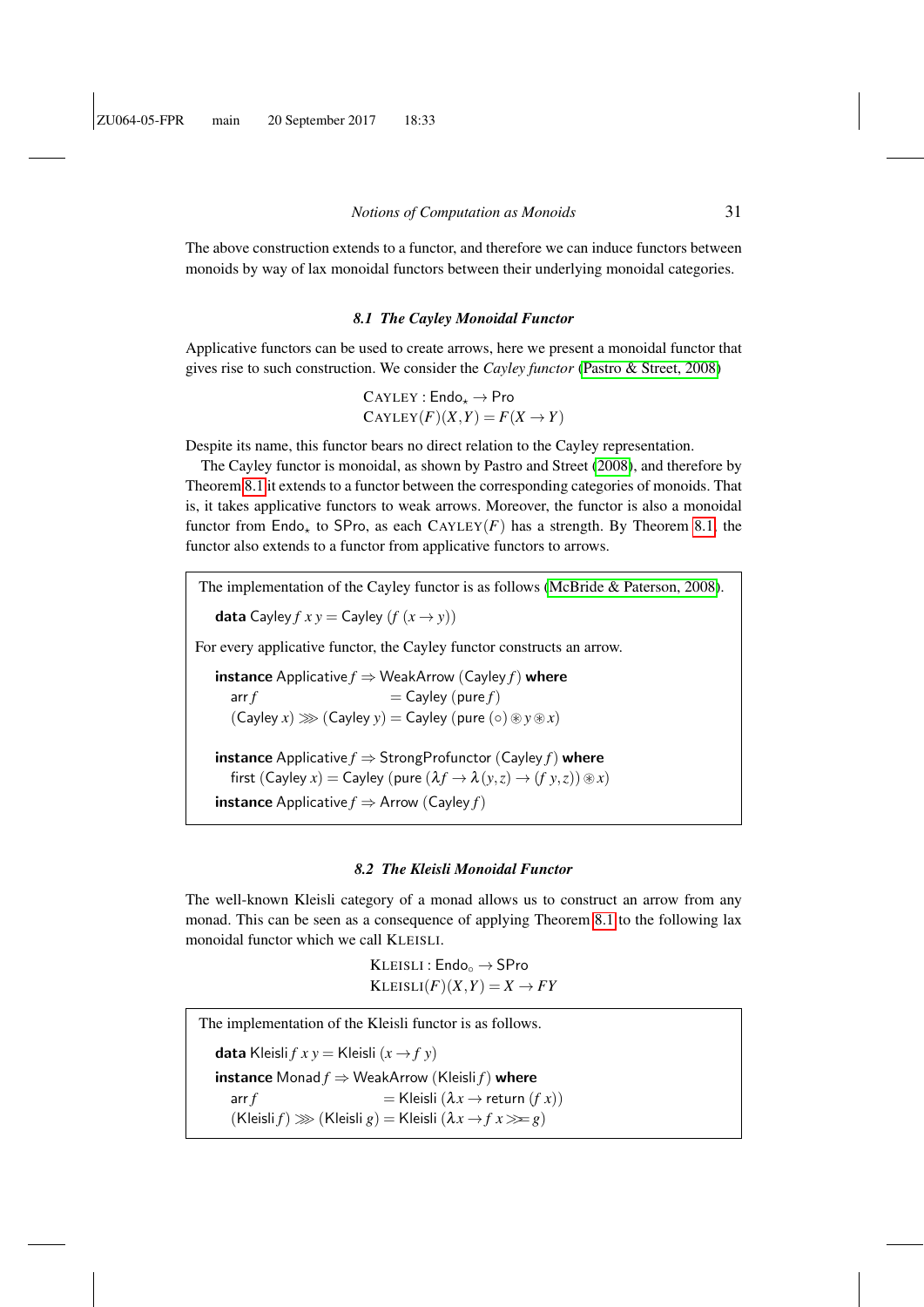The above construction extends to a functor, and therefore we can induce functors between monoids by way of lax monoidal functors between their underlying monoidal categories.

### *8.1 The Cayley Monoidal Functor*

Applicative functors can be used to create arrows, here we present a monoidal functor that gives rise to such construction. We consider the *Cayley functor* (Pastro & Street, 2008)

$$\begin{aligned}
&\textsc{Cayley} : \mathsf{Endo}_\star \to \mathsf{Pro} \\
&\textsc{Cayley}(F)(X,Y) = F(X \to Y)
\end{aligned}$$

Despite its name, this functor bears no direct relation to the Cayley representation.

The Cayley functor is monoidal, as shown by Pastro and Street (2008), and therefore by Theorem 8.1 it extends to a functor between the corresponding categories of monoids. That is, it takes applicative functors to weak arrows. Moreover, the functor is also a monoidal functor from $\mathsf{Endo}_\star$ to $\mathsf{SPro}$, as each $\textsc{Cayley}(F)$ has a strength. By Theorem 8.1, the functor also extends to a functor from applicative functors to arrows.

The implementation of the Cayley functor is as follows (McBride & Paterson, 2008).

```
data Cayley f x y = Cayley (f (x → y))
```

For every applicative functor, the Cayley functor constructs an arrow.

```
instance Applicative f ⇒ WeakArrow (Cayley f) where
  arr f                   = Cayley (pure f)
  (Cayley x) ⋙ (Cayley y) = Cayley (pure (∘) ⊛ y ⊛ x)

instance Applicative f ⇒ StrongProfunctor (Cayley f) where
  first (Cayley x) = Cayley (pure (λf → λ(y,z) → (f y,z)) ⊛ x)
instance Applicative f ⇒ Arrow (Cayley f)
```

### *8.2 The Kleisli Monoidal Functor*

The well-known Kleisli category of a monad allows us to construct an arrow from any monad. This can be seen as a consequence of applying Theorem 8.1 to the following lax monoidal functor which we call KLEISLI.

$$\begin{aligned}
&\textsc{Kleisli} : \mathsf{Endo}_\circ \to \mathsf{SPro} \\
&\textsc{Kleisli}(F)(X,Y) = X \to FY
\end{aligned}$$

The implementation of the Kleisli functor is as follows.

```
data Kleisli f x y = Kleisli (x → f y)
instance Monad f ⇒ WeakArrow (Kleisli f) where
  arr f                     = Kleisli (λx → return (f x))
  (Kleisli f) ⋙ (Kleisli g) = Kleisli (λx → f x ≫= g)
```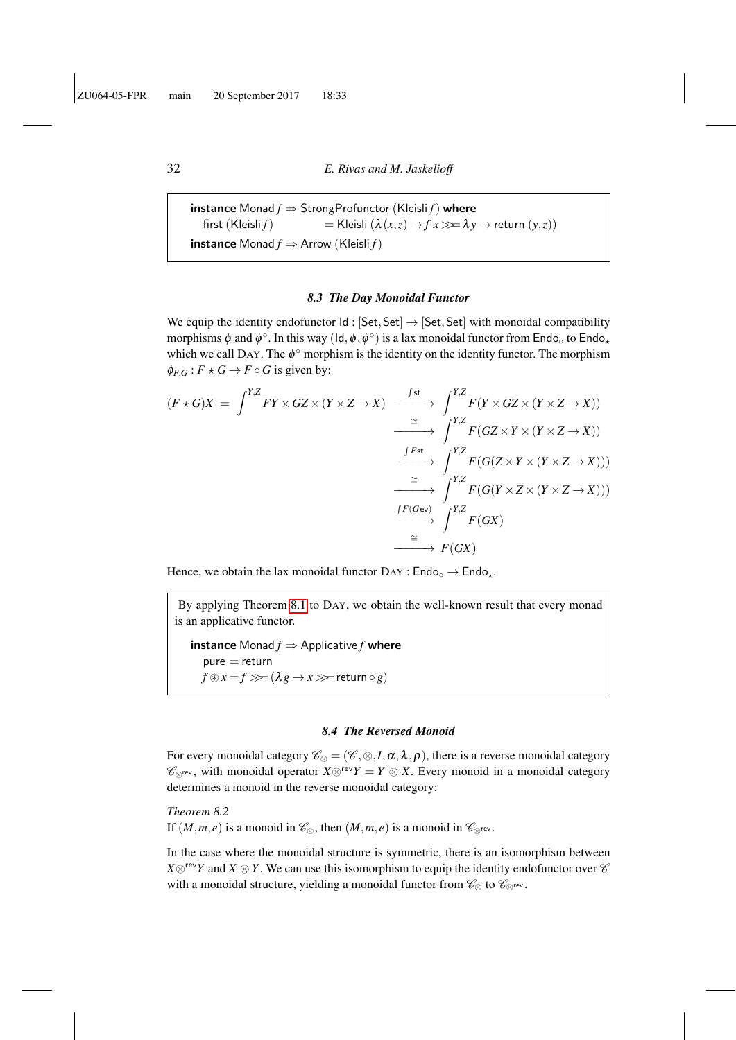```
instance Monad f ⇒ StrongProfunctor (Kleisli f) where
  first (Kleisli f)        = Kleisli (λ(x,z) → f x >>= λy → return (y,z))
instance Monad f ⇒ Arrow (Kleisli f)
```

### 8.3 The Day Monoidal Functor

We equip the identity endofunctor $\mathsf{Id} : [\mathsf{Set}, \mathsf{Set}] \to [\mathsf{Set}, \mathsf{Set}]$ with monoidal compatibility morphisms $\phi$ and $\phi^\circ$. In this way $(\mathsf{Id}, \phi, \phi^\circ)$ is a lax monoidal functor from $\mathsf{Endo}_\circ$ to $\mathsf{Endo}_\star$ which we call DAY. The $\phi^\circ$ morphism is the identity on the identity functor. The morphism $\phi_{F,G} : F \star G \to F \circ G$ is given by:

$$
\begin{aligned}
(F \star G)X = \int^{Y,Z} FY \times GZ \times (Y \times Z \to X) &\xrightarrow{\int \mathsf{st}} \int^{Y,Z} F(Y \times GZ \times (Y \times Z \to X)) \\
&\xrightarrow{\cong} \int^{Y,Z} F(GZ \times Y \times (Y \times Z \to X)) \\
&\xrightarrow{\int F\mathsf{st}} \int^{Y,Z} F(G(Z \times Y \times (Y \times Z \to X))) \\
&\xrightarrow{\cong} \int^{Y,Z} F(G(Y \times Z \times (Y \times Z \to X))) \\
&\xrightarrow{\int F(G\mathsf{ev})} \int^{Y,Z} F(GX) \\
&\xrightarrow{\cong} F(GX)
\end{aligned}
$$

Hence, we obtain the lax monoidal functor $\text{DAY} : \mathsf{Endo}_\circ \to \mathsf{Endo}_\star$.

By applying Theorem 8.1 to DAY, we obtain the well-known result that every monad is an applicative functor.

```
instance Monad f ⇒ Applicative f where
  pure = return
  f ⊛ x = f >>= (λg → x >>= return ∘ g)
```

### 8.4 The Reversed Monoid

For every monoidal category $\mathscr{C}_\otimes = (\mathscr{C}, \otimes, I, \alpha, \lambda, \rho)$, there is a reverse monoidal category $\mathscr{C}_{\otimes^{\mathsf{rev}}}$, with monoidal operator $X \otimes^{\mathsf{rev}} Y = Y \otimes X$. Every monoid in a monoidal category determines a monoid in the reverse monoidal category:

*Theorem 8.2*
If $(M, m, e)$ is a monoid in $\mathscr{C}_\otimes$, then $(M, m, e)$ is a monoid in $\mathscr{C}_{\otimes^{\mathsf{rev}}}$.

In the case where the monoidal structure is symmetric, there is an isomorphism between $X \otimes^{\mathsf{rev}} Y$ and $X \otimes Y$. We can use this isomorphism to equip the identity endofunctor over $\mathscr{C}$ with a monoidal structure, yielding a monoidal functor from $\mathscr{C}_\otimes$ to $\mathscr{C}_{\otimes^{\mathsf{rev}}}$.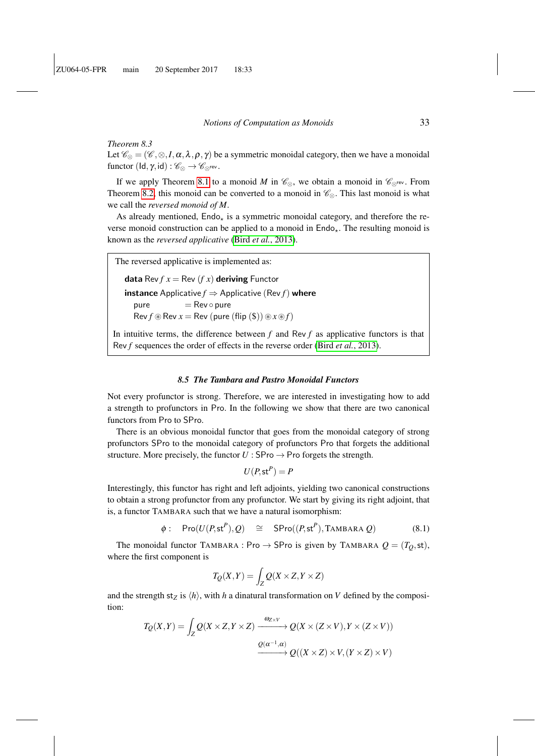*Theorem 8.3*
Let $\mathscr{C}_\otimes = (\mathscr{C}, \otimes, I, \alpha, \lambda, \rho, \gamma)$ be a symmetric monoidal category, then we have a monoidal functor $(\mathsf{Id}, \gamma, \mathsf{id}) : \mathscr{C}_\otimes \to \mathscr{C}_{\otimes^{\mathsf{rev}}}$.

If we apply Theorem 8.1 to a monoid $M$ in $\mathscr{C}_\otimes$, we obtain a monoid in $\mathscr{C}_{\otimes^{\mathsf{rev}}}$. From Theorem 8.2, this monoid can be converted to a monoid in $\mathscr{C}_\otimes$. This last monoid is what we call the *reversed monoid of M*.

As already mentioned, $\mathsf{Endo}_\star$ is a symmetric monoidal category, and therefore the reverse monoid construction can be applied to a monoid in $\mathsf{Endo}_\star$. The resulting monoid is known as the *reversed applicative* (Bird *et al.*, 2013).

> The reversed applicative is implemented as:
>
> ```
> data Rev f x = Rev (f x) deriving Functor
> instance Applicative f ⇒ Applicative (Rev f) where
>   pure          = Rev ∘ pure
>   Rev f ⊛ Rev x = Rev (pure (flip ($)) ⊛ x ⊛ f)
> ```
>
> In intuitive terms, the difference between $f$ and $\mathsf{Rev}\, f$ as applicative functors is that $\mathsf{Rev}\, f$ sequences the order of effects in the reverse order (Bird *et al.*, 2013).

### 8.5 The Tambara and Pastro Monoidal Functors

Not every profunctor is strong. Therefore, we are interested in investigating how to add a strength to profunctors in $\mathsf{Pro}$. In the following we show that there are two canonical functors from $\mathsf{Pro}$ to $\mathsf{SPro}$.

There is an obvious monoidal functor that goes from the monoidal category of strong profunctors $\mathsf{SPro}$ to the monoidal category of profunctors $\mathsf{Pro}$ that forgets the additional structure. More precisely, the functor $U : \mathsf{SPro} \to \mathsf{Pro}$ forgets the strength.

$$U(P, \mathsf{st}^P) = P$$

Interestingly, this functor has right and left adjoints, yielding two canonical constructions to obtain a strong profunctor from any profunctor. We start by giving its right adjoint, that is, a functor $\textsc{Tambara}$ such that we have a natural isomorphism:

$$\phi : \quad \mathsf{Pro}(U(P, \mathsf{st}^P), Q) \quad \cong \quad \mathsf{SPro}((P, \mathsf{st}^P), \textsc{Tambara}\ Q) \tag{8.1}$$

The monoidal functor $\textsc{Tambara} : \mathsf{Pro} \to \mathsf{SPro}$ is given by $\textsc{Tambara}\ Q = (T_Q, \mathsf{st})$, where the first component is

$$T_Q(X, Y) = \int_Z Q(X \times Z, Y \times Z)$$

and the strength $\mathsf{st}_Z$ is $\langle h \rangle$, with $h$ a dinatural transformation on $V$ defined by the composition:

$$T_Q(X, Y) = \int_Z Q(X \times Z, Y \times Z) \xrightarrow{\omega_{Z \times V}} Q(X \times (Z \times V), Y \times (Z \times V))$$
$$\xrightarrow{Q(\alpha^{-1}, \alpha)} Q((X \times Z) \times V, (Y \times Z) \times V)$$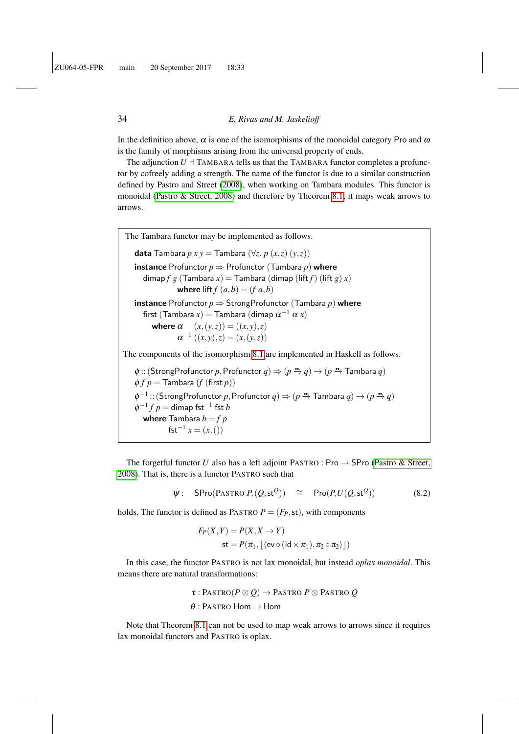In the definition above, $\alpha$ is one of the isomorphisms of the monoidal category Pro and $\omega$ is the family of morphisms arising from the universal property of ends.

The adjunction $U \dashv$ TAMBARA tells us that the TAMBARA functor completes a profunctor by cofreely adding a strength. The name of the functor is due to a similar construction defined by Pastro and Street (2008), when working on Tambara modules. This functor is monoidal (Pastro & Street, 2008) and therefore by Theorem 8.1, it maps weak arrows to arrows.

> The Tambara functor may be implemented as follows.
>
> ```
> data Tambara p x y = Tambara (∀z. p (x,z) (y,z))
>
> instance Profunctor p ⇒ Profunctor (Tambara p) where
>   dimap f g (Tambara x) = Tambara (dimap (lift f) (lift g) x)
>          where lift f (a,b) = (f a,b)
>
> instance Profunctor p ⇒ StrongProfunctor (Tambara p) where
>   first (Tambara x) = Tambara (dimap α⁻¹ α x)
>      where α   (x,(y,z)) = ((x,y),z)
>            α⁻¹ ((x,y),z) = (x,(y,z))
> ```
>
> The components of the isomorphism 8.1 are implemented in Haskell as follows.
>
> ```
> ϕ :: (StrongProfunctor p, Profunctor q) ⇒ (p ⇸ q) → (p ⇸ Tambara q)
> ϕ f p = Tambara (f (first p))
> ϕ⁻¹ :: (StrongProfunctor p, Profunctor q) ⇒ (p ⇸ Tambara q) → (p ⇸ q)
> ϕ⁻¹ f p = dimap fst⁻¹ fst b
>   where Tambara b = f p
>         fst⁻¹ x = (x,())
> ```

The forgetful functor $U$ also has a left adjoint PASTRO : Pro $\to$ SPro (Pastro & Street, 2008). That is, there is a functor PASTRO such that

$$\psi : \quad \mathsf{SPro}(\text{PASTRO } P, (Q, \mathsf{st}^Q)) \quad \cong \quad \mathsf{Pro}(P, U(Q, \mathsf{st}^Q)) \tag{8.2}$$

holds. The functor is defined as PASTRO $P = (F_P, \mathsf{st})$, with components

$$F_P(X,Y) = P(X, X \to Y)$$
$$\mathsf{st} = P(\pi_1, \lfloor \langle \mathsf{ev} \circ (\mathsf{id} \times \pi_1), \pi_2 \circ \pi_2 \rangle \rfloor)$$

In this case, the functor PASTRO is not lax monoidal, but instead *oplax monoidal*. This means there are natural transformations:

$$\tau : \text{PASTRO}(P \otimes Q) \to \text{PASTRO } P \otimes \text{PASTRO } Q$$
$$\theta : \text{PASTRO Hom} \to \mathsf{Hom}$$

Note that Theorem 8.1 can not be used to map weak arrows to arrows since it requires lax monoidal functors and PASTRO is oplax.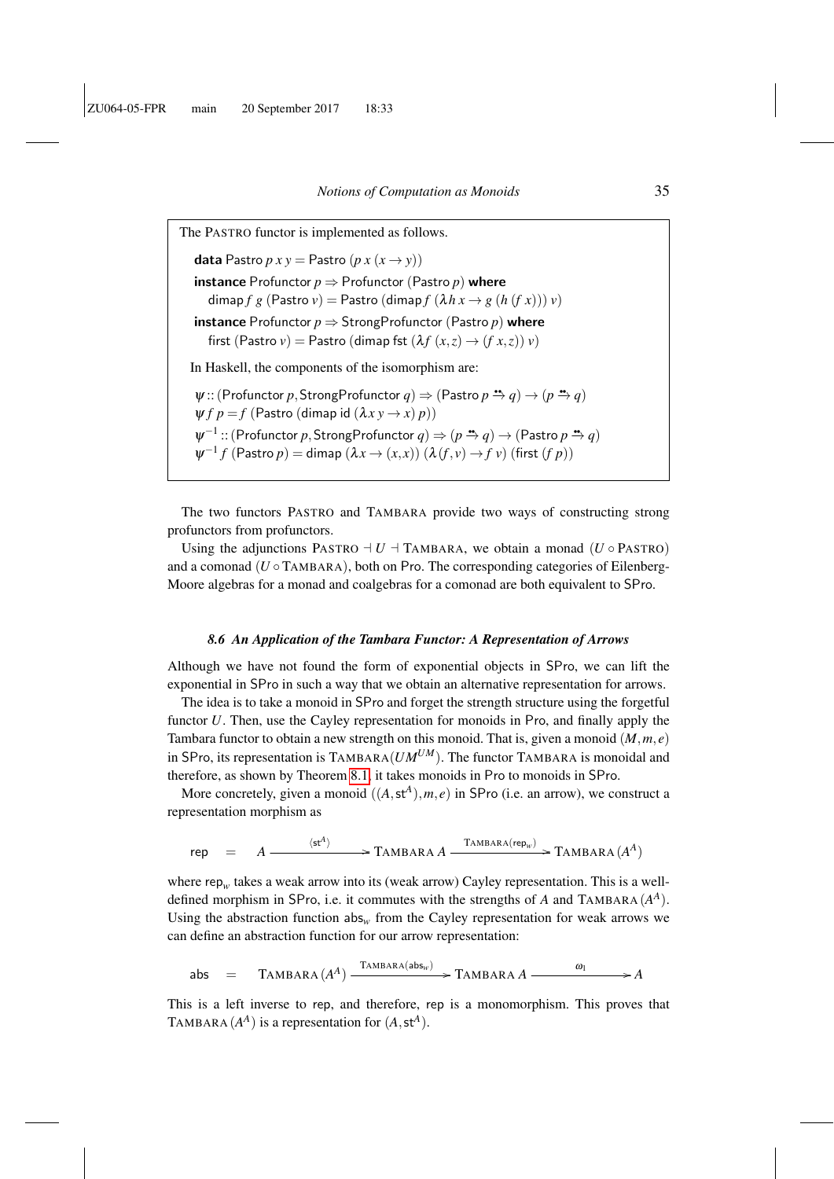The PASTRO functor is implemented as follows.

```
data Pastro p x y = Pastro (p x (x → y))
instance Profunctor p ⇒ Profunctor (Pastro p) where
  dimap f g (Pastro v) = Pastro (dimap f (λh x → g (h (f x))) v)
instance Profunctor p ⇒ StrongProfunctor (Pastro p) where
  first (Pastro v) = Pastro (dimap fst (λf (x,z) → (f x,z)) v)
```

In Haskell, the components of the isomorphism are:

```
ψ :: (Profunctor p, StrongProfunctor q) ⇒ (Pastro p ⇸ q) → (p ⇸ q)
ψ f p = f (Pastro (dimap id (λx y → x) p))
ψ⁻¹ :: (Profunctor p, StrongProfunctor q) ⇒ (p ⇸ q) → (Pastro p ⇸ q)
ψ⁻¹ f (Pastro p) = dimap (λx → (x,x)) (λ(f,v) → f v) (first (f p))
```

The two functors PASTRO and TAMBARA provide two ways of constructing strong profunctors from profunctors.

Using the adjunctions PASTRO $\dashv U \dashv$ TAMBARA, we obtain a monad ($U \circ$ PASTRO) and a comonad ($U \circ$ TAMBARA), both on Pro. The corresponding categories of Eilenberg-Moore algebras for a monad and coalgebras for a comonad are both equivalent to SPro.

### *8.6 An Application of the Tambara Functor: A Representation of Arrows*

Although we have not found the form of exponential objects in SPro, we can lift the exponential in SPro in such a way that we obtain an alternative representation for arrows.

The idea is to take a monoid in SPro and forget the strength structure using the forgetful functor $U$. Then, use the Cayley representation for monoids in Pro, and finally apply the Tambara functor to obtain a new strength on this monoid. That is, given a monoid $(M,m,e)$ in SPro, its representation is TAMBARA$(UM^{UM})$. The functor TAMBARA is monoidal and therefore, as shown by Theorem 8.1, it takes monoids in Pro to monoids in SPro.

More concretely, given a monoid $((A,\mathsf{st}^A),m,e)$ in SPro (i.e. an arrow), we construct a representation morphism as

$$\mathsf{rep} \quad = \quad A \xrightarrow{\langle \mathsf{st}^A \rangle} \text{TAMBARA}\, A \xrightarrow{\text{TAMBARA}(\mathsf{rep}_w)} \text{TAMBARA}\,(A^A)$$

where $\mathsf{rep}_w$ takes a weak arrow into its (weak arrow) Cayley representation. This is a well-defined morphism in SPro, i.e. it commutes with the strengths of $A$ and TAMBARA$\,(A^A)$. Using the abstraction function $\mathsf{abs}_w$ from the Cayley representation for weak arrows we can define an abstraction function for our arrow representation:

$$\mathsf{abs} \quad = \quad \text{TAMBARA}\,(A^A) \xrightarrow{\text{TAMBARA}(\mathsf{abs}_w)} \text{TAMBARA}\, A \xrightarrow{\quad \omega_1 \quad} A$$

This is a left inverse to rep, and therefore, rep is a monomorphism. This proves that TAMBARA$\,(A^A)$ is a representation for $(A,\mathsf{st}^A)$.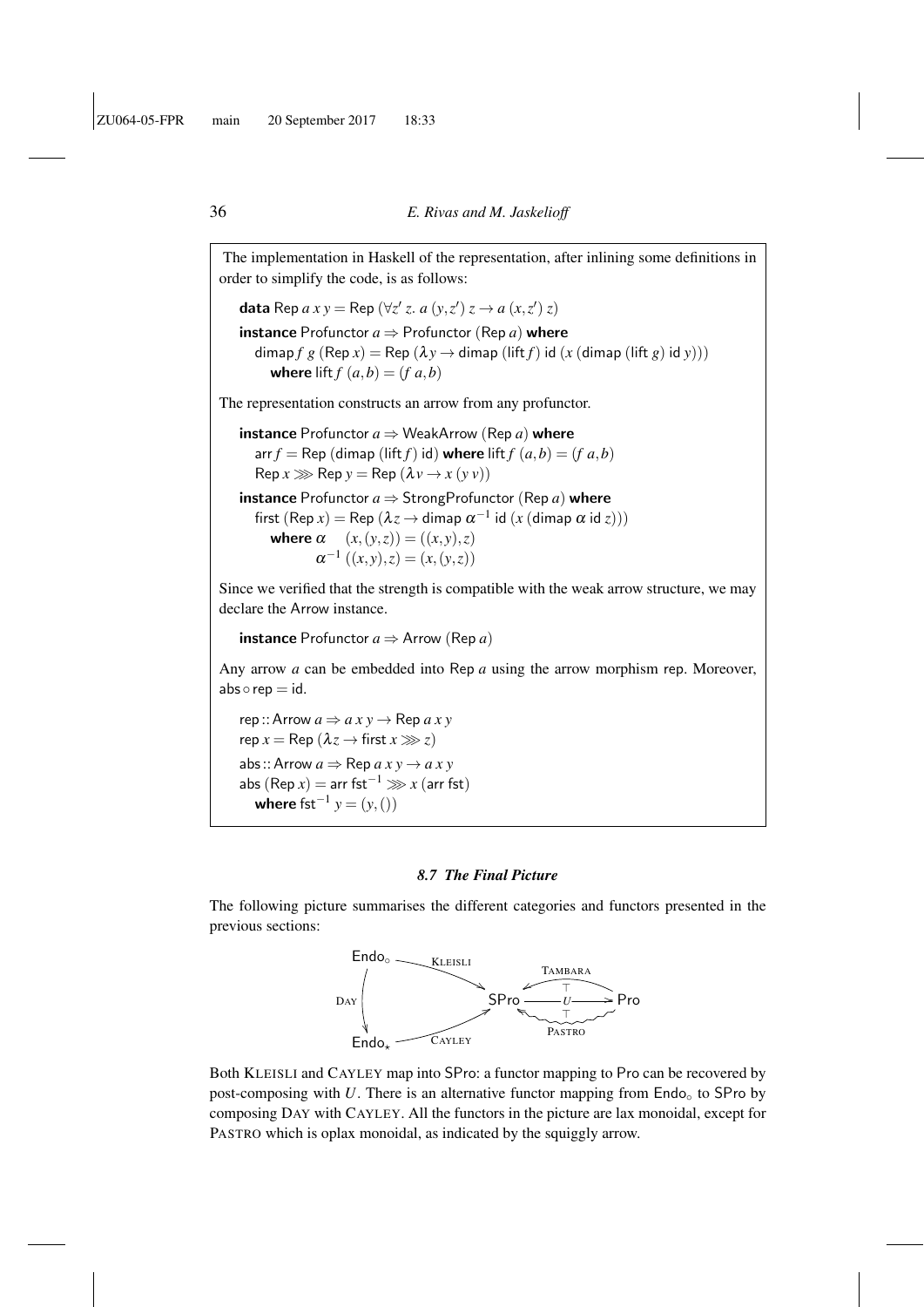The implementation in Haskell of the representation, after inlining some definitions in order to simplify the code, is as follows:

```
data Rep a x y = Rep (∀z' z. a (y,z') z → a (x,z') z)

instance Profunctor a ⇒ Profunctor (Rep a) where
  dimap f g (Rep x) = Rep (λy → dimap (lift f) id (x (dimap (lift g) id y)))
    where lift f (a,b) = (f a,b)
```

The representation constructs an arrow from any profunctor.

```
instance Profunctor a ⇒ WeakArrow (Rep a) where
  arr f = Rep (dimap (lift f) id) where lift f (a,b) = (f a,b)
  Rep x ⋙ Rep y = Rep (λv → x (y v))

instance Profunctor a ⇒ StrongProfunctor (Rep a) where
  first (Rep x) = Rep (λz → dimap α⁻¹ id (x (dimap α id z)))
    where α   (x,(y,z)) = ((x,y),z)
          α⁻¹ ((x,y),z) = (x,(y,z))
```

Since we verified that the strength is compatible with the weak arrow structure, we may declare the Arrow instance.

```
instance Profunctor a ⇒ Arrow (Rep a)
```

Any arrow $a$ can be embedded into Rep $a$ using the arrow morphism rep. Moreover, $\mathsf{abs} \circ \mathsf{rep} = \mathsf{id}$.

```
rep :: Arrow a ⇒ a x y → Rep a x y
rep x = Rep (λz → first x ⋙ z)

abs :: Arrow a ⇒ Rep a x y → a x y
abs (Rep x) = arr fst⁻¹ ⋙ x (arr fst)
  where fst⁻¹ y = (y,())
```

### 8.7 The Final Picture

The following picture summarises the different categories and functors presented in the previous sections:

$$\begin{array}{c}
\mathsf{Endo}_\circ \xrightarrow{\text{KLEISLI}} \mathsf{SPro} \\
\mathsf{Endo}_\circ \xrightarrow{\text{DAY}} \mathsf{Endo}_\star \\
\mathsf{Endo}_\star \xrightarrow{\text{CAYLEY}} \mathsf{SPro} \\
\mathsf{SPro} \xrightarrow{U} \mathsf{Pro}, \quad \mathsf{Pro} \xrightarrow{\text{TAMBARA}} \mathsf{SPro}, \quad \mathsf{Pro} \rightsquigarrow^{\text{PASTRO}} \mathsf{SPro} \\
\text{(TAMBARA} \dashv U \text{ and } U \dashv \text{PASTRO adjunctions indicated by } \top)
\end{array}$$

Both KLEISLI and CAYLEY map into SPro: a functor mapping to Pro can be recovered by post-composing with $U$. There is an alternative functor mapping from $\mathsf{Endo}_\circ$ to SPro by composing DAY with CAYLEY. All the functors in the picture are lax monoidal, except for PASTRO which is oplax monoidal, as indicated by the squiggly arrow.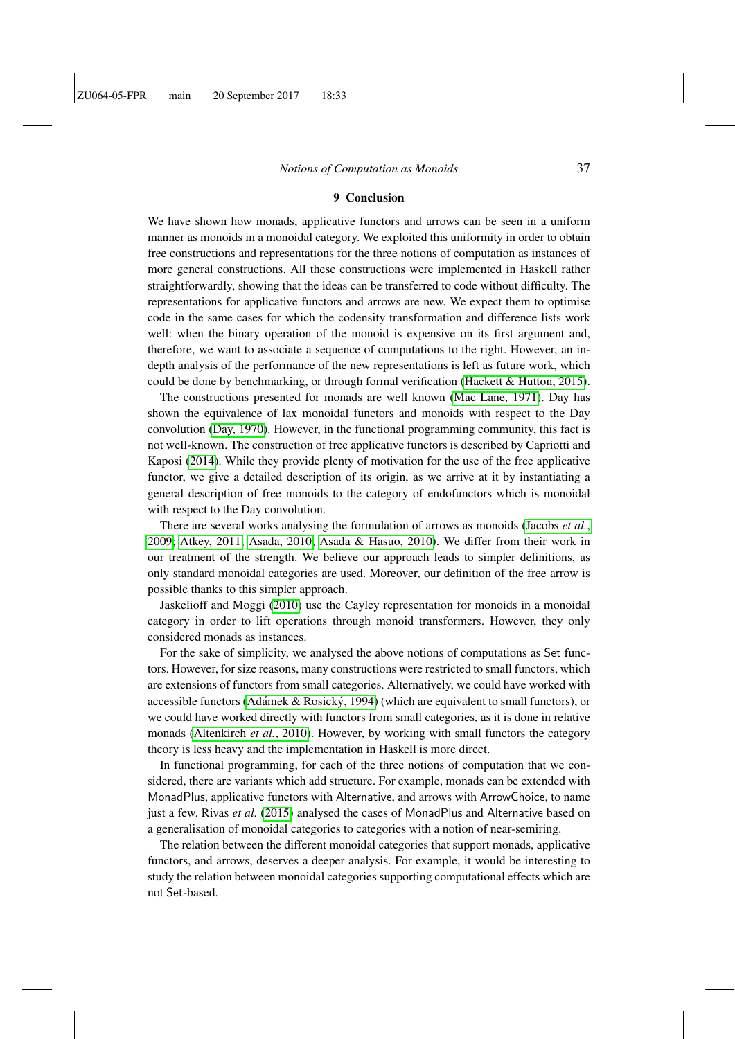## 9 Conclusion

We have shown how monads, applicative functors and arrows can be seen in a uniform manner as monoids in a monoidal category. We exploited this uniformity in order to obtain free constructions and representations for the three notions of computation as instances of more general constructions. All these constructions were implemented in Haskell rather straightforwardly, showing that the ideas can be transferred to code without difficulty. The representations for applicative functors and arrows are new. We expect them to optimise code in the same cases for which the codensity transformation and difference lists work well: when the binary operation of the monoid is expensive on its first argument and, therefore, we want to associate a sequence of computations to the right. However, an in-depth analysis of the performance of the new representations is left as future work, which could be done by benchmarking, or through formal verification (Hackett & Hutton, 2015).

The constructions presented for monads are well known (Mac Lane, 1971). Day has shown the equivalence of lax monoidal functors and monoids with respect to the Day convolution (Day, 1970). However, in the functional programming community, this fact is not well-known. The construction of free applicative functors is described by Capriotti and Kaposi (2014). While they provide plenty of motivation for the use of the free applicative functor, we give a detailed description of its origin, as we arrive at it by instantiating a general description of free monoids to the category of endofunctors which is monoidal with respect to the Day convolution.

There are several works analysing the formulation of arrows as monoids (Jacobs *et al.*, 2009; Atkey, 2011; Asada, 2010; Asada & Hasuo, 2010). We differ from their work in our treatment of the strength. We believe our approach leads to simpler definitions, as only standard monoidal categories are used. Moreover, our definition of the free arrow is possible thanks to this simpler approach.

Jaskelioff and Moggi (2010) use the Cayley representation for monoids in a monoidal category in order to lift operations through monoid transformers. However, they only considered monads as instances.

For the sake of simplicity, we analysed the above notions of computations as Set functors. However, for size reasons, many constructions were restricted to small functors, which are extensions of functors from small categories. Alternatively, we could have worked with accessible functors (Adámek & Rosický, 1994) (which are equivalent to small functors), or we could have worked directly with functors from small categories, as it is done in relative monads (Altenkirch *et al.*, 2010). However, by working with small functors the category theory is less heavy and the implementation in Haskell is more direct.

In functional programming, for each of the three notions of computation that we considered, there are variants which add structure. For example, monads can be extended with MonadPlus, applicative functors with Alternative, and arrows with ArrowChoice, to name just a few. Rivas *et al.* (2015) analysed the cases of MonadPlus and Alternative based on a generalisation of monoidal categories to categories with a notion of near-semiring.

The relation between the different monoidal categories that support monads, applicative functors, and arrows, deserves a deeper analysis. For example, it would be interesting to study the relation between monoidal categories supporting computational effects which are not Set-based.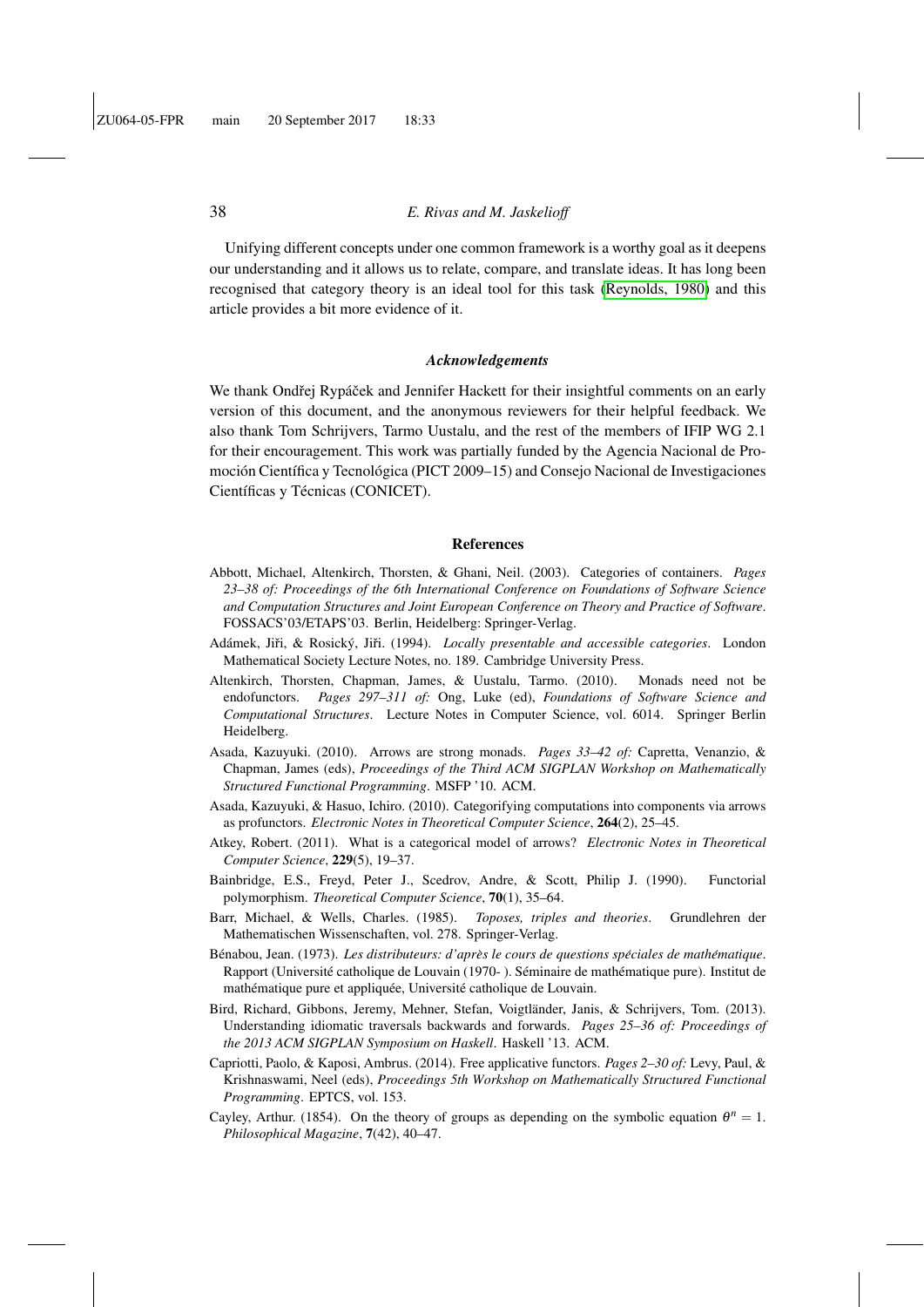Unifying different concepts under one common framework is a worthy goal as it deepens our understanding and it allows us to relate, compare, and translate ideas. It has long been recognised that category theory is an ideal tool for this task (Reynolds, 1980) and this article provides a bit more evidence of it.

### *Acknowledgements*

We thank Ondřej Rypáček and Jennifer Hackett for their insightful comments on an early version of this document, and the anonymous reviewers for their helpful feedback. We also thank Tom Schrijvers, Tarmo Uustalu, and the rest of the members of IFIP WG 2.1 for their encouragement. This work was partially funded by the Agencia Nacional de Promoción Científica y Tecnológica (PICT 2009–15) and Consejo Nacional de Investigaciones Científicas y Técnicas (CONICET).

## References

Abbott, Michael, Altenkirch, Thorsten, & Ghani, Neil. (2003). Categories of containers. *Pages 23–38 of: Proceedings of the 6th International Conference on Foundations of Software Science and Computation Structures and Joint European Conference on Theory and Practice of Software*. FOSSACS'03/ETAPS'03. Berlin, Heidelberg: Springer-Verlag.

Adámek, Jiři, & Rosický, Jiři. (1994). *Locally presentable and accessible categories*. London Mathematical Society Lecture Notes, no. 189. Cambridge University Press.

Altenkirch, Thorsten, Chapman, James, & Uustalu, Tarmo. (2010). Monads need not be endofunctors. *Pages 297–311 of:* Ong, Luke (ed), *Foundations of Software Science and Computational Structures*. Lecture Notes in Computer Science, vol. 6014. Springer Berlin Heidelberg.

Asada, Kazuyuki. (2010). Arrows are strong monads. *Pages 33–42 of:* Capretta, Venanzio, & Chapman, James (eds), *Proceedings of the Third ACM SIGPLAN Workshop on Mathematically Structured Functional Programming*. MSFP '10. ACM.

Asada, Kazuyuki, & Hasuo, Ichiro. (2010). Categorifying computations into components via arrows as profunctors. *Electronic Notes in Theoretical Computer Science*, **264**(2), 25–45.

Atkey, Robert. (2011). What is a categorical model of arrows? *Electronic Notes in Theoretical Computer Science*, **229**(5), 19–37.

Bainbridge, E.S., Freyd, Peter J., Scedrov, Andre, & Scott, Philip J. (1990). Functorial polymorphism. *Theoretical Computer Science*, **70**(1), 35–64.

Barr, Michael, & Wells, Charles. (1985). *Toposes, triples and theories*. Grundlehren der Mathematischen Wissenschaften, vol. 278. Springer-Verlag.

Bénabou, Jean. (1973). *Les distributeurs: d'après le cours de questions spéciales de mathématique*. Rapport (Université catholique de Louvain (1970- ). Séminaire de mathématique pure). Institut de mathématique pure et appliquée, Université catholique de Louvain.

Bird, Richard, Gibbons, Jeremy, Mehner, Stefan, Voigtländer, Janis, & Schrijvers, Tom. (2013). Understanding idiomatic traversals backwards and forwards. *Pages 25–36 of: Proceedings of the 2013 ACM SIGPLAN Symposium on Haskell*. Haskell '13. ACM.

Capriotti, Paolo, & Kaposi, Ambrus. (2014). Free applicative functors. *Pages 2–30 of:* Levy, Paul, & Krishnaswami, Neel (eds), *Proceedings 5th Workshop on Mathematically Structured Functional Programming*. EPTCS, vol. 153.

Cayley, Arthur. (1854). On the theory of groups as depending on the symbolic equation $\theta^n = 1$. *Philosophical Magazine*, **7**(42), 40–47.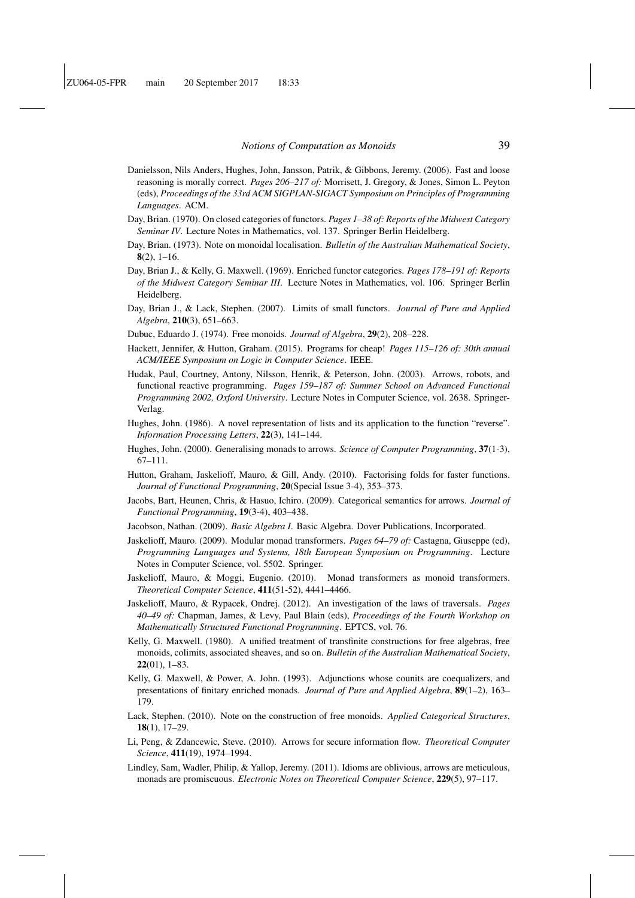Danielsson, Nils Anders, Hughes, John, Jansson, Patrik, & Gibbons, Jeremy. (2006). Fast and loose reasoning is morally correct. *Pages 206–217 of:* Morrisett, J. Gregory, & Jones, Simon L. Peyton (eds), *Proceedings of the 33rd ACM SIGPLAN-SIGACT Symposium on Principles of Programming Languages*. ACM.

Day, Brian. (1970). On closed categories of functors. *Pages 1–38 of: Reports of the Midwest Category Seminar IV*. Lecture Notes in Mathematics, vol. 137. Springer Berlin Heidelberg.

Day, Brian. (1973). Note on monoidal localisation. *Bulletin of the Australian Mathematical Society*, **8**(2), 1–16.

Day, Brian J., & Kelly, G. Maxwell. (1969). Enriched functor categories. *Pages 178–191 of: Reports of the Midwest Category Seminar III*. Lecture Notes in Mathematics, vol. 106. Springer Berlin Heidelberg.

Day, Brian J., & Lack, Stephen. (2007). Limits of small functors. *Journal of Pure and Applied Algebra*, **210**(3), 651–663.

Dubuc, Eduardo J. (1974). Free monoids. *Journal of Algebra*, **29**(2), 208–228.

Hackett, Jennifer, & Hutton, Graham. (2015). Programs for cheap! *Pages 115–126 of: 30th annual ACM/IEEE Symposium on Logic in Computer Science*. IEEE.

Hudak, Paul, Courtney, Antony, Nilsson, Henrik, & Peterson, John. (2003). Arrows, robots, and functional reactive programming. *Pages 159–187 of: Summer School on Advanced Functional Programming 2002, Oxford University*. Lecture Notes in Computer Science, vol. 2638. Springer-Verlag.

Hughes, John. (1986). A novel representation of lists and its application to the function "reverse". *Information Processing Letters*, **22**(3), 141–144.

Hughes, John. (2000). Generalising monads to arrows. *Science of Computer Programming*, **37**(1-3), 67–111.

Hutton, Graham, Jaskelioff, Mauro, & Gill, Andy. (2010). Factorising folds for faster functions. *Journal of Functional Programming*, **20**(Special Issue 3-4), 353–373.

Jacobs, Bart, Heunen, Chris, & Hasuo, Ichiro. (2009). Categorical semantics for arrows. *Journal of Functional Programming*, **19**(3-4), 403–438.

Jacobson, Nathan. (2009). *Basic Algebra I*. Basic Algebra. Dover Publications, Incorporated.

Jaskelioff, Mauro. (2009). Modular monad transformers. *Pages 64–79 of:* Castagna, Giuseppe (ed), *Programming Languages and Systems, 18th European Symposium on Programming*. Lecture Notes in Computer Science, vol. 5502. Springer.

Jaskelioff, Mauro, & Moggi, Eugenio. (2010). Monad transformers as monoid transformers. *Theoretical Computer Science*, **411**(51-52), 4441–4466.

Jaskelioff, Mauro, & Rypacek, Ondrej. (2012). An investigation of the laws of traversals. *Pages 40–49 of:* Chapman, James, & Levy, Paul Blain (eds), *Proceedings of the Fourth Workshop on Mathematically Structured Functional Programming*. EPTCS, vol. 76.

Kelly, G. Maxwell. (1980). A unified treatment of transfinite constructions for free algebras, free monoids, colimits, associated sheaves, and so on. *Bulletin of the Australian Mathematical Society*, **22**(01), 1–83.

Kelly, G. Maxwell, & Power, A. John. (1993). Adjunctions whose counits are coequalizers, and presentations of finitary enriched monads. *Journal of Pure and Applied Algebra*, **89**(1–2), 163–179.

Lack, Stephen. (2010). Note on the construction of free monoids. *Applied Categorical Structures*, **18**(1), 17–29.

Li, Peng, & Zdancewic, Steve. (2010). Arrows for secure information flow. *Theoretical Computer Science*, **411**(19), 1974–1994.

Lindley, Sam, Wadler, Philip, & Yallop, Jeremy. (2011). Idioms are oblivious, arrows are meticulous, monads are promiscuous. *Electronic Notes on Theoretical Computer Science*, **229**(5), 97–117.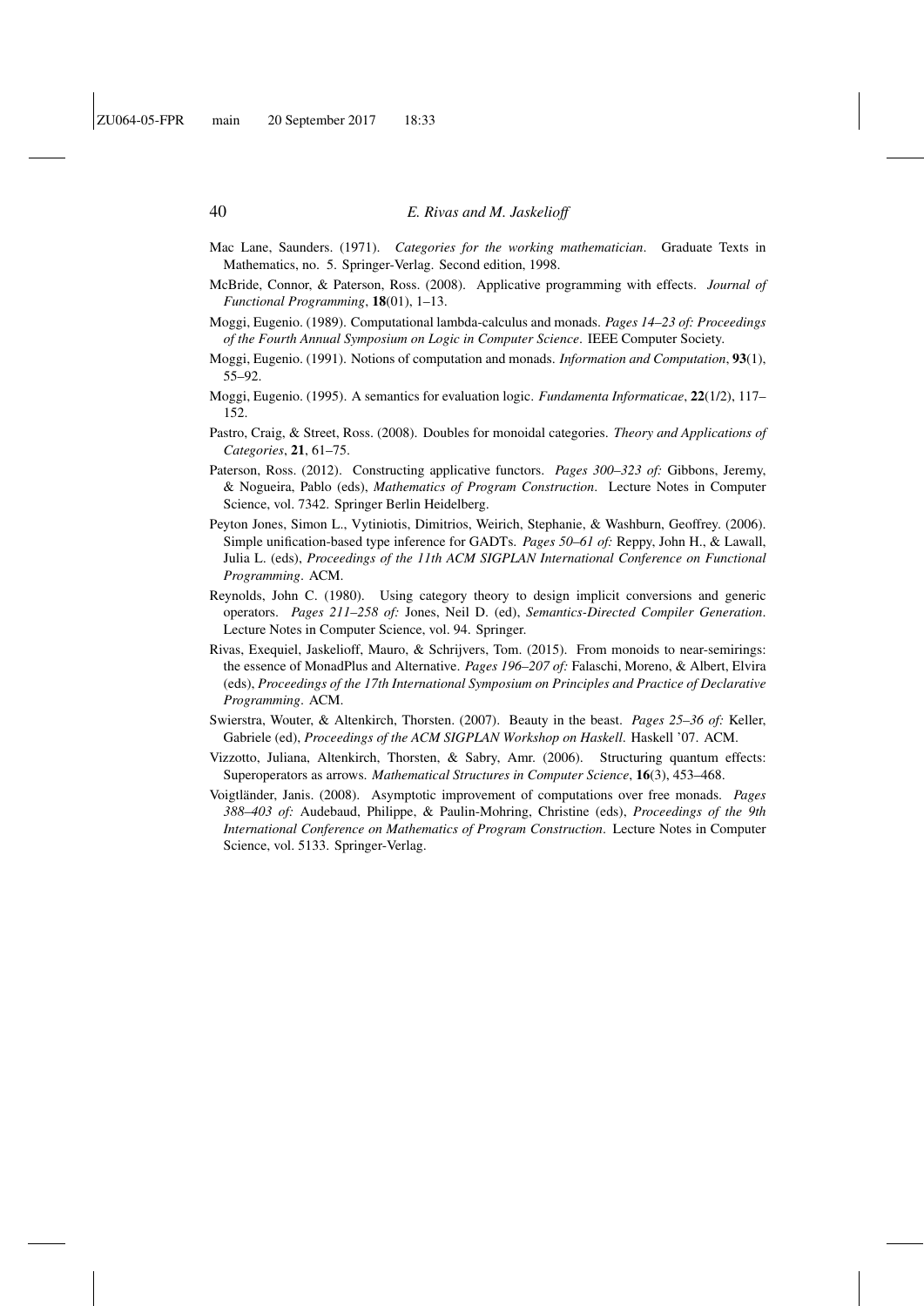Mac Lane, Saunders. (1971). *Categories for the working mathematician*. Graduate Texts in Mathematics, no. 5. Springer-Verlag. Second edition, 1998.

McBride, Connor, & Paterson, Ross. (2008). Applicative programming with effects. *Journal of Functional Programming*, **18**(01), 1–13.

Moggi, Eugenio. (1989). Computational lambda-calculus and monads. *Pages 14–23 of: Proceedings of the Fourth Annual Symposium on Logic in Computer Science*. IEEE Computer Society.

Moggi, Eugenio. (1991). Notions of computation and monads. *Information and Computation*, **93**(1), 55–92.

Moggi, Eugenio. (1995). A semantics for evaluation logic. *Fundamenta Informaticae*, **22**(1/2), 117–152.

Pastro, Craig, & Street, Ross. (2008). Doubles for monoidal categories. *Theory and Applications of Categories*, **21**, 61–75.

Paterson, Ross. (2012). Constructing applicative functors. *Pages 300–323 of:* Gibbons, Jeremy, & Nogueira, Pablo (eds), *Mathematics of Program Construction*. Lecture Notes in Computer Science, vol. 7342. Springer Berlin Heidelberg.

Peyton Jones, Simon L., Vytiniotis, Dimitrios, Weirich, Stephanie, & Washburn, Geoffrey. (2006). Simple unification-based type inference for GADTs. *Pages 50–61 of:* Reppy, John H., & Lawall, Julia L. (eds), *Proceedings of the 11th ACM SIGPLAN International Conference on Functional Programming*. ACM.

Reynolds, John C. (1980). Using category theory to design implicit conversions and generic operators. *Pages 211–258 of:* Jones, Neil D. (ed), *Semantics-Directed Compiler Generation*. Lecture Notes in Computer Science, vol. 94. Springer.

Rivas, Exequiel, Jaskelioff, Mauro, & Schrijvers, Tom. (2015). From monoids to near-semirings: the essence of MonadPlus and Alternative. *Pages 196–207 of:* Falaschi, Moreno, & Albert, Elvira (eds), *Proceedings of the 17th International Symposium on Principles and Practice of Declarative Programming*. ACM.

Swierstra, Wouter, & Altenkirch, Thorsten. (2007). Beauty in the beast. *Pages 25–36 of:* Keller, Gabriele (ed), *Proceedings of the ACM SIGPLAN Workshop on Haskell*. Haskell '07. ACM.

Vizzotto, Juliana, Altenkirch, Thorsten, & Sabry, Amr. (2006). Structuring quantum effects: Superoperators as arrows. *Mathematical Structures in Computer Science*, **16**(3), 453–468.

Voigtländer, Janis. (2008). Asymptotic improvement of computations over free monads. *Pages 388–403 of:* Audebaud, Philippe, & Paulin-Mohring, Christine (eds), *Proceedings of the 9th International Conference on Mathematics of Program Construction*. Lecture Notes in Computer Science, vol. 5133. Springer-Verlag.